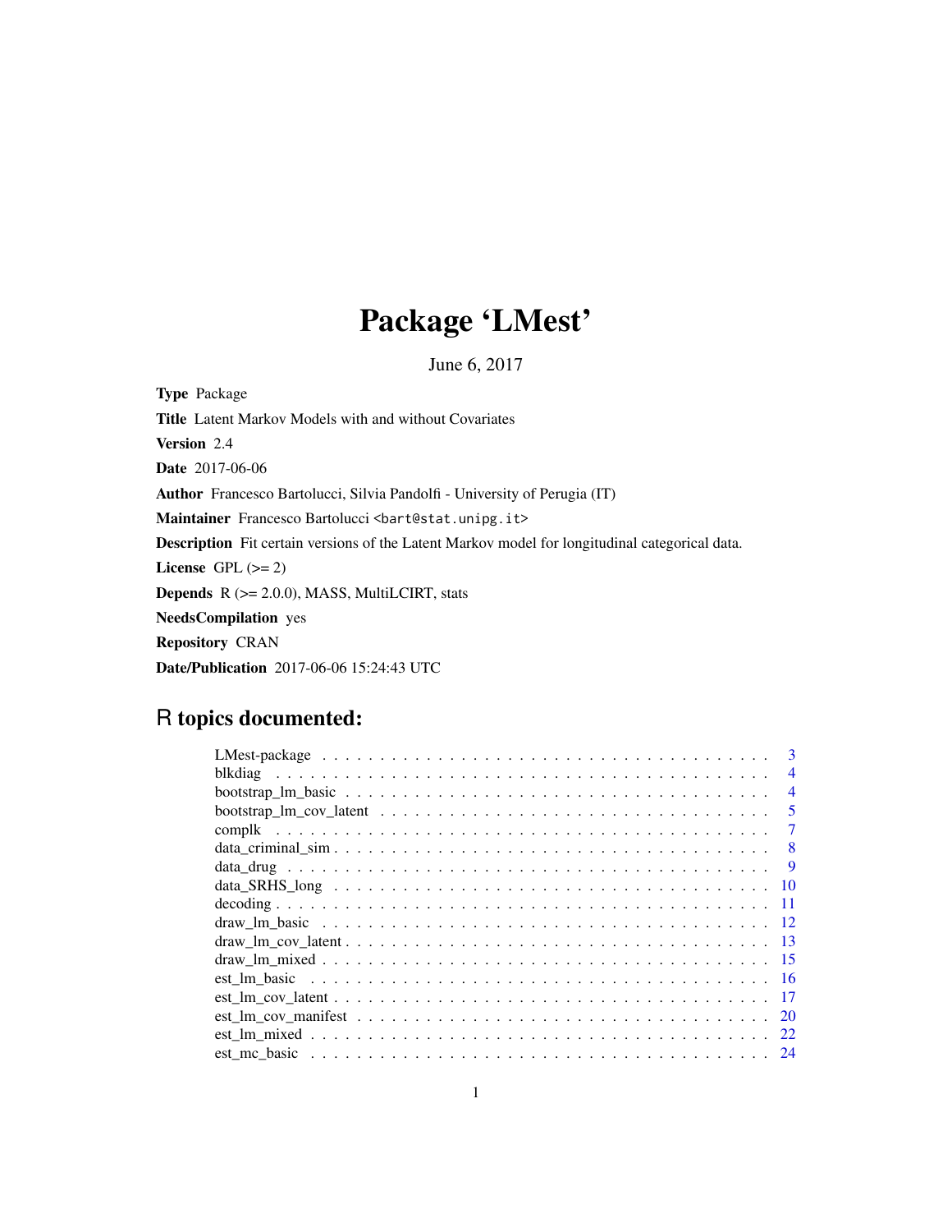# Package 'LMest'

June 6, 2017

**Type** Package

**Title** Latent Markov Models with and without Covariates

**Version** 2.4

**Date** 2017-06-06

**Author** Francesco Bartolucci, Silvia Pandolfi - University of Perugia (IT)

**Maintainer** Francesco Bartolucci <bart@stat.unipg.it>

**Description** Fit certain versions of the Latent Markov model for longitudinal categorical data.

**License** GPL (>= 2)

**Depends** R (>= 2.0.0), MASS, MultiLCIRT, stats

**NeedsCompilation** yes

**Repository** CRAN

**Date/Publication** 2017-06-06 15:24:43 UTC

## R topics documented:

| | |
|---|---|
| LMest-package | 3 |
| blkdiag | 4 |
| bootstrap_lm_basic | 4 |
| bootstrap_lm_cov_latent | 5 |
| complk | 7 |
| data_criminal_sim | 8 |
| data_drug | 9 |
| data_SRHS_long | 10 |
| decoding | 11 |
| draw_lm_basic | 12 |
| draw_lm_cov_latent | 13 |
| draw_lm_mixed | 15 |
| est_lm_basic | 16 |
| est_lm_cov_latent | 17 |
| est_lm_cov_manifest | 20 |
| est_lm_mixed | 22 |
| est_mc_basic | 24 |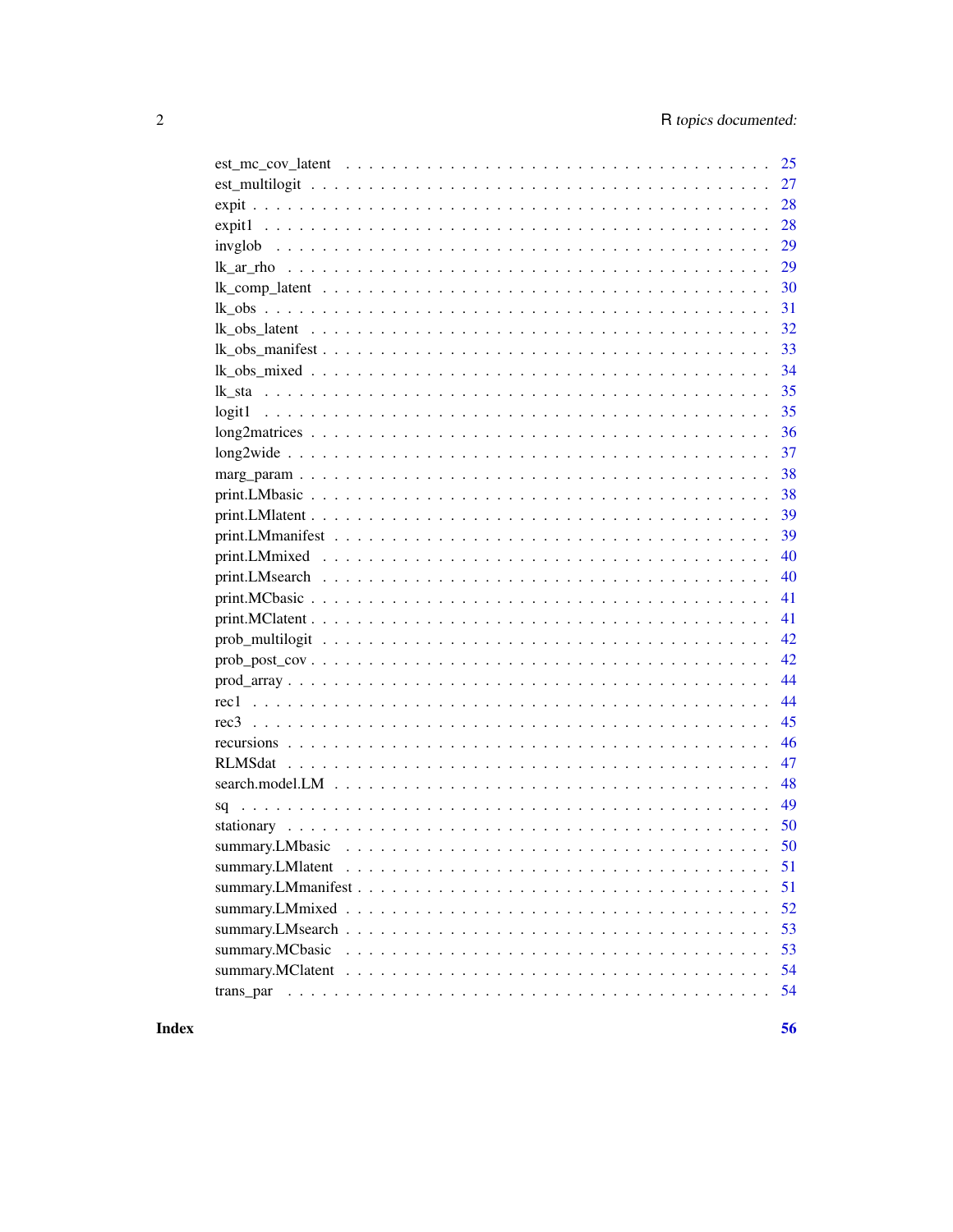| | |
|---|---|
| est_mc_cov_latent | 25 |
| est_multilogit | 27 |
| expit | 28 |
| expit1 | 28 |
| invglob | 29 |
| lk_ar_rho | 29 |
| lk_comp_latent | 30 |
| lk_obs | 31 |
| lk_obs_latent | 32 |
| lk_obs_manifest | 33 |
| lk_obs_mixed | 34 |
| lk_sta | 35 |
| logit1 | 35 |
| long2matrices | 36 |
| long2wide | 37 |
| marg_param | 38 |
| print.LMbasic | 38 |
| print.LMlatent | 39 |
| print.LMmanifest | 39 |
| print.LMmixed | 40 |
| print.LMsearch | 40 |
| print.MCbasic | 41 |
| print.MClatent | 41 |
| prob_multilogit | 42 |
| prob_post_cov | 42 |
| prod_array | 44 |
| rec1 | 44 |
| rec3 | 45 |
| recursions | 46 |
| RLMSdat | 47 |
| search.model.LM | 48 |
| sq | 49 |
| stationary | 50 |
| summary.LMbasic | 50 |
| summary.LMlatent | 51 |
| summary.LMmanifest | 51 |
| summary.LMmixed | 52 |
| summary.LMsearch | 53 |
| summary.MCbasic | 53 |
| summary.MClatent | 54 |
| trans_par | 54 |

**Index** **56**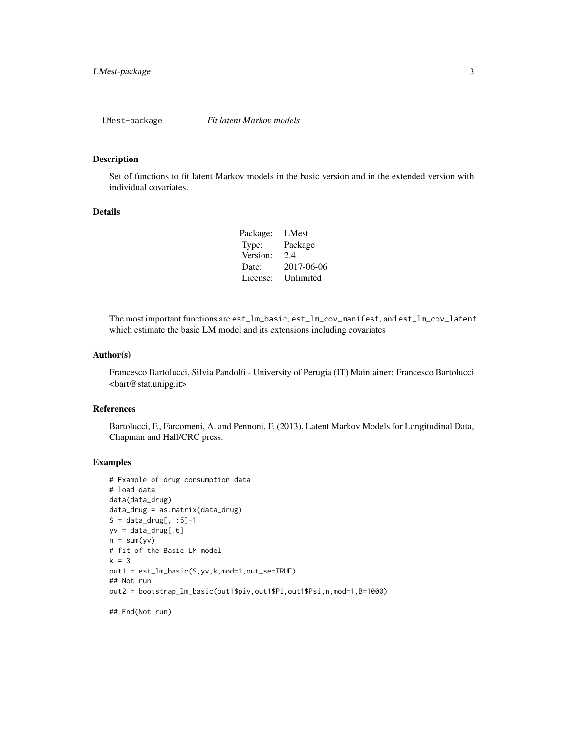# LMest-package *Fit latent Markov models*

## Description

Set of functions to fit latent Markov models in the basic version and in the extended version with individual covariates.

## Details

| | |
|---|---|
| Package: | LMest |
| Type: | Package |
| Version: | 2.4 |
| Date: | 2017-06-06 |
| License: | Unlimited |

The most important functions are `est_lm_basic`, `est_lm_cov_manifest`, and `est_lm_cov_latent` which estimate the basic LM model and its extensions including covariates

## Author(s)

Francesco Bartolucci, Silvia Pandolfi - University of Perugia (IT) Maintainer: Francesco Bartolucci <bart@stat.unipg.it>

## References

Bartolucci, F., Farcomeni, A. and Pennoni, F. (2013), Latent Markov Models for Longitudinal Data, Chapman and Hall/CRC press.

## Examples

```
# Example of drug consumption data
# load data
data(data_drug)
data_drug = as.matrix(data_drug)
S = data_drug[,1:5]-1
yv = data_drug[,6]
n = sum(yv)
# fit of the Basic LM model
k = 3
out1 = est_lm_basic(S,yv,k,mod=1,out_se=TRUE)
## Not run:
out2 = bootstrap_lm_basic(out1$piv,out1$Pi,out1$Psi,n,mod=1,B=1000)

## End(Not run)
```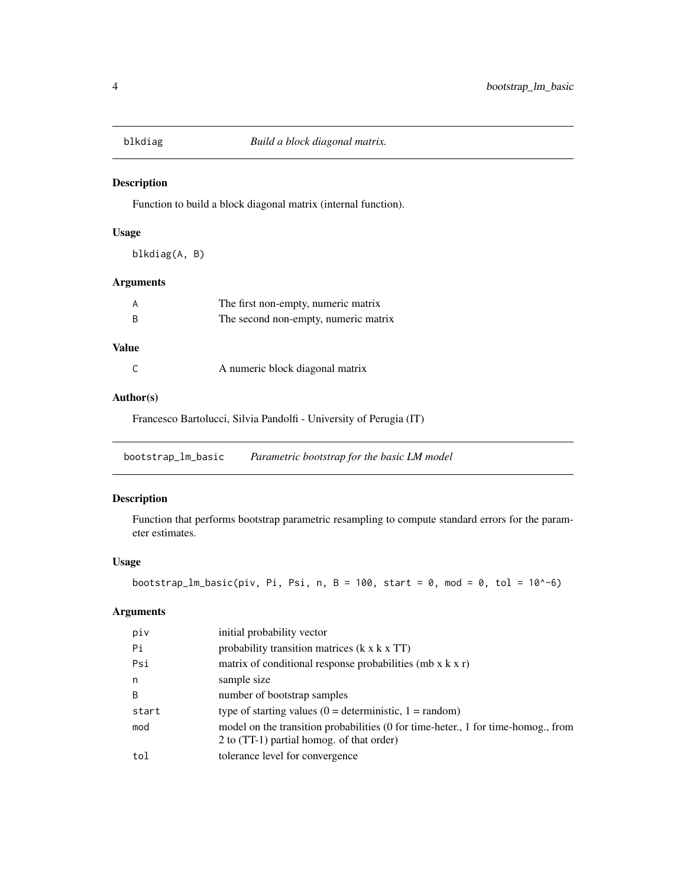## blkdiag — *Build a block diagonal matrix.*

### Description

Function to build a block diagonal matrix (internal function).

### Usage

```
blkdiag(A, B)
```

### Arguments

| | |
|---|---|
| A | The first non-empty, numeric matrix |
| B | The second non-empty, numeric matrix |

### Value

| | |
|---|---|
| C | A numeric block diagonal matrix |

### Author(s)

Francesco Bartolucci, Silvia Pandolfi - University of Perugia (IT)

## bootstrap_lm_basic — *Parametric bootstrap for the basic LM model*

### Description

Function that performs bootstrap parametric resampling to compute standard errors for the parameter estimates.

### Usage

```
bootstrap_lm_basic(piv, Pi, Psi, n, B = 100, start = 0, mod = 0, tol = 10^-6)
```

### Arguments

| | |
|---|---|
| piv | initial probability vector |
| Pi | probability transition matrices (k x k x TT) |
| Psi | matrix of conditional response probabilities (mb x k x r) |
| n | sample size |
| B | number of bootstrap samples |
| start | type of starting values (0 = deterministic, 1 = random) |
| mod | model on the transition probabilities (0 for time-heter., 1 for time-homog., from 2 to (TT-1) partial homog. of that order) |
| tol | tolerance level for convergence |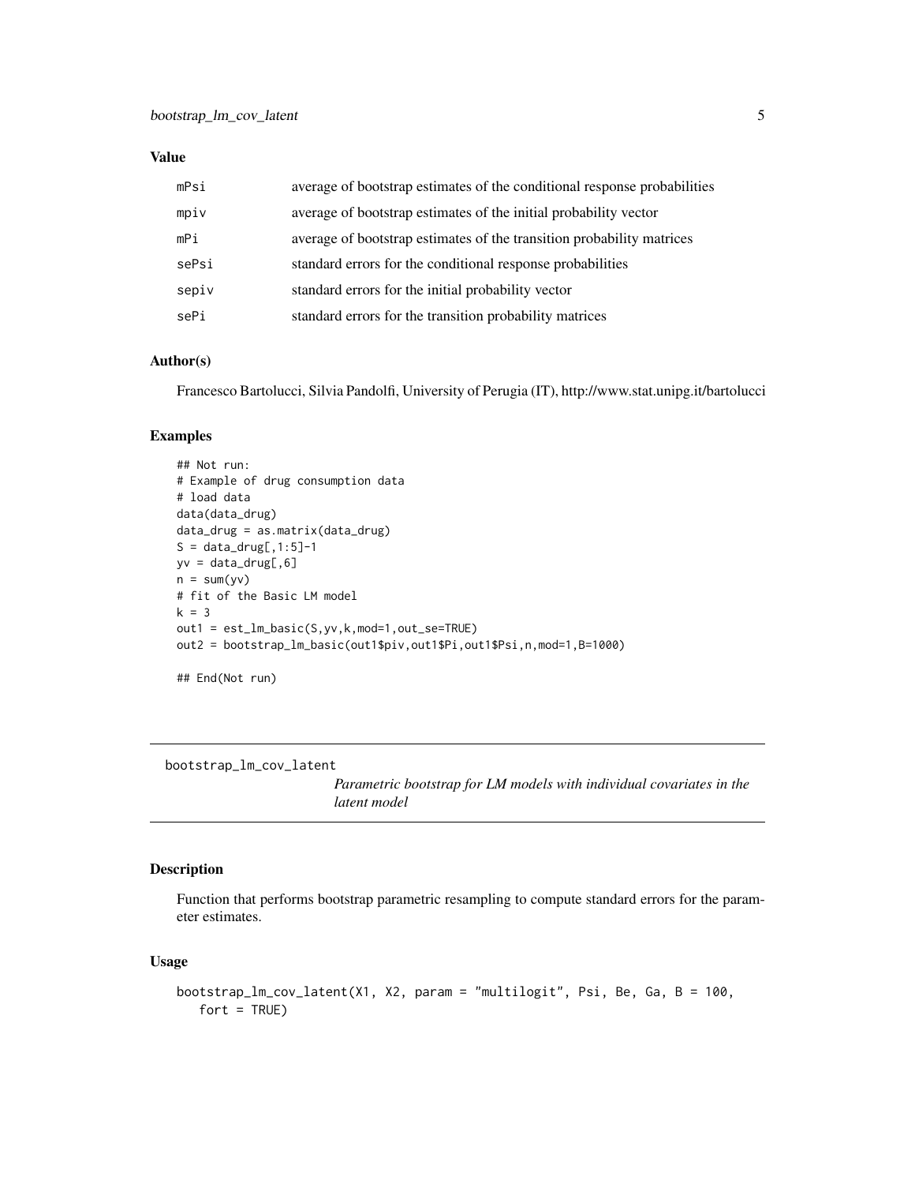### Value

| | |
|---|---|
| mPsi | average of bootstrap estimates of the conditional response probabilities |
| mpiv | average of bootstrap estimates of the initial probability vector |
| mPi | average of bootstrap estimates of the transition probability matrices |
| sePsi | standard errors for the conditional response probabilities |
| sepiv | standard errors for the initial probability vector |
| sePi | standard errors for the transition probability matrices |

### Author(s)

Francesco Bartolucci, Silvia Pandolfi, University of Perugia (IT), http://www.stat.unipg.it/bartolucci

### Examples

```
## Not run:
# Example of drug consumption data
# load data
data(data_drug)
data_drug = as.matrix(data_drug)
S = data_drug[,1:5]-1
yv = data_drug[,6]
n = sum(yv)
# fit of the Basic LM model
k = 3
out1 = est_lm_basic(S,yv,k,mod=1,out_se=TRUE)
out2 = bootstrap_lm_basic(out1$piv,out1$Pi,out1$Psi,n,mod=1,B=1000)

## End(Not run)
```

---

## bootstrap_lm_cov_latent    *Parametric bootstrap for LM models with individual covariates in the latent model*

### Description

Function that performs bootstrap parametric resampling to compute standard errors for the parameter estimates.

### Usage

```
bootstrap_lm_cov_latent(X1, X2, param = "multilogit", Psi, Be, Ga, B = 100,
   fort = TRUE)
```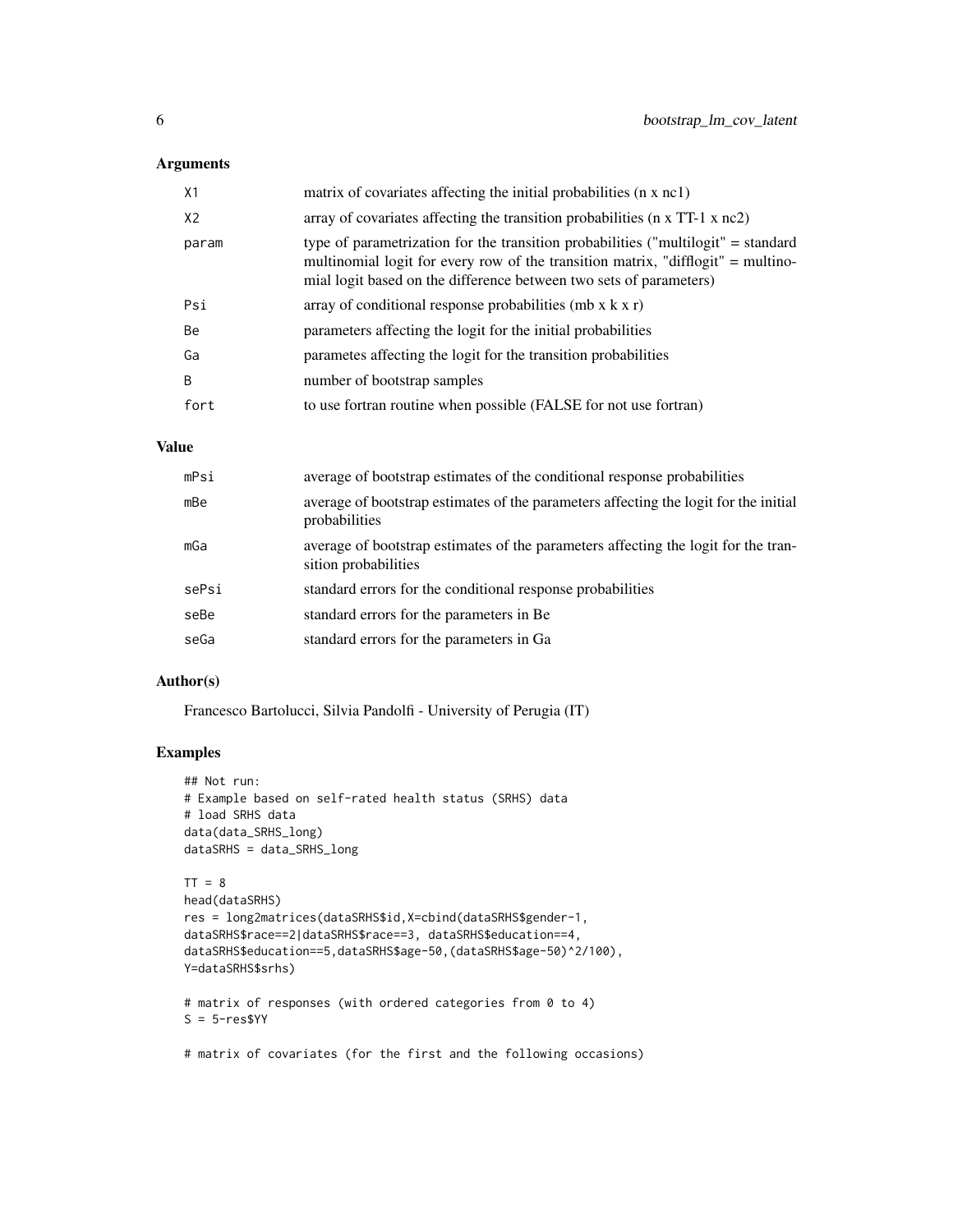## Arguments

| | |
|---|---|
| X1 | matrix of covariates affecting the initial probabilities (n x nc1) |
| X2 | array of covariates affecting the transition probabilities (n x TT-1 x nc2) |
| param | type of parametrization for the transition probabilities ("multilogit" = standard multinomial logit for every row of the transition matrix, "difflogit" = multinomial logit based on the difference between two sets of parameters) |
| Psi | array of conditional response probabilities (mb x k x r) |
| Be | parameters affecting the logit for the initial probabilities |
| Ga | parametes affecting the logit for the transition probabilities |
| B | number of bootstrap samples |
| fort | to use fortran routine when possible (FALSE for not use fortran) |

## Value

| | |
|---|---|
| mPsi | average of bootstrap estimates of the conditional response probabilities |
| mBe | average of bootstrap estimates of the parameters affecting the logit for the initial probabilities |
| mGa | average of bootstrap estimates of the parameters affecting the logit for the transition probabilities |
| sePsi | standard errors for the conditional response probabilities |
| seBe | standard errors for the parameters in Be |
| seGa | standard errors for the parameters in Ga |

## Author(s)

Francesco Bartolucci, Silvia Pandolfi - University of Perugia (IT)

## Examples

```
## Not run:
# Example based on self-rated health status (SRHS) data
# load SRHS data
data(data_SRHS_long)
dataSRHS = data_SRHS_long

TT = 8
head(dataSRHS)
res = long2matrices(dataSRHS$id,X=cbind(dataSRHS$gender-1,
dataSRHS$race==2|dataSRHS$race==3, dataSRHS$education==4,
dataSRHS$education==5,dataSRHS$age-50,(dataSRHS$age-50)^2/100),
Y=dataSRHS$srhs)

# matrix of responses (with ordered categories from 0 to 4)
S = 5-res$YY

# matrix of covariates (for the first and the following occasions)
```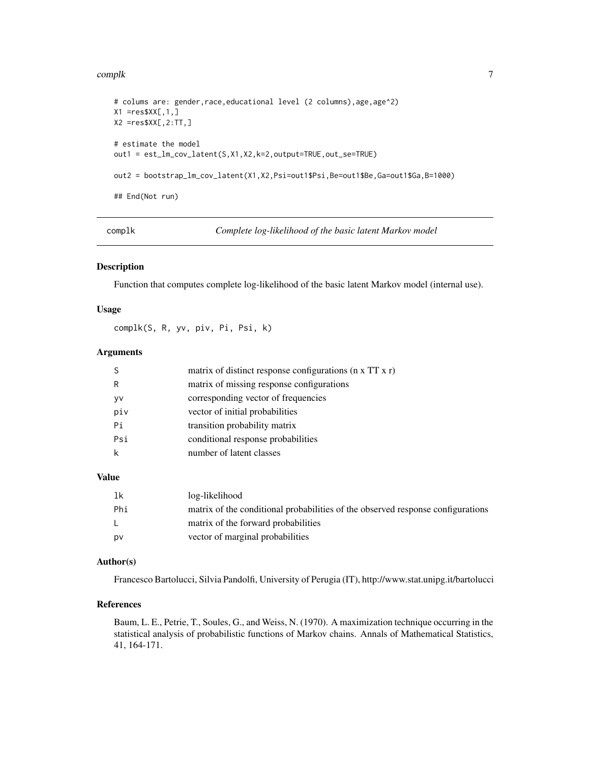```
# colums are: gender,race,educational level (2 columns),age,age^2)
X1 =res$XX[,1,]
X2 =res$XX[,2:TT,]

# estimate the model
out1 = est_lm_cov_latent(S,X1,X2,k=2,output=TRUE,out_se=TRUE)

out2 = bootstrap_lm_cov_latent(X1,X2,Psi=out1$Psi,Be=out1$Be,Ga=out1$Ga,B=1000)

## End(Not run)
```

---

## complk — *Complete log-likelihood of the basic latent Markov model*

### Description

Function that computes complete log-likelihood of the basic latent Markov model (internal use).

### Usage

```
complk(S, R, yv, piv, Pi, Psi, k)
```

### Arguments

| | |
|---|---|
| S | matrix of distinct response configurations (n x TT x r) |
| R | matrix of missing response configurations |
| yv | corresponding vector of frequencies |
| piv | vector of initial probabilities |
| Pi | transition probability matrix |
| Psi | conditional response probabilities |
| k | number of latent classes |

### Value

| | |
|---|---|
| lk | log-likelihood |
| Phi | matrix of the conditional probabilities of the observed response configurations |
| L | matrix of the forward probabilities |
| pv | vector of marginal probabilities |

### Author(s)

Francesco Bartolucci, Silvia Pandolfi, University of Perugia (IT), http://www.stat.unipg.it/bartolucci

### References

Baum, L. E., Petrie, T., Soules, G., and Weiss, N. (1970). A maximization technique occurring in the statistical analysis of probabilistic functions of Markov chains. Annals of Mathematical Statistics, 41, 164-171.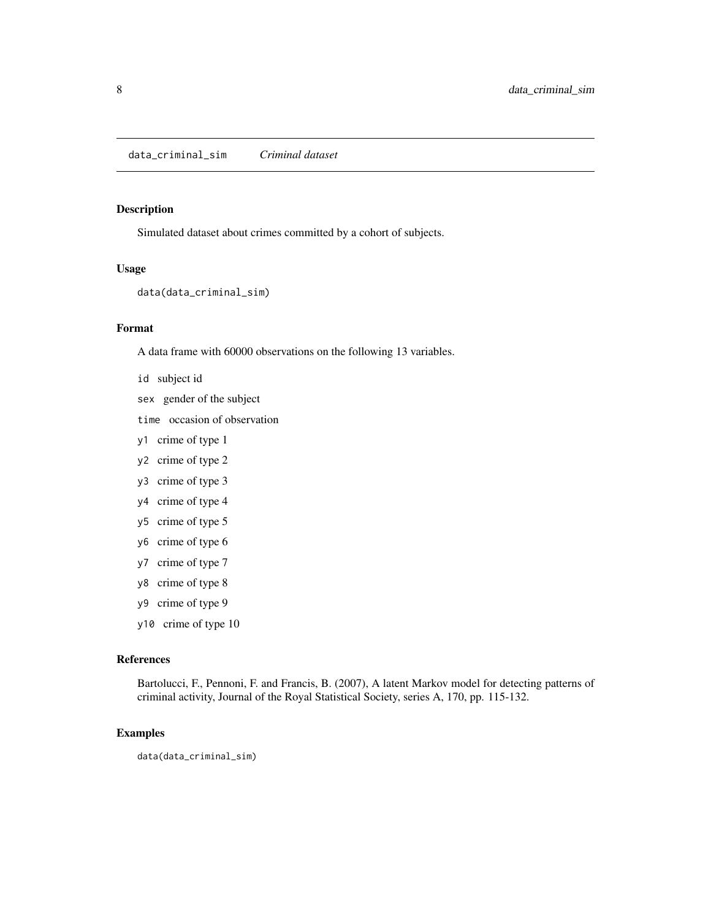## data_criminal_sim *Criminal dataset*

### Description

Simulated dataset about crimes committed by a cohort of subjects.

### Usage

```
data(data_criminal_sim)
```

### Format

A data frame with 60000 observations on the following 13 variables.

- `id` subject id
- `sex` gender of the subject
- `time` occasion of observation
- `y1` crime of type 1
- `y2` crime of type 2
- `y3` crime of type 3
- `y4` crime of type 4
- `y5` crime of type 5
- `y6` crime of type 6
- `y7` crime of type 7
- `y8` crime of type 8
- `y9` crime of type 9
- `y10` crime of type 10

### References

Bartolucci, F., Pennoni, F. and Francis, B. (2007), A latent Markov model for detecting patterns of criminal activity, Journal of the Royal Statistical Society, series A, 170, pp. 115-132.

### Examples

```
data(data_criminal_sim)
```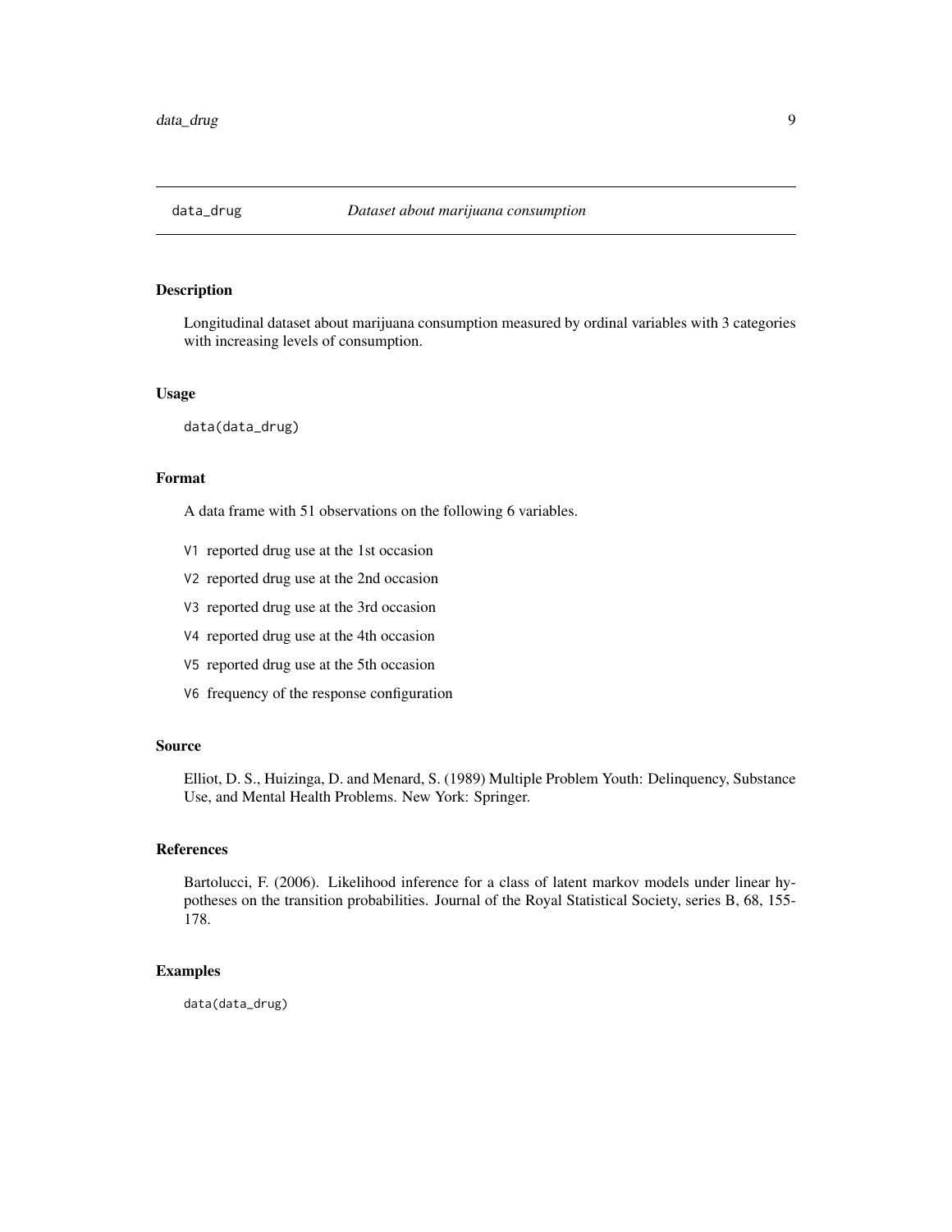# data_drug — *Dataset about marijuana consumption*

## Description

Longitudinal dataset about marijuana consumption measured by ordinal variables with 3 categories with increasing levels of consumption.

## Usage

```
data(data_drug)
```

## Format

A data frame with 51 observations on the following 6 variables.

- `V1` reported drug use at the 1st occasion
- `V2` reported drug use at the 2nd occasion
- `V3` reported drug use at the 3rd occasion
- `V4` reported drug use at the 4th occasion
- `V5` reported drug use at the 5th occasion
- `V6` frequency of the response configuration

## Source

Elliot, D. S., Huizinga, D. and Menard, S. (1989) Multiple Problem Youth: Delinquency, Substance Use, and Mental Health Problems. New York: Springer.

## References

Bartolucci, F. (2006). Likelihood inference for a class of latent markov models under linear hypotheses on the transition probabilities. Journal of the Royal Statistical Society, series B, 68, 155-178.

## Examples

```
data(data_drug)
```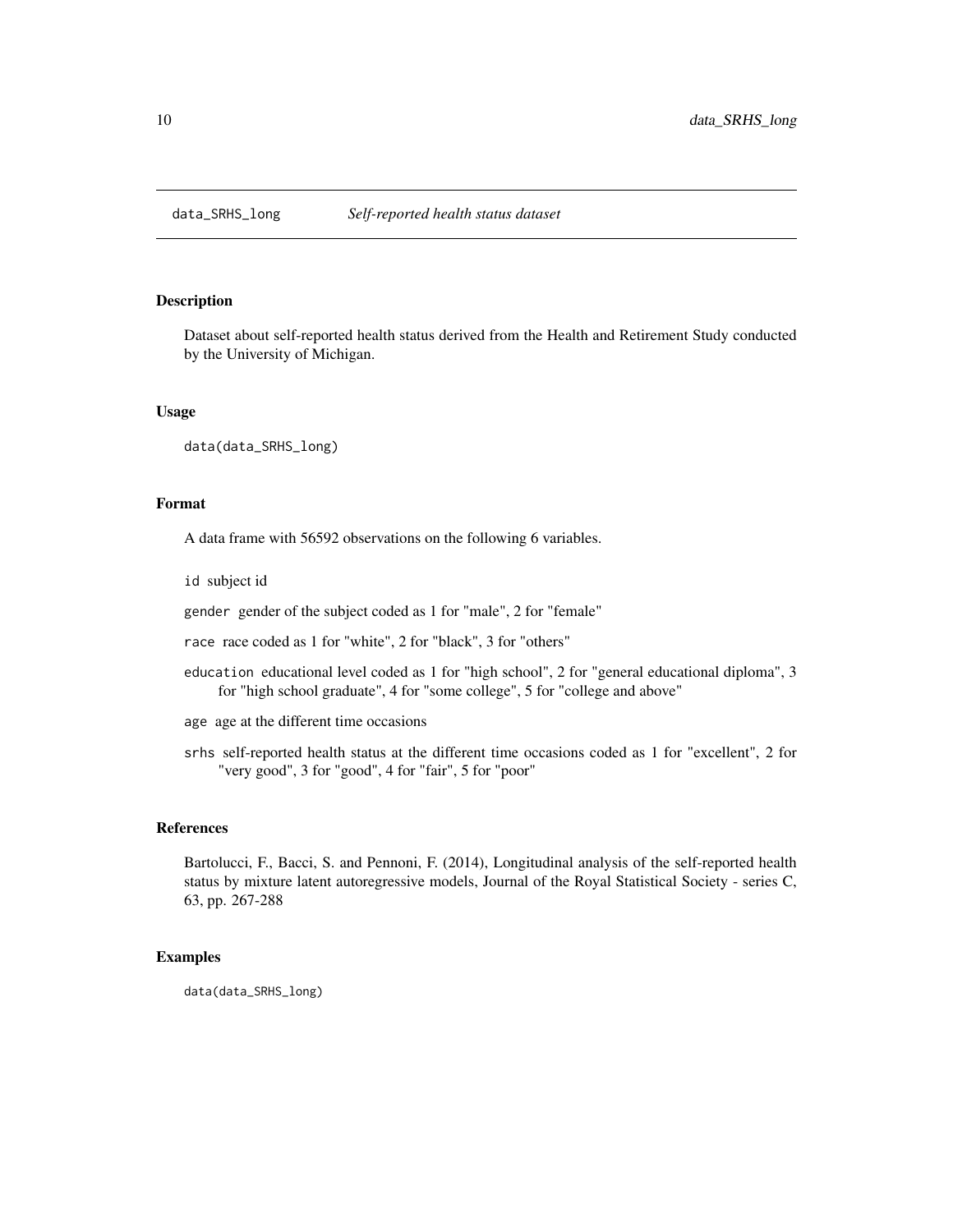## data_SRHS_long *Self-reported health status dataset*

### Description

Dataset about self-reported health status derived from the Health and Retirement Study conducted by the University of Michigan.

### Usage

```
data(data_SRHS_long)
```

### Format

A data frame with 56592 observations on the following 6 variables.

- `id` subject id
- `gender` gender of the subject coded as 1 for "male", 2 for "female"
- `race` race coded as 1 for "white", 2 for "black", 3 for "others"
- `education` educational level coded as 1 for "high school", 2 for "general educational diploma", 3 for "high school graduate", 4 for "some college", 5 for "college and above"
- `age` age at the different time occasions
- `srhs` self-reported health status at the different time occasions coded as 1 for "excellent", 2 for "very good", 3 for "good", 4 for "fair", 5 for "poor"

### References

Bartolucci, F., Bacci, S. and Pennoni, F. (2014), Longitudinal analysis of the self-reported health status by mixture latent autoregressive models, Journal of the Royal Statistical Society - series C, 63, pp. 267-288

### Examples

```
data(data_SRHS_long)
```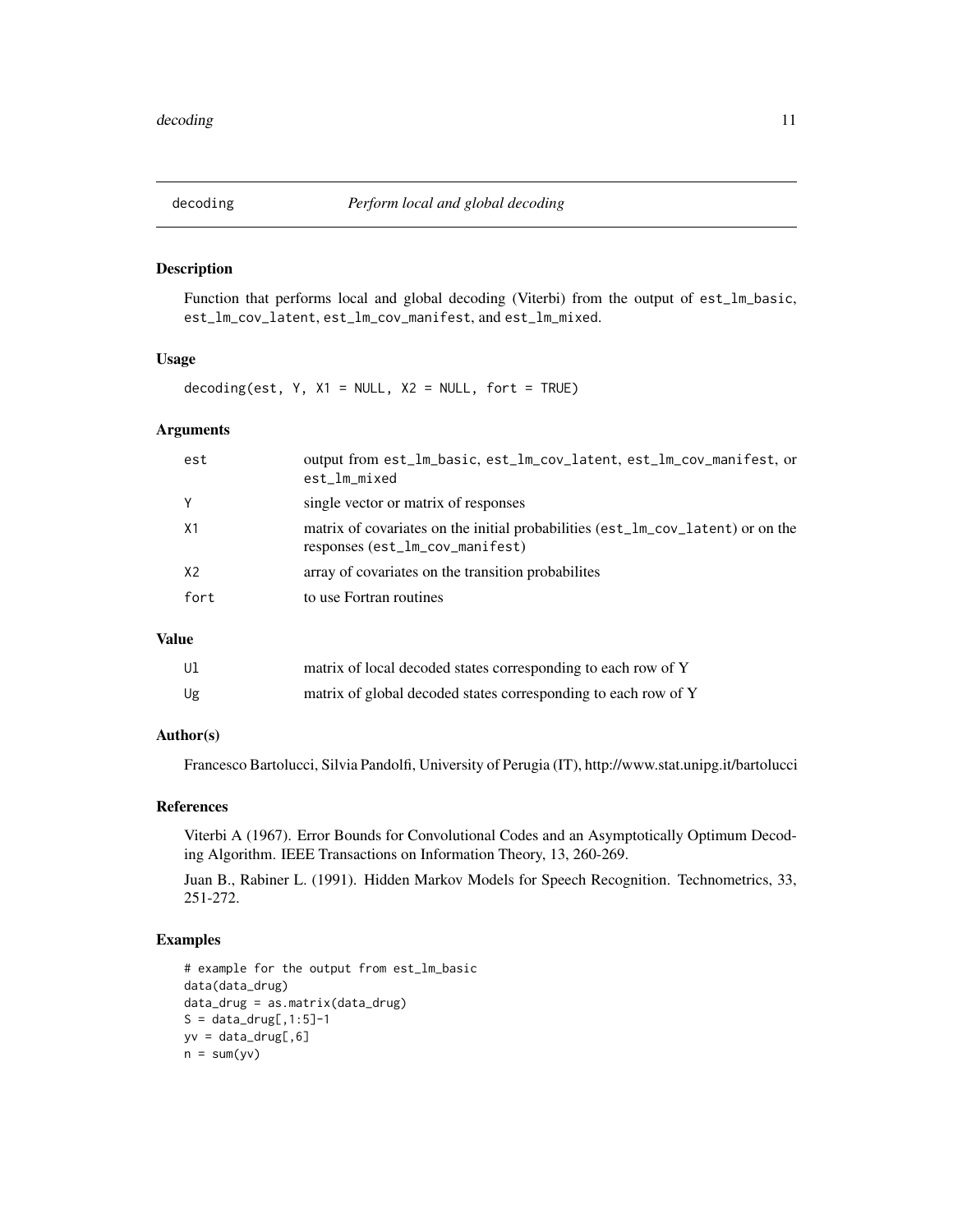## decoding — *Perform local and global decoding*

### Description

Function that performs local and global decoding (Viterbi) from the output of `est_lm_basic`, `est_lm_cov_latent`, `est_lm_cov_manifest`, and `est_lm_mixed`.

### Usage

```
decoding(est, Y, X1 = NULL, X2 = NULL, fort = TRUE)
```

### Arguments

| | |
|---|---|
| `est` | output from `est_lm_basic`, `est_lm_cov_latent`, `est_lm_cov_manifest`, or `est_lm_mixed` |
| `Y` | single vector or matrix of responses |
| `X1` | matrix of covariates on the initial probabilities (`est_lm_cov_latent`) or on the responses (`est_lm_cov_manifest`) |
| `X2` | array of covariates on the transition probabilites |
| `fort` | to use Fortran routines |

### Value

| | |
|---|---|
| `Ul` | matrix of local decoded states corresponding to each row of Y |
| `Ug` | matrix of global decoded states corresponding to each row of Y |

### Author(s)

Francesco Bartolucci, Silvia Pandolfi, University of Perugia (IT), http://www.stat.unipg.it/bartolucci

### References

Viterbi A (1967). Error Bounds for Convolutional Codes and an Asymptotically Optimum Decoding Algorithm. IEEE Transactions on Information Theory, 13, 260-269.

Juan B., Rabiner L. (1991). Hidden Markov Models for Speech Recognition. Technometrics, 33, 251-272.

### Examples

```
# example for the output from est_lm_basic
data(data_drug)
data_drug = as.matrix(data_drug)
S = data_drug[,1:5]-1
yv = data_drug[,6]
n = sum(yv)
```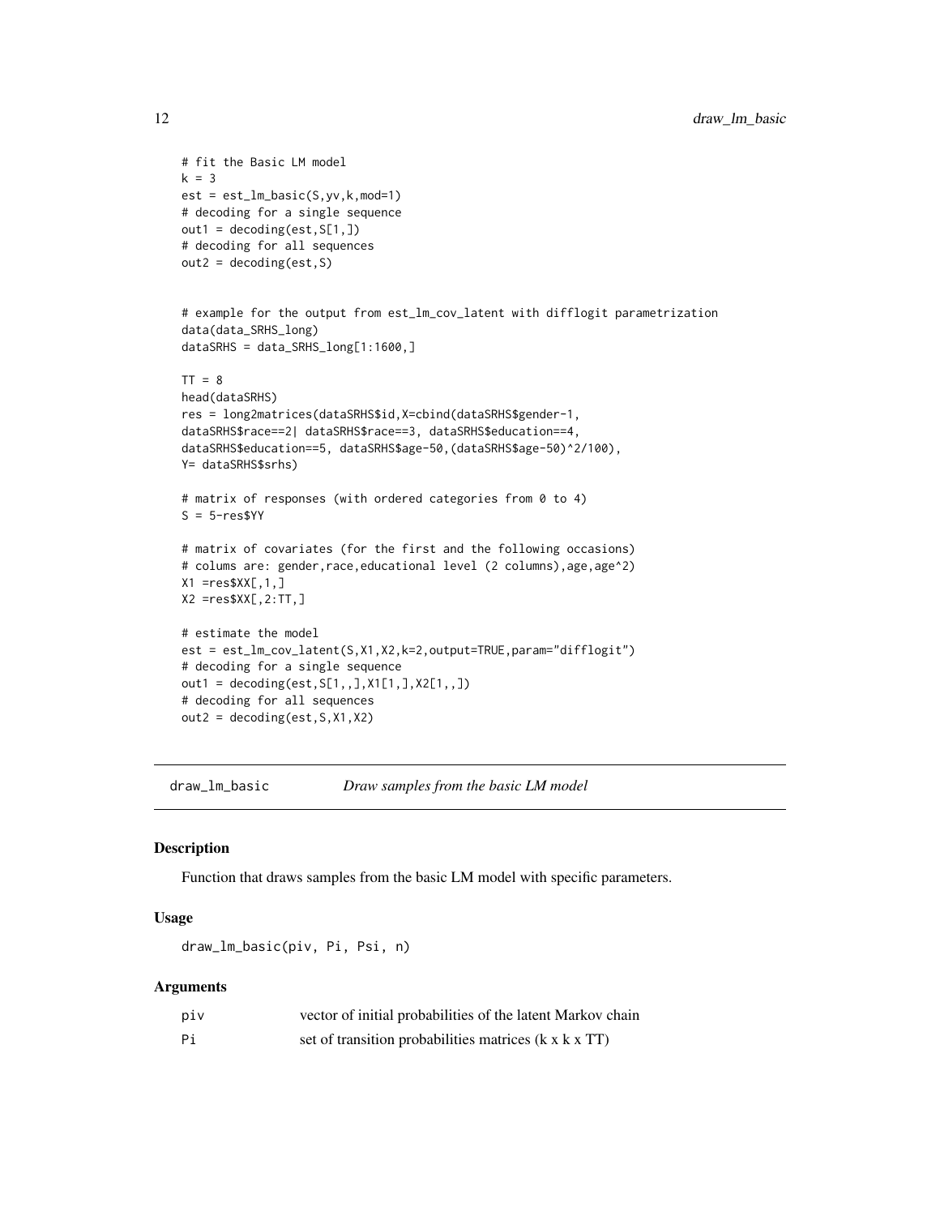```
# fit the Basic LM model
k = 3
est = est_lm_basic(S,yv,k,mod=1)
# decoding for a single sequence
out1 = decoding(est,S[1,])
# decoding for all sequences
out2 = decoding(est,S)


# example for the output from est_lm_cov_latent with difflogit parametrization
data(data_SRHS_long)
dataSRHS = data_SRHS_long[1:1600,]

TT = 8
head(dataSRHS)
res = long2matrices(dataSRHS$id,X=cbind(dataSRHS$gender-1,
dataSRHS$race==2| dataSRHS$race==3, dataSRHS$education==4,
dataSRHS$education==5, dataSRHS$age-50,(dataSRHS$age-50)^2/100),
Y= dataSRHS$srhs)

# matrix of responses (with ordered categories from 0 to 4)
S = 5-res$YY

# matrix of covariates (for the first and the following occasions)
# colums are: gender,race,educational level (2 columns),age,age^2)
X1 =res$XX[,1,]
X2 =res$XX[,2:TT,]

# estimate the model
est = est_lm_cov_latent(S,X1,X2,k=2,output=TRUE,param="difflogit")
# decoding for a single sequence
out1 = decoding(est,S[1,,],X1[1,],X2[1,,])
# decoding for all sequences
out2 = decoding(est,S,X1,X2)
```

## draw_lm_basic *Draw samples from the basic LM model*

### Description

Function that draws samples from the basic LM model with specific parameters.

### Usage

```
draw_lm_basic(piv, Pi, Psi, n)
```

### Arguments

| | |
|---|---|
| piv | vector of initial probabilities of the latent Markov chain |
| Pi | set of transition probabilities matrices (k x k x TT) |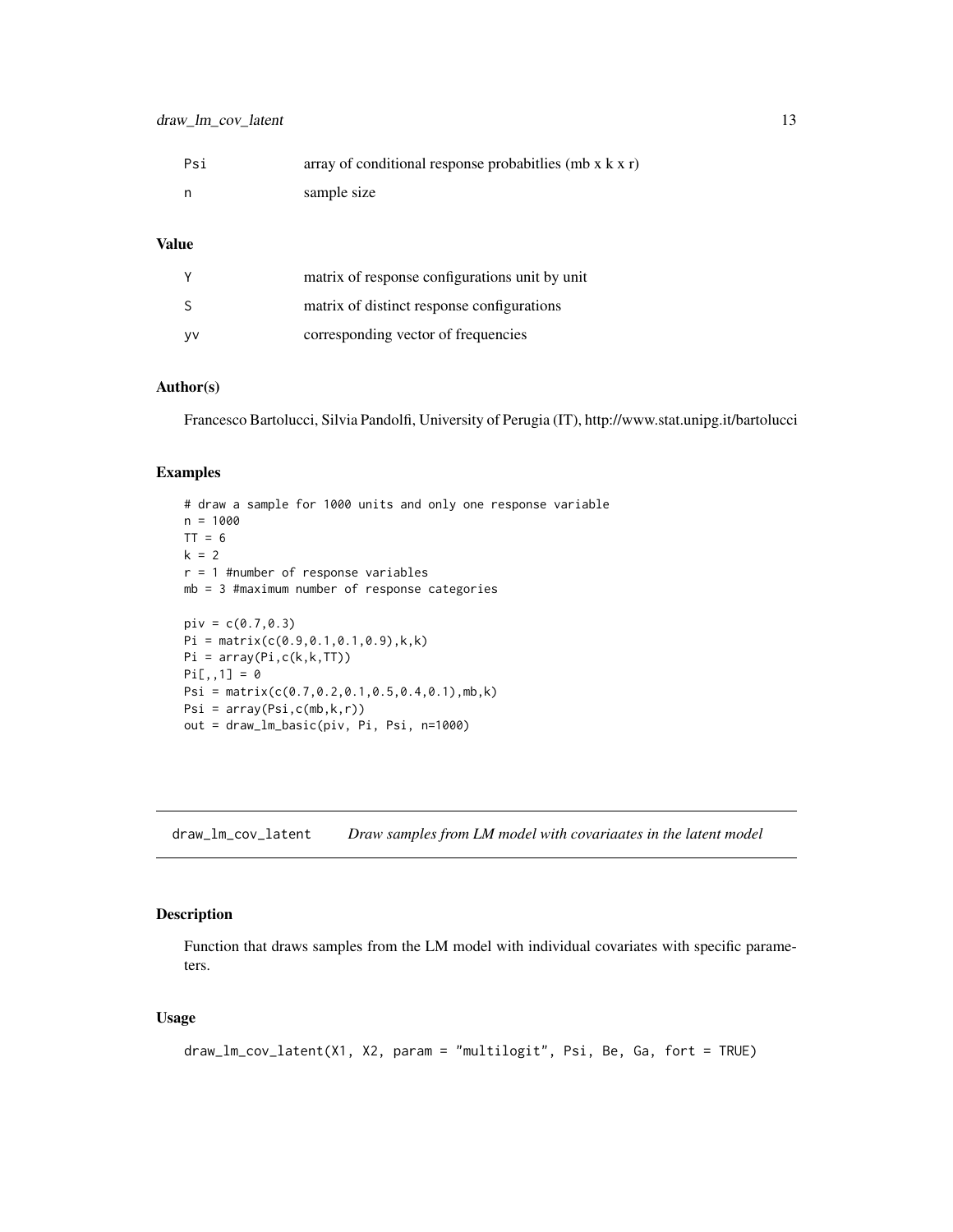| | |
|---|---|
| Psi | array of conditional response probabitlies (mb x k x r) |
| n | sample size |

### Value

| | |
|---|---|
| Y | matrix of response configurations unit by unit |
| S | matrix of distinct response configurations |
| yv | corresponding vector of frequencies |

### Author(s)

Francesco Bartolucci, Silvia Pandolfi, University of Perugia (IT), http://www.stat.unipg.it/bartolucci

### Examples

```
# draw a sample for 1000 units and only one response variable
n = 1000
TT = 6
k = 2
r = 1 #number of response variables
mb = 3 #maximum number of response categories

piv = c(0.7,0.3)
Pi = matrix(c(0.9,0.1,0.1,0.9),k,k)
Pi = array(Pi,c(k,k,TT))
Pi[,,1] = 0
Psi = matrix(c(0.7,0.2,0.1,0.5,0.4,0.1),mb,k)
Psi = array(Psi,c(mb,k,r))
out = draw_lm_basic(piv, Pi, Psi, n=1000)
```

---

## draw_lm_cov_latent *Draw samples from LM model with covariaates in the latent model*

---

### Description

Function that draws samples from the LM model with individual covariates with specific parameters.

### Usage

```
draw_lm_cov_latent(X1, X2, param = "multilogit", Psi, Be, Ga, fort = TRUE)
```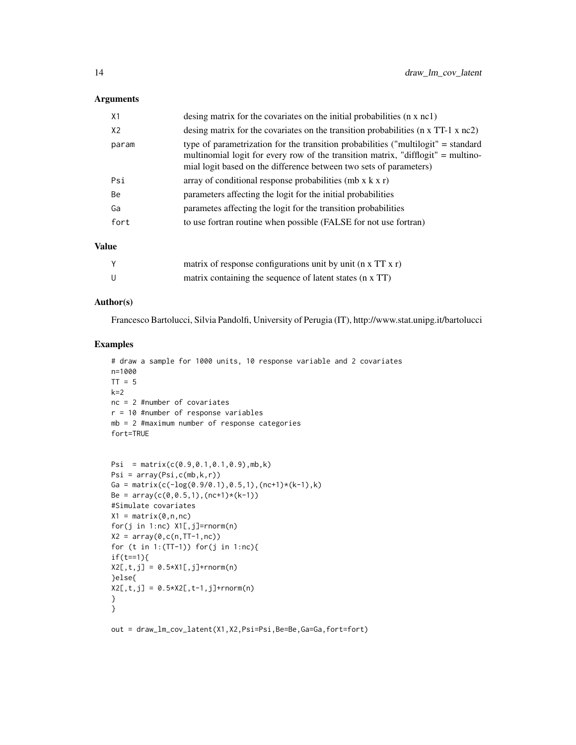### Arguments

| | |
|---|---|
| X1 | desing matrix for the covariates on the initial probabilities (n x nc1) |
| X2 | desing matrix for the covariates on the transition probabilities (n x TT-1 x nc2) |
| param | type of parametrization for the transition probabilities ("multilogit" = standard multinomial logit for every row of the transition matrix, "difflogit" = multinomial logit based on the difference between two sets of parameters) |
| Psi | array of conditional response probabilities (mb x k x r) |
| Be | parameters affecting the logit for the initial probabilities |
| Ga | parametes affecting the logit for the transition probabilities |
| fort | to use fortran routine when possible (FALSE for not use fortran) |

### Value

| | |
|---|---|
| Y | matrix of response configurations unit by unit (n x TT x r) |
| U | matrix containing the sequence of latent states (n x TT) |

### Author(s)

Francesco Bartolucci, Silvia Pandolfi, University of Perugia (IT), http://www.stat.unipg.it/bartolucci

### Examples

```
# draw a sample for 1000 units, 10 response variable and 2 covariates
n=1000
TT = 5
k=2
nc = 2 #number of covariates
r = 10 #number of response variables
mb = 2 #maximum number of response categories
fort=TRUE


Psi  = matrix(c(0.9,0.1,0.1,0.9),mb,k)
Psi = array(Psi,c(mb,k,r))
Ga = matrix(c(-log(0.9/0.1),0.5,1),(nc+1)*(k-1),k)
Be = array(c(0,0.5,1),(nc+1)*(k-1))
#Simulate covariates
X1 = matrix(0,n,nc)
for(j in 1:nc) X1[,j]=rnorm(n)
X2 = array(0,c(n,TT-1,nc))
for (t in 1:(TT-1)) for(j in 1:nc){
if(t==1){
X2[,t,j] = 0.5*X1[,j]+rnorm(n)
}else{
X2[,t,j] = 0.5*X2[,t-1,j]+rnorm(n)
}
}

out = draw_lm_cov_latent(X1,X2,Psi=Psi,Be=Be,Ga=Ga,fort=fort)
```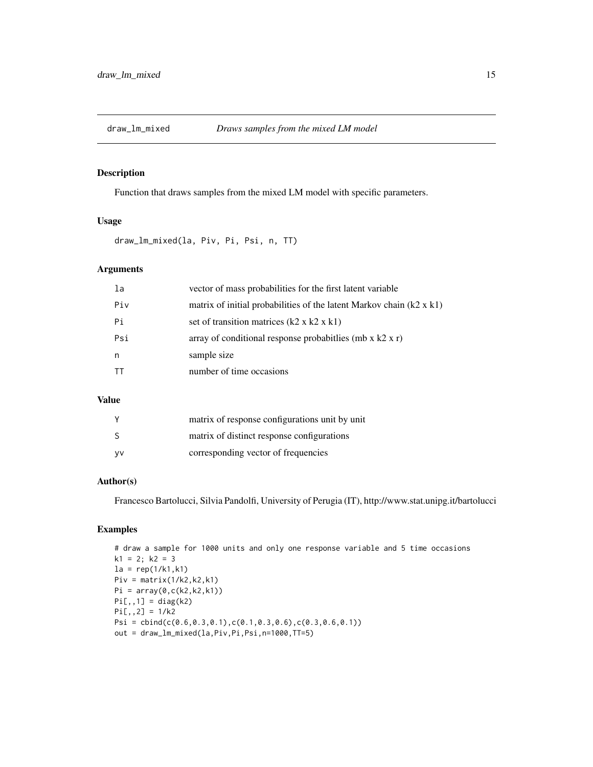## draw_lm_mixed *Draws samples from the mixed LM model*

### Description

Function that draws samples from the mixed LM model with specific parameters.

### Usage

```
draw_lm_mixed(la, Piv, Pi, Psi, n, TT)
```

### Arguments

| | |
|---|---|
| la | vector of mass probabilities for the first latent variable |
| Piv | matrix of initial probabilities of the latent Markov chain (k2 x k1) |
| Pi | set of transition matrices (k2 x k2 x k1) |
| Psi | array of conditional response probabitlies (mb x k2 x r) |
| n | sample size |
| TT | number of time occasions |

### Value

| | |
|---|---|
| Y | matrix of response configurations unit by unit |
| S | matrix of distinct response configurations |
| yv | corresponding vector of frequencies |

### Author(s)

Francesco Bartolucci, Silvia Pandolfi, University of Perugia (IT), http://www.stat.unipg.it/bartolucci

### Examples

```
# draw a sample for 1000 units and only one response variable and 5 time occasions
k1 = 2; k2 = 3
la = rep(1/k1,k1)
Piv = matrix(1/k2,k2,k1)
Pi = array(0,c(k2,k2,k1))
Pi[,,1] = diag(k2)
Pi[,,2] = 1/k2
Psi = cbind(c(0.6,0.3,0.1),c(0.1,0.3,0.6),c(0.3,0.6,0.1))
out = draw_lm_mixed(la,Piv,Pi,Psi,n=1000,TT=5)
```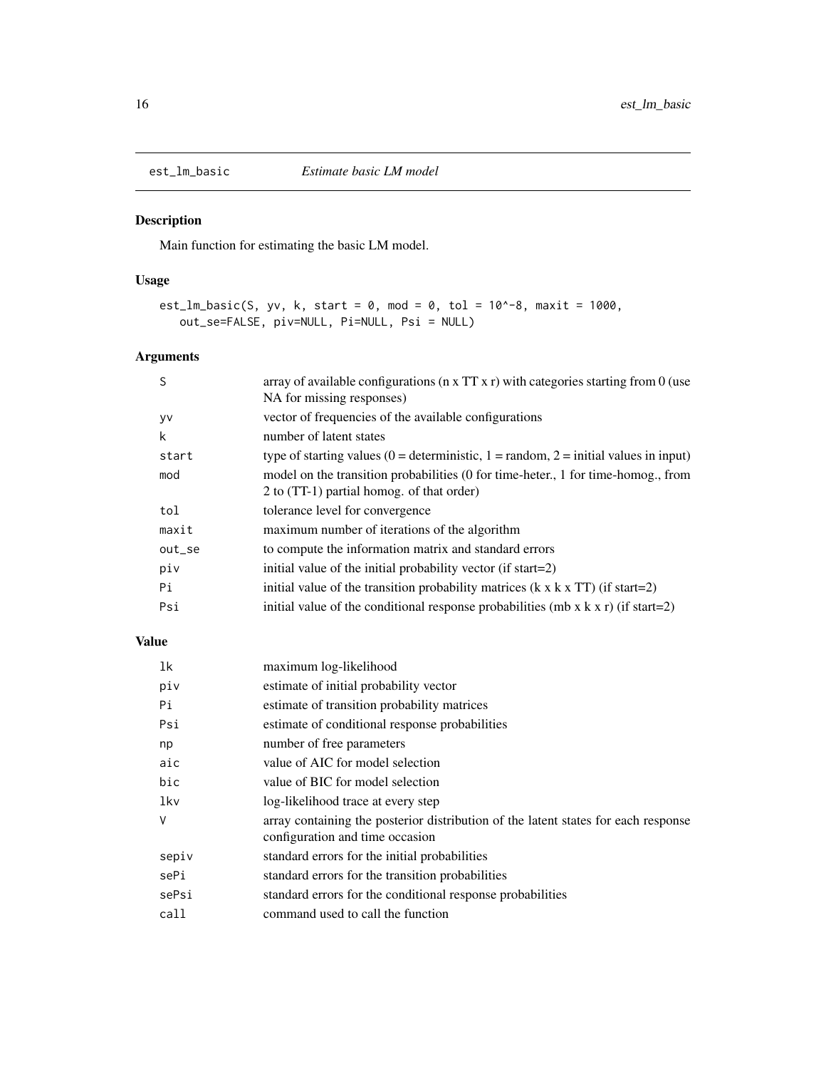# est_lm_basic — *Estimate basic LM model*

## Description

Main function for estimating the basic LM model.

## Usage

```
est_lm_basic(S, yv, k, start = 0, mod = 0, tol = 10^-8, maxit = 1000,
   out_se=FALSE, piv=NULL, Pi=NULL, Psi = NULL)
```

## Arguments

| | |
|---|---|
| `S` | array of available configurations (n x TT x r) with categories starting from 0 (use NA for missing responses) |
| `yv` | vector of frequencies of the available configurations |
| `k` | number of latent states |
| `start` | type of starting values (0 = deterministic, 1 = random, 2 = initial values in input) |
| `mod` | model on the transition probabilities (0 for time-heter., 1 for time-homog., from 2 to (TT-1) partial homog. of that order) |
| `tol` | tolerance level for convergence |
| `maxit` | maximum number of iterations of the algorithm |
| `out_se` | to compute the information matrix and standard errors |
| `piv` | initial value of the initial probability vector (if start=2) |
| `Pi` | initial value of the transition probability matrices (k x k x TT) (if start=2) |
| `Psi` | initial value of the conditional response probabilities (mb x k x r) (if start=2) |

## Value

| | |
|---|---|
| `lk` | maximum log-likelihood |
| `piv` | estimate of initial probability vector |
| `Pi` | estimate of transition probability matrices |
| `Psi` | estimate of conditional response probabilities |
| `np` | number of free parameters |
| `aic` | value of AIC for model selection |
| `bic` | value of BIC for model selection |
| `lkv` | log-likelihood trace at every step |
| `V` | array containing the posterior distribution of the latent states for each response configuration and time occasion |
| `sepiv` | standard errors for the initial probabilities |
| `sePi` | standard errors for the transition probabilities |
| `sePsi` | standard errors for the conditional response probabilities |
| `call` | command used to call the function |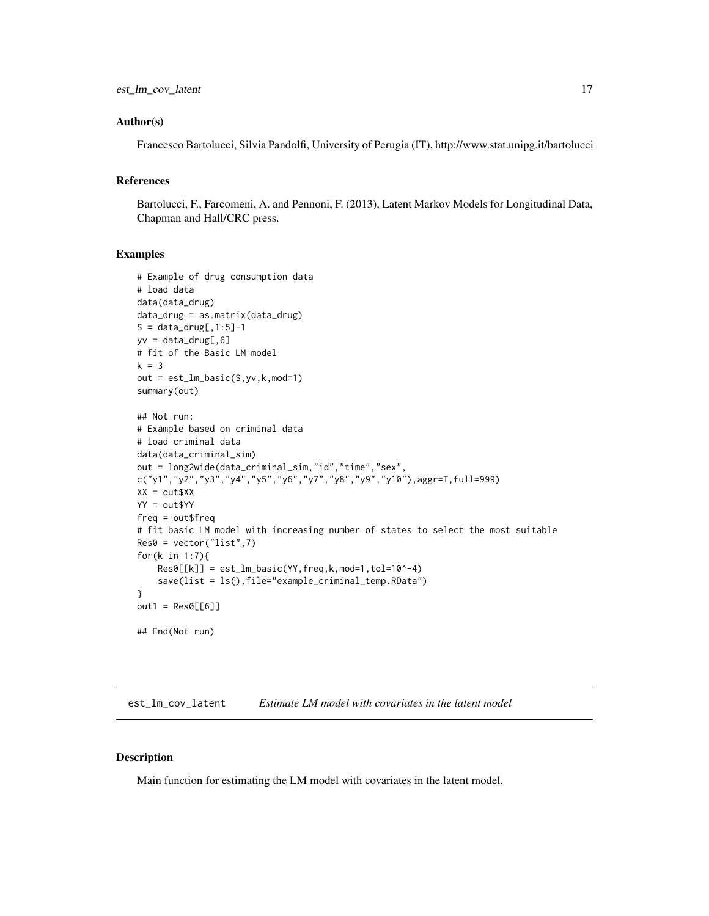### Author(s)

Francesco Bartolucci, Silvia Pandolfi, University of Perugia (IT), http://www.stat.unipg.it/bartolucci

### References

Bartolucci, F., Farcomeni, A. and Pennoni, F. (2013), Latent Markov Models for Longitudinal Data, Chapman and Hall/CRC press.

### Examples

```
# Example of drug consumption data
# load data
data(data_drug)
data_drug = as.matrix(data_drug)
S = data_drug[,1:5]-1
yv = data_drug[,6]
# fit of the Basic LM model
k = 3
out = est_lm_basic(S,yv,k,mod=1)
summary(out)

## Not run:
# Example based on criminal data
# load criminal data
data(data_criminal_sim)
out = long2wide(data_criminal_sim,"id","time","sex",
c("y1","y2","y3","y4","y5","y6","y7","y8","y9","y10"),aggr=T,full=999)
XX = out$XX
YY = out$YY
freq = out$freq
# fit basic LM model with increasing number of states to select the most suitable
Res0 = vector("list",7)
for(k in 1:7){
    Res0[[k]] = est_lm_basic(YY,freq,k,mod=1,tol=10^-4)
    save(list = ls(),file="example_criminal_temp.RData")
}
out1 = Res0[[6]]

## End(Not run)
```

---

## est_lm_cov_latent *Estimate LM model with covariates in the latent model*

### Description

Main function for estimating the LM model with covariates in the latent model.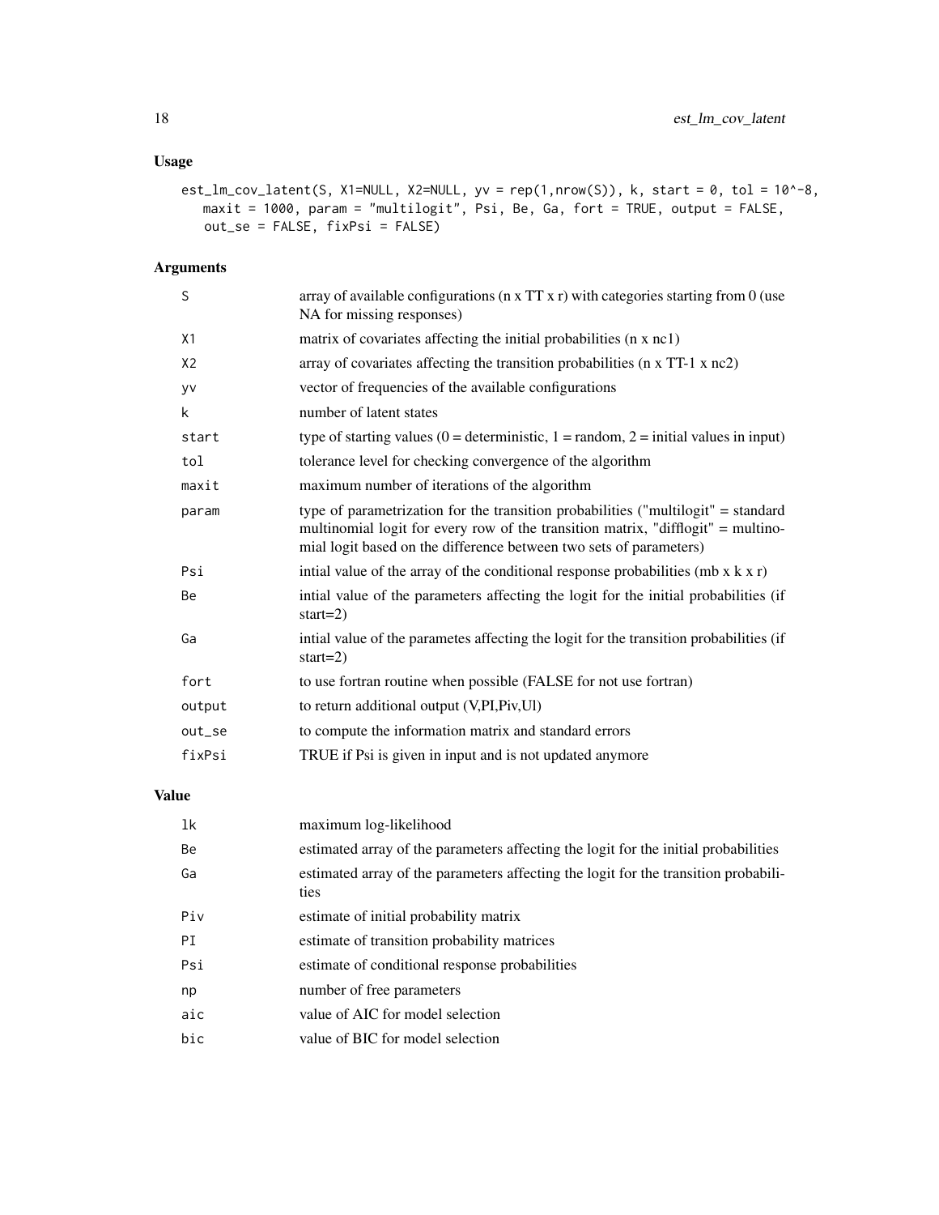## Usage

```
est_lm_cov_latent(S, X1=NULL, X2=NULL, yv = rep(1,nrow(S)), k, start = 0, tol = 10^-8,
   maxit = 1000, param = "multilogit", Psi, Be, Ga, fort = TRUE, output = FALSE,
   out_se = FALSE, fixPsi = FALSE)
```

## Arguments

| | |
|---|---|
| S | array of available configurations (n x TT x r) with categories starting from 0 (use NA for missing responses) |
| X1 | matrix of covariates affecting the initial probabilities (n x nc1) |
| X2 | array of covariates affecting the transition probabilities (n x TT-1 x nc2) |
| yv | vector of frequencies of the available configurations |
| k | number of latent states |
| start | type of starting values (0 = deterministic, 1 = random, 2 = initial values in input) |
| tol | tolerance level for checking convergence of the algorithm |
| maxit | maximum number of iterations of the algorithm |
| param | type of parametrization for the transition probabilities ("multilogit" = standard multinomial logit for every row of the transition matrix, "difflogit" = multinomial logit based on the difference between two sets of parameters) |
| Psi | intial value of the array of the conditional response probabilities (mb x k x r) |
| Be | intial value of the parameters affecting the logit for the initial probabilities (if start=2) |
| Ga | intial value of the parametes affecting the logit for the transition probabilities (if start=2) |
| fort | to use fortran routine when possible (FALSE for not use fortran) |
| output | to return additional output (V,PI,Piv,Ul) |
| out_se | to compute the information matrix and standard errors |
| fixPsi | TRUE if Psi is given in input and is not updated anymore |

## Value

| | |
|---|---|
| lk | maximum log-likelihood |
| Be | estimated array of the parameters affecting the logit for the initial probabilities |
| Ga | estimated array of the parameters affecting the logit for the transition probabilities |
| Piv | estimate of initial probability matrix |
| PI | estimate of transition probability matrices |
| Psi | estimate of conditional response probabilities |
| np | number of free parameters |
| aic | value of AIC for model selection |
| bic | value of BIC for model selection |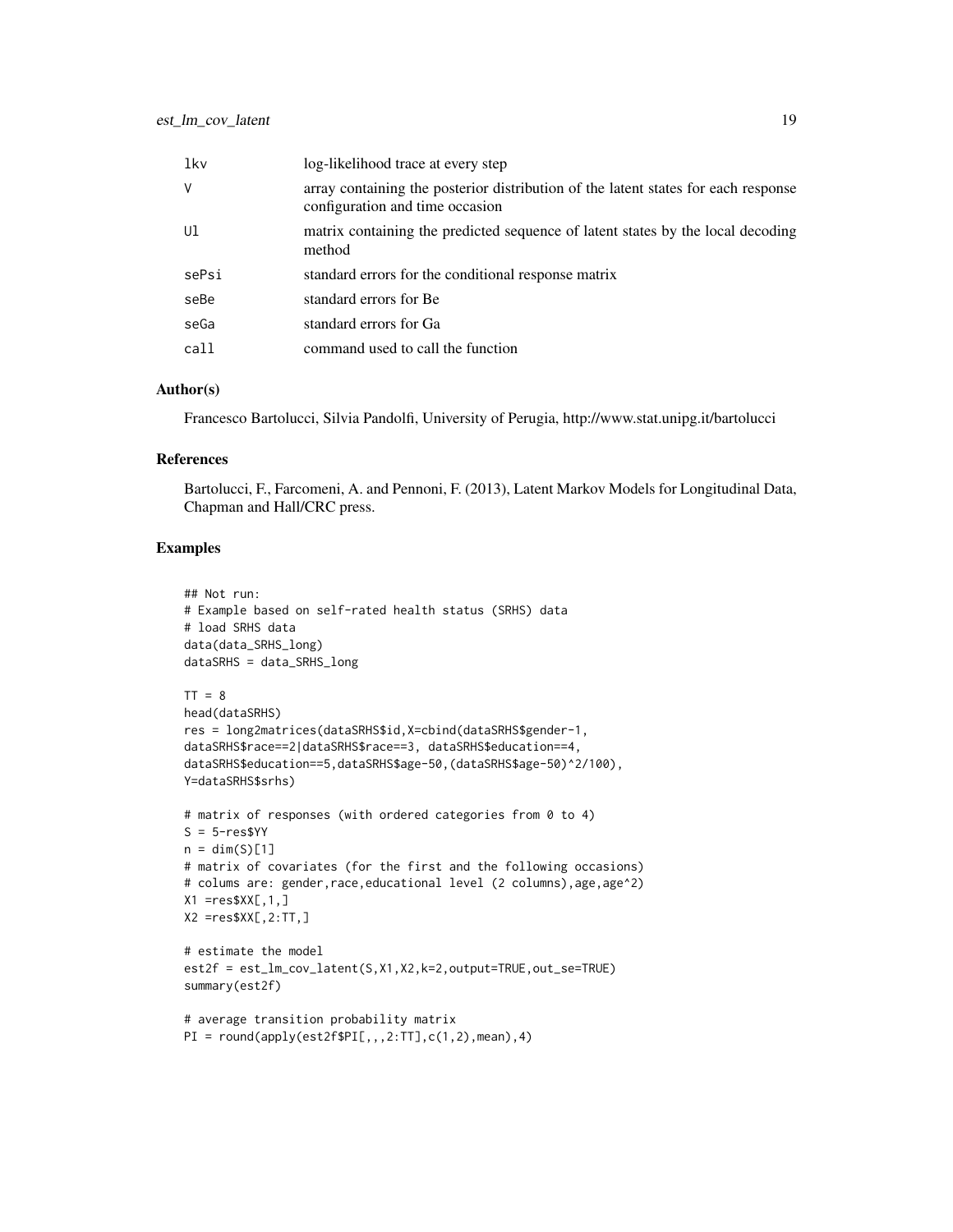| | |
|---|---|
| lkv | log-likelihood trace at every step |
| V | array containing the posterior distribution of the latent states for each response configuration and time occasion |
| Ul | matrix containing the predicted sequence of latent states by the local decoding method |
| sePsi | standard errors for the conditional response matrix |
| seBe | standard errors for Be |
| seGa | standard errors for Ga |
| call | command used to call the function |

### Author(s)

Francesco Bartolucci, Silvia Pandolfi, University of Perugia, http://www.stat.unipg.it/bartolucci

### References

Bartolucci, F., Farcomeni, A. and Pennoni, F. (2013), Latent Markov Models for Longitudinal Data, Chapman and Hall/CRC press.

### Examples

```
## Not run:
# Example based on self-rated health status (SRHS) data
# load SRHS data
data(data_SRHS_long)
dataSRHS = data_SRHS_long

TT = 8
head(dataSRHS)
res = long2matrices(dataSRHS$id,X=cbind(dataSRHS$gender-1,
dataSRHS$race==2|dataSRHS$race==3, dataSRHS$education==4,
dataSRHS$education==5,dataSRHS$age-50,(dataSRHS$age-50)^2/100),
Y=dataSRHS$srhs)

# matrix of responses (with ordered categories from 0 to 4)
S = 5-res$YY
n = dim(S)[1]
# matrix of covariates (for the first and the following occasions)
# colums are: gender,race,educational level (2 columns),age,age^2)
X1 =res$XX[,1,]
X2 =res$XX[,2:TT,]

# estimate the model
est2f = est_lm_cov_latent(S,X1,X2,k=2,output=TRUE,out_se=TRUE)
summary(est2f)

# average transition probability matrix
PI = round(apply(est2f$PI[,,,2:TT],c(1,2),mean),4)
```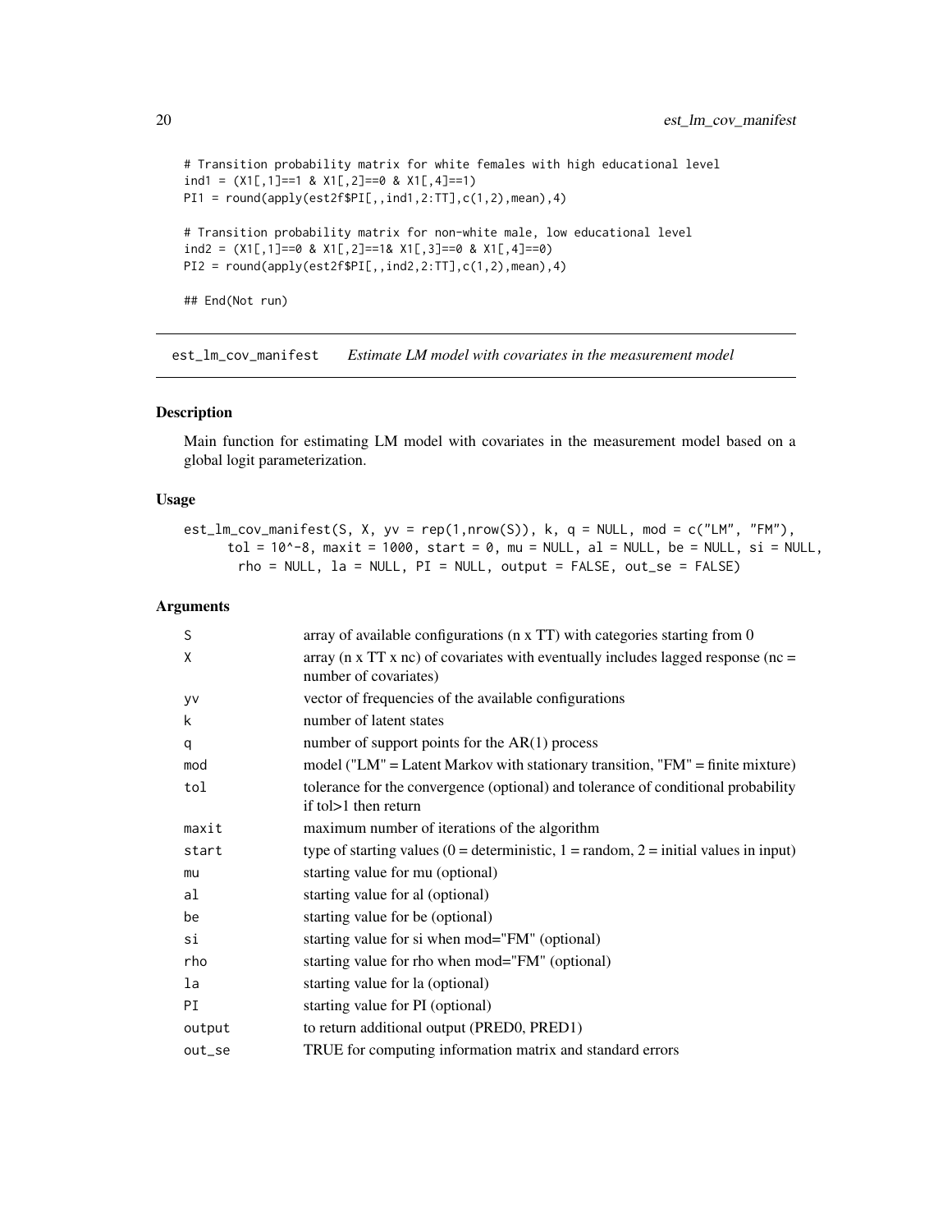```
# Transition probability matrix for white females with high educational level
ind1 = (X1[,1]==1 & X1[,2]==0 & X1[,4]==1)
PI1 = round(apply(est2f$PI[,,ind1,2:TT],c(1,2),mean),4)

# Transition probability matrix for non-white male, low educational level
ind2 = (X1[,1]==0 & X1[,2]==1& X1[,3]==0 & X1[,4]==0)
PI2 = round(apply(est2f$PI[,,ind2,2:TT],c(1,2),mean),4)

## End(Not run)
```

## est_lm_cov_manifest    *Estimate LM model with covariates in the measurement model*

### Description

Main function for estimating LM model with covariates in the measurement model based on a global logit parameterization.

### Usage

```
est_lm_cov_manifest(S, X, yv = rep(1,nrow(S)), k, q = NULL, mod = c("LM", "FM"),
      tol = 10^-8, maxit = 1000, start = 0, mu = NULL, al = NULL, be = NULL, si = NULL,
        rho = NULL, la = NULL, PI = NULL, output = FALSE, out_se = FALSE)
```

### Arguments

| | |
|---|---|
| S | array of available configurations (n x TT) with categories starting from 0 |
| X | array (n x TT x nc) of covariates with eventually includes lagged response (nc = number of covariates) |
| yv | vector of frequencies of the available configurations |
| k | number of latent states |
| q | number of support points for the AR(1) process |
| mod | model ("LM" = Latent Markov with stationary transition, "FM" = finite mixture) |
| tol | tolerance for the convergence (optional) and tolerance of conditional probability if tol>1 then return |
| maxit | maximum number of iterations of the algorithm |
| start | type of starting values (0 = deterministic, 1 = random, 2 = initial values in input) |
| mu | starting value for mu (optional) |
| al | starting value for al (optional) |
| be | starting value for be (optional) |
| si | starting value for si when mod="FM" (optional) |
| rho | starting value for rho when mod="FM" (optional) |
| la | starting value for la (optional) |
| PI | starting value for PI (optional) |
| output | to return additional output (PRED0, PRED1) |
| out_se | TRUE for computing information matrix and standard errors |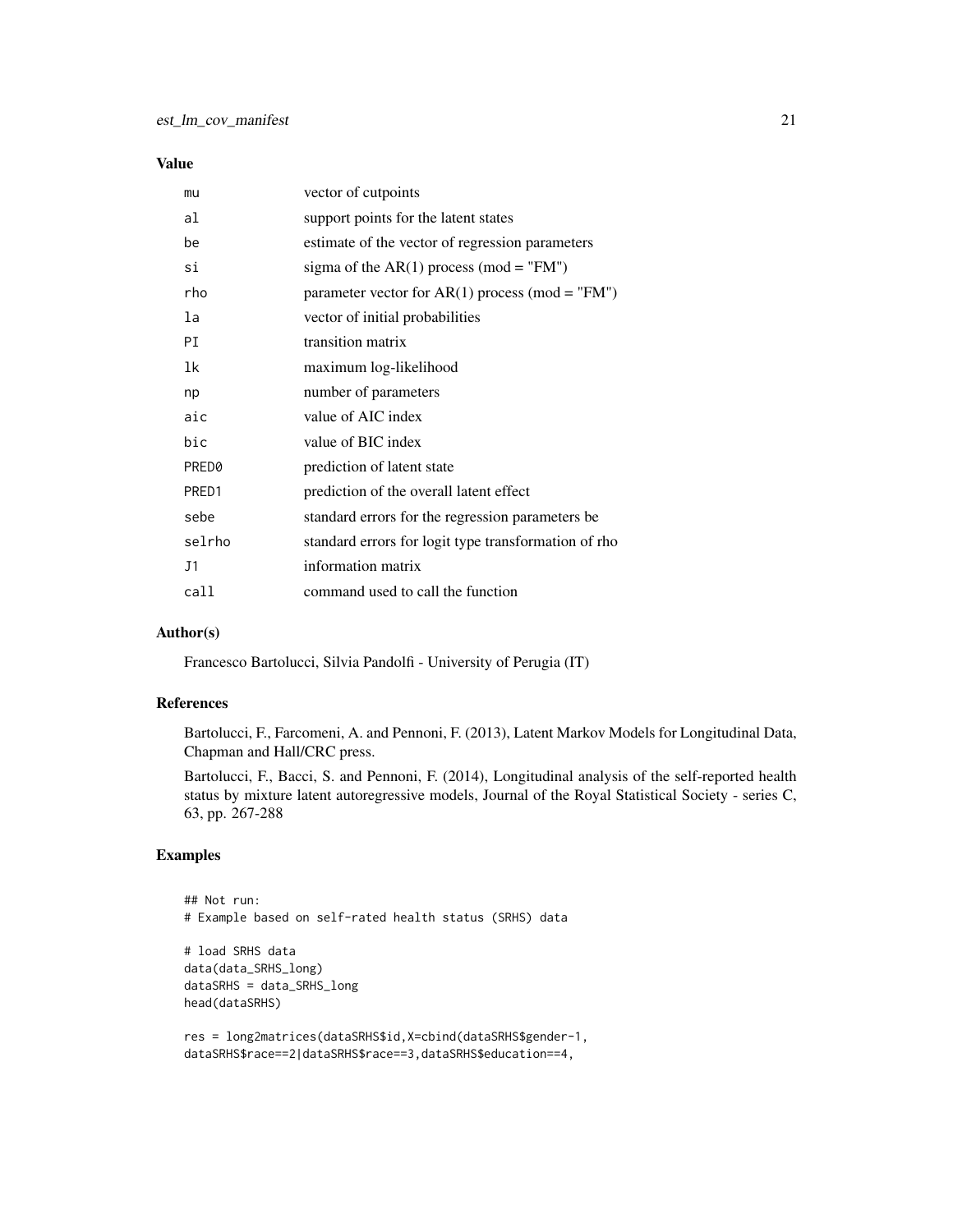## Value

| | |
|---|---|
| mu | vector of cutpoints |
| al | support points for the latent states |
| be | estimate of the vector of regression parameters |
| si | sigma of the AR(1) process (mod = "FM") |
| rho | parameter vector for AR(1) process (mod = "FM") |
| la | vector of initial probabilities |
| PI | transition matrix |
| lk | maximum log-likelihood |
| np | number of parameters |
| aic | value of AIC index |
| bic | value of BIC index |
| PRED0 | prediction of latent state |
| PRED1 | prediction of the overall latent effect |
| sebe | standard errors for the regression parameters be |
| selrho | standard errors for logit type transformation of rho |
| J1 | information matrix |
| call | command used to call the function |

## Author(s)

Francesco Bartolucci, Silvia Pandolfi - University of Perugia (IT)

## References

Bartolucci, F., Farcomeni, A. and Pennoni, F. (2013), Latent Markov Models for Longitudinal Data, Chapman and Hall/CRC press.

Bartolucci, F., Bacci, S. and Pennoni, F. (2014), Longitudinal analysis of the self-reported health status by mixture latent autoregressive models, Journal of the Royal Statistical Society - series C, 63, pp. 267-288

## Examples

```
## Not run:
# Example based on self-rated health status (SRHS) data

# load SRHS data
data(data_SRHS_long)
dataSRHS = data_SRHS_long
head(dataSRHS)

res = long2matrices(dataSRHS$id,X=cbind(dataSRHS$gender-1,
dataSRHS$race==2|dataSRHS$race==3,dataSRHS$education==4,
```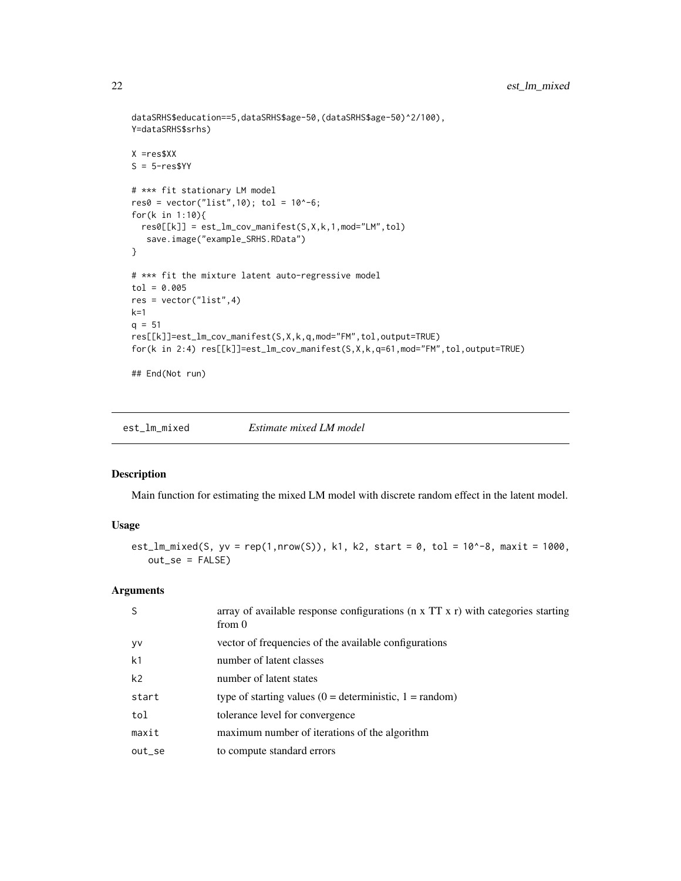```
dataSRHS$education==5,dataSRHS$age-50,(dataSRHS$age-50)^2/100),
Y=dataSRHS$srhs)

X =res$XX
S = 5-res$YY

# *** fit stationary LM model
res0 = vector("list",10); tol = 10^-6;
for(k in 1:10){
  res0[[k]] = est_lm_cov_manifest(S,X,k,1,mod="LM",tol)
   save.image("example_SRHS.RData")
}

# *** fit the mixture latent auto-regressive model
tol = 0.005
res = vector("list",4)
k=1
q = 51
res[[k]]=est_lm_cov_manifest(S,X,k,q,mod="FM",tol,output=TRUE)
for(k in 2:4) res[[k]]=est_lm_cov_manifest(S,X,k,q=61,mod="FM",tol,output=TRUE)

## End(Not run)
```

---

## est_lm_mixed — *Estimate mixed LM model*

### Description

Main function for estimating the mixed LM model with discrete random effect in the latent model.

### Usage

```
est_lm_mixed(S, yv = rep(1,nrow(S)), k1, k2, start = 0, tol = 10^-8, maxit = 1000,
   out_se = FALSE)
```

### Arguments

| | |
|---|---|
| S | array of available response configurations (n x TT x r) with categories starting from 0 |
| yv | vector of frequencies of the available configurations |
| k1 | number of latent classes |
| k2 | number of latent states |
| start | type of starting values (0 = deterministic, 1 = random) |
| tol | tolerance level for convergence |
| maxit | maximum number of iterations of the algorithm |
| out_se | to compute standard errors |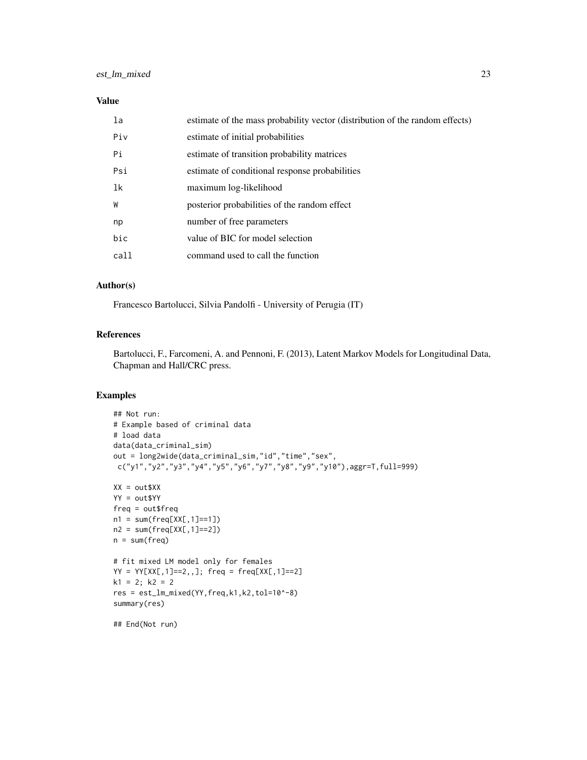## Value

| | |
|---|---|
| la | estimate of the mass probability vector (distribution of the random effects) |
| Piv | estimate of initial probabilities |
| Pi | estimate of transition probability matrices |
| Psi | estimate of conditional response probabilities |
| lk | maximum log-likelihood |
| W | posterior probabilities of the random effect |
| np | number of free parameters |
| bic | value of BIC for model selection |
| call | command used to call the function |

## Author(s)

Francesco Bartolucci, Silvia Pandolfi - University of Perugia (IT)

## References

Bartolucci, F., Farcomeni, A. and Pennoni, F. (2013), Latent Markov Models for Longitudinal Data, Chapman and Hall/CRC press.

## Examples

```
## Not run:
# Example based of criminal data
# load data
data(data_criminal_sim)
out = long2wide(data_criminal_sim,"id","time","sex",
 c("y1","y2","y3","y4","y5","y6","y7","y8","y9","y10"),aggr=T,full=999)

XX = out$XX
YY = out$YY
freq = out$freq
n1 = sum(freq[XX[,1]==1])
n2 = sum(freq[XX[,1]==2])
n = sum(freq)

# fit mixed LM model only for females
YY = YY[XX[,1]==2,,]; freq = freq[XX[,1]==2]
k1 = 2; k2 = 2
res = est_lm_mixed(YY,freq,k1,k2,tol=10^-8)
summary(res)

## End(Not run)
```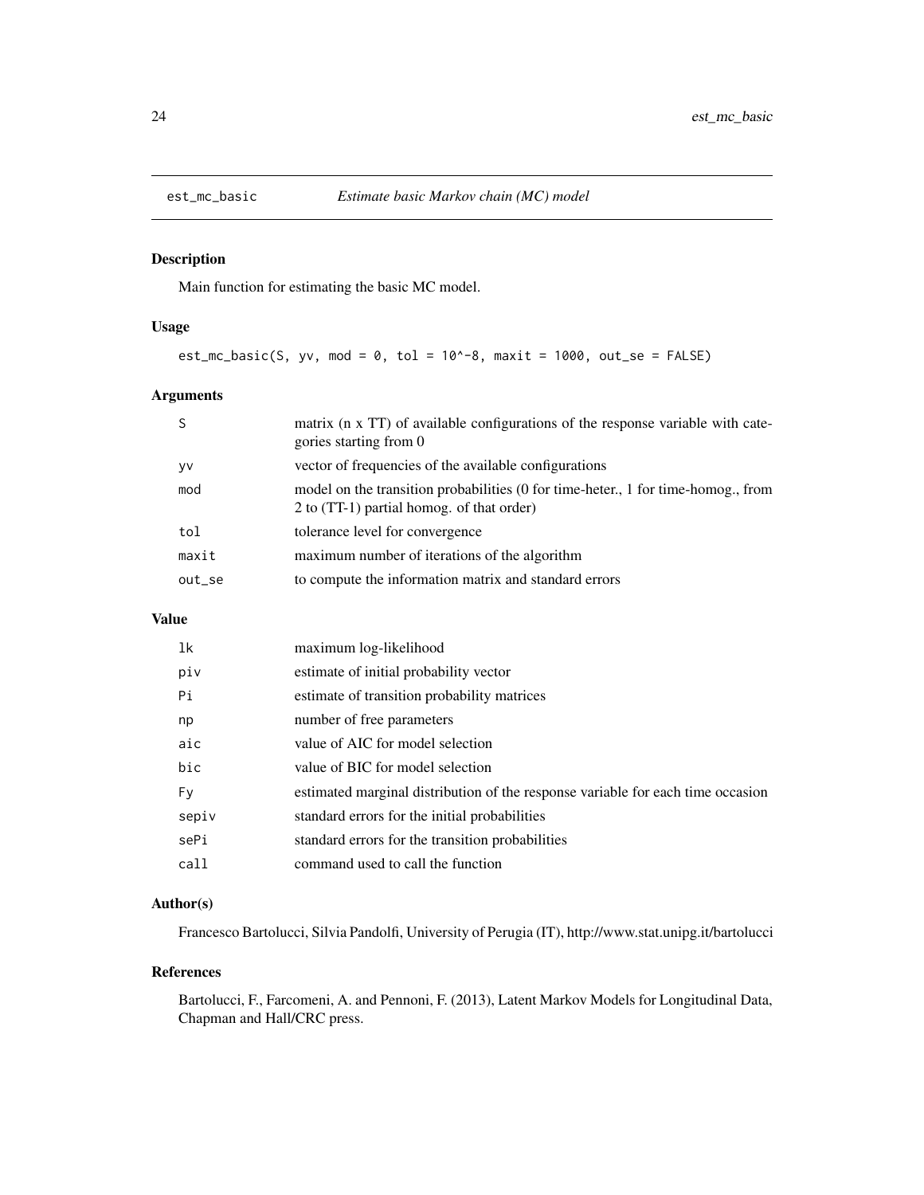# est_mc_basic — *Estimate basic Markov chain (MC) model*

## Description

Main function for estimating the basic MC model.

## Usage

```
est_mc_basic(S, yv, mod = 0, tol = 10^-8, maxit = 1000, out_se = FALSE)
```

## Arguments

| | |
|---|---|
| S | matrix (n x TT) of available configurations of the response variable with categories starting from 0 |
| yv | vector of frequencies of the available configurations |
| mod | model on the transition probabilities (0 for time-heter., 1 for time-homog., from 2 to (TT-1) partial homog. of that order) |
| tol | tolerance level for convergence |
| maxit | maximum number of iterations of the algorithm |
| out_se | to compute the information matrix and standard errors |

## Value

| | |
|---|---|
| lk | maximum log-likelihood |
| piv | estimate of initial probability vector |
| Pi | estimate of transition probability matrices |
| np | number of free parameters |
| aic | value of AIC for model selection |
| bic | value of BIC for model selection |
| Fy | estimated marginal distribution of the response variable for each time occasion |
| sepiv | standard errors for the initial probabilities |
| sePi | standard errors for the transition probabilities |
| call | command used to call the function |

## Author(s)

Francesco Bartolucci, Silvia Pandolfi, University of Perugia (IT), http://www.stat.unipg.it/bartolucci

## References

Bartolucci, F., Farcomeni, A. and Pennoni, F. (2013), Latent Markov Models for Longitudinal Data, Chapman and Hall/CRC press.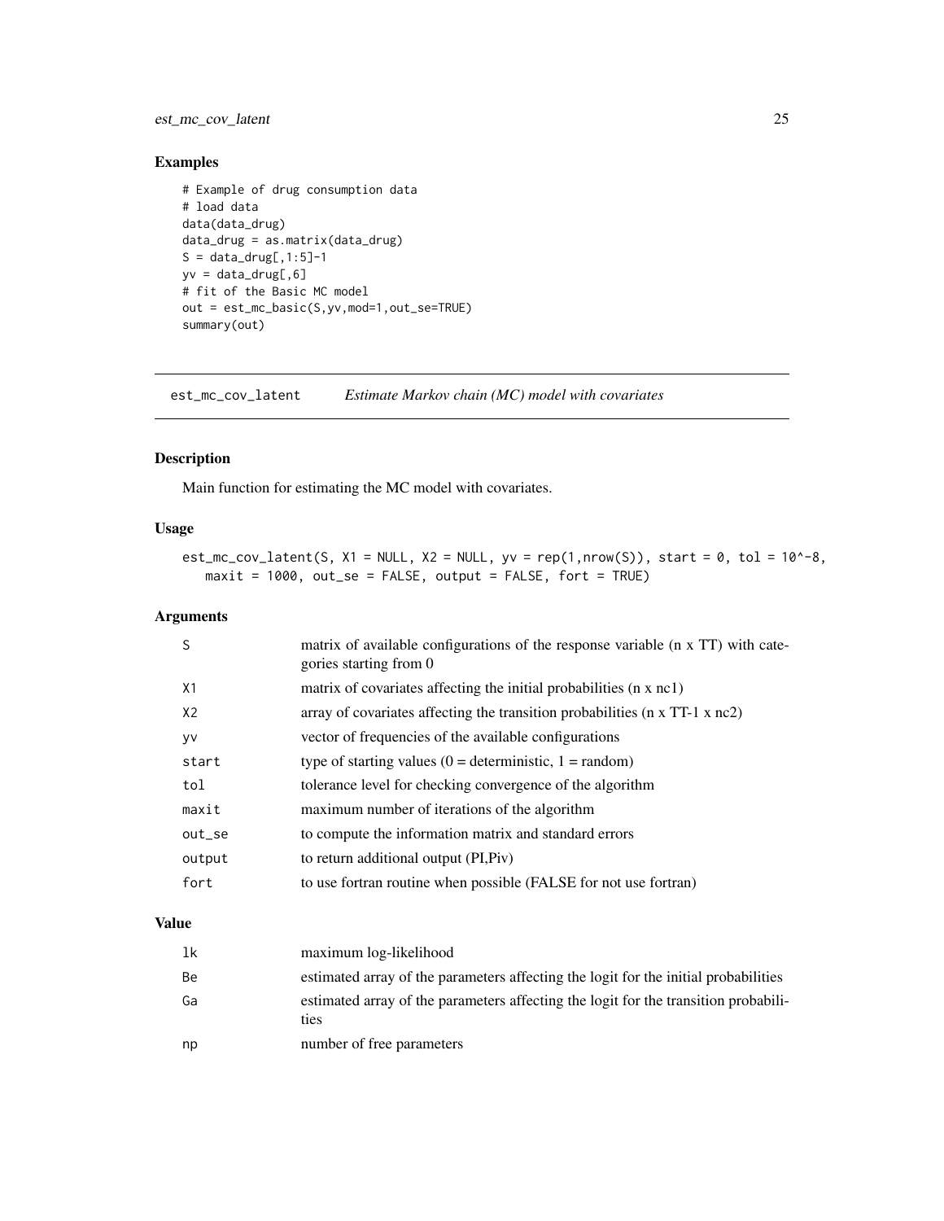## Examples

```
# Example of drug consumption data
# load data
data(data_drug)
data_drug = as.matrix(data_drug)
S = data_drug[,1:5]-1
yv = data_drug[,6]
# fit of the Basic MC model
out = est_mc_basic(S,yv,mod=1,out_se=TRUE)
summary(out)
```

---

# est_mc_cov_latent — *Estimate Markov chain (MC) model with covariates*

## Description

Main function for estimating the MC model with covariates.

## Usage

```
est_mc_cov_latent(S, X1 = NULL, X2 = NULL, yv = rep(1,nrow(S)), start = 0, tol = 10^-8,
   maxit = 1000, out_se = FALSE, output = FALSE, fort = TRUE)
```

## Arguments

| | |
|---|---|
| S | matrix of available configurations of the response variable (n x TT) with categories starting from 0 |
| X1 | matrix of covariates affecting the initial probabilities (n x nc1) |
| X2 | array of covariates affecting the transition probabilities (n x TT-1 x nc2) |
| yv | vector of frequencies of the available configurations |
| start | type of starting values (0 = deterministic, 1 = random) |
| tol | tolerance level for checking convergence of the algorithm |
| maxit | maximum number of iterations of the algorithm |
| out_se | to compute the information matrix and standard errors |
| output | to return additional output (PI,Piv) |
| fort | to use fortran routine when possible (FALSE for not use fortran) |

## Value

| | |
|---|---|
| lk | maximum log-likelihood |
| Be | estimated array of the parameters affecting the logit for the initial probabilities |
| Ga | estimated array of the parameters affecting the logit for the transition probabilities |
| np | number of free parameters |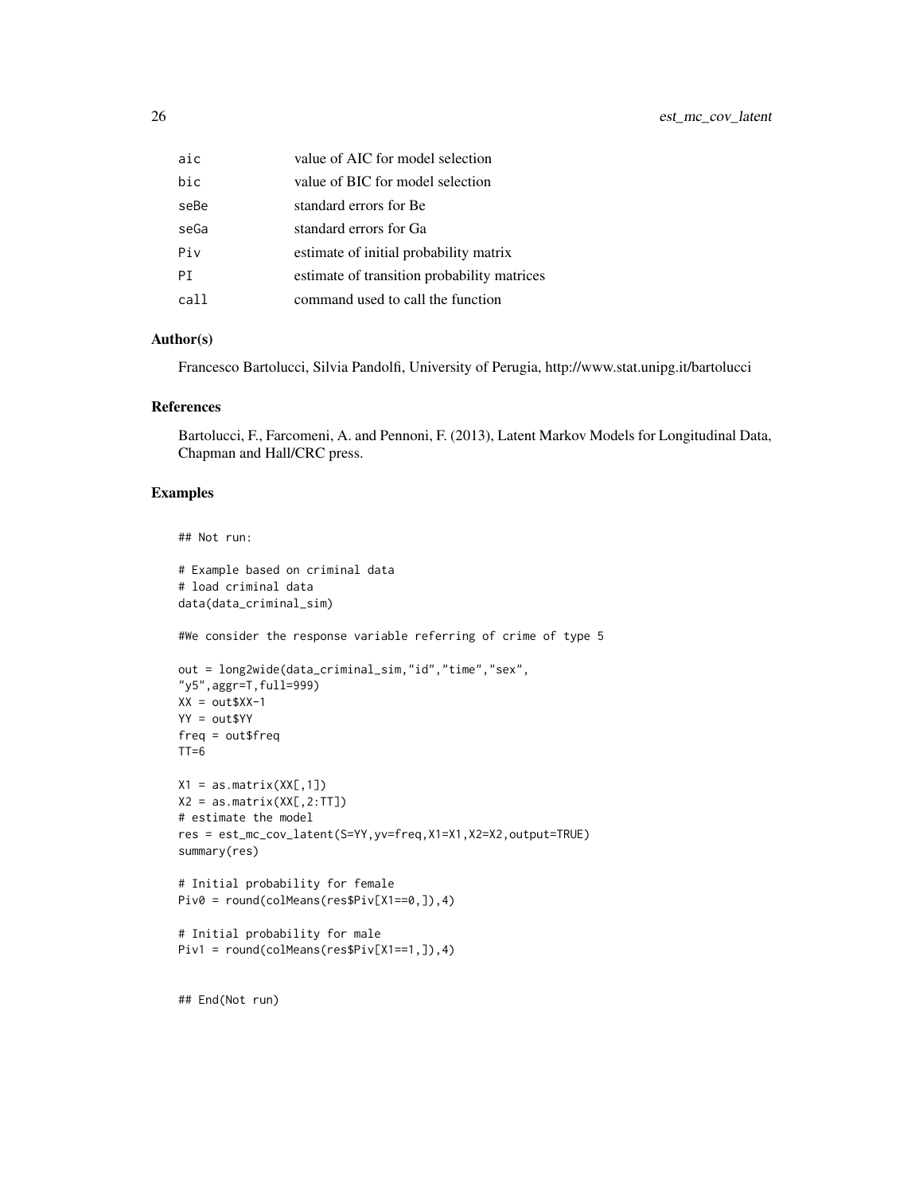| | |
|---|---|
| aic | value of AIC for model selection |
| bic | value of BIC for model selection |
| seBe | standard errors for Be |
| seGa | standard errors for Ga |
| Piv | estimate of initial probability matrix |
| PI | estimate of transition probability matrices |
| call | command used to call the function |

### Author(s)

Francesco Bartolucci, Silvia Pandolfi, University of Perugia, http://www.stat.unipg.it/bartolucci

### References

Bartolucci, F., Farcomeni, A. and Pennoni, F. (2013), Latent Markov Models for Longitudinal Data, Chapman and Hall/CRC press.

### Examples

```
## Not run:

# Example based on criminal data
# load criminal data
data(data_criminal_sim)

#We consider the response variable referring of crime of type 5

out = long2wide(data_criminal_sim,"id","time","sex",
"y5",aggr=T,full=999)
XX = out$XX-1
YY = out$YY
freq = out$freq
TT=6

X1 = as.matrix(XX[,1])
X2 = as.matrix(XX[,2:TT])
# estimate the model
res = est_mc_cov_latent(S=YY,yv=freq,X1=X1,X2=X2,output=TRUE)
summary(res)

# Initial probability for female
Piv0 = round(colMeans(res$Piv[X1==0,]),4)

# Initial probability for male
Piv1 = round(colMeans(res$Piv[X1==1,]),4)


## End(Not run)
```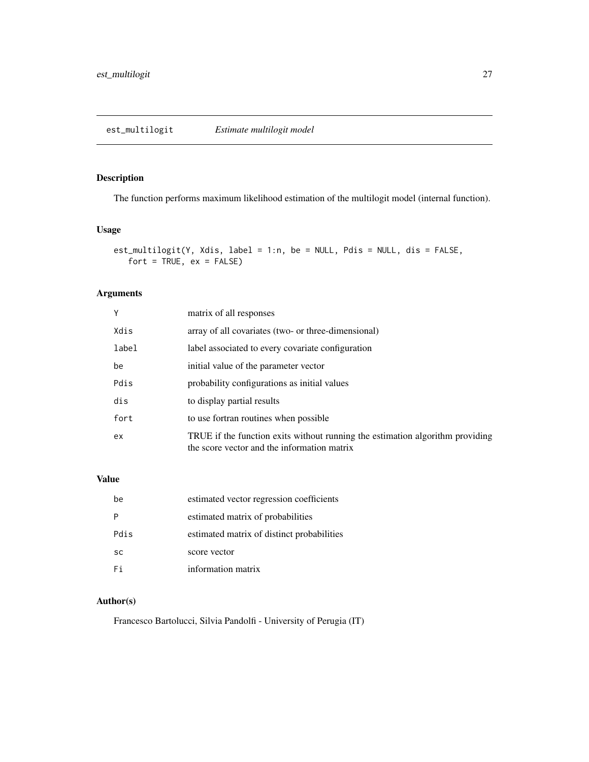## est_multilogit *Estimate multilogit model*

### Description

The function performs maximum likelihood estimation of the multilogit model (internal function).

### Usage

```
est_multilogit(Y, Xdis, label = 1:n, be = NULL, Pdis = NULL, dis = FALSE,
   fort = TRUE, ex = FALSE)
```

### Arguments

| | |
|---|---|
| Y | matrix of all responses |
| Xdis | array of all covariates (two- or three-dimensional) |
| label | label associated to every covariate configuration |
| be | initial value of the parameter vector |
| Pdis | probability configurations as initial values |
| dis | to display partial results |
| fort | to use fortran routines when possible |
| ex | TRUE if the function exits without running the estimation algorithm providing the score vector and the information matrix |

### Value

| | |
|---|---|
| be | estimated vector regression coefficients |
| P | estimated matrix of probabilities |
| Pdis | estimated matrix of distinct probabilities |
| sc | score vector |
| Fi | information matrix |

### Author(s)

Francesco Bartolucci, Silvia Pandolfi - University of Perugia (IT)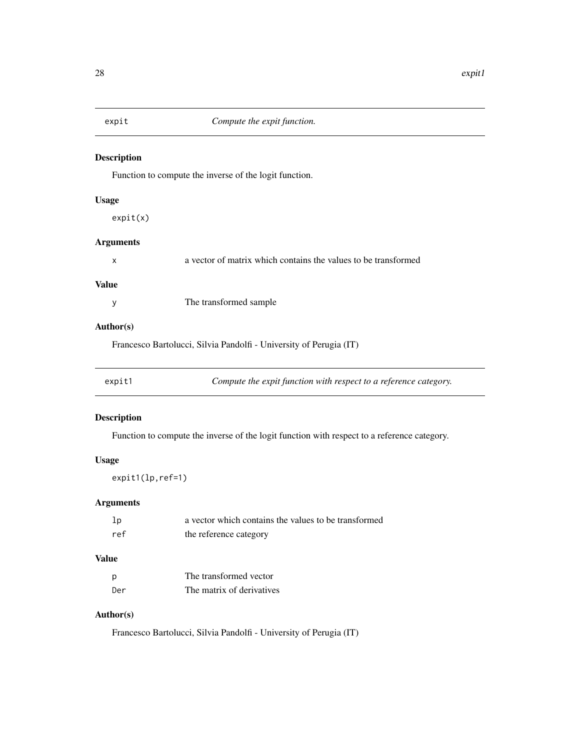## expit — *Compute the expit function.*

### Description

Function to compute the inverse of the logit function.

### Usage

```
expit(x)
```

### Arguments

| | |
|---|---|
| x | a vector of matrix which contains the values to be transformed |

### Value

| | |
|---|---|
| y | The transformed sample |

### Author(s)

Francesco Bartolucci, Silvia Pandolfi - University of Perugia (IT)

## expit1 — *Compute the expit function with respect to a reference category.*

### Description

Function to compute the inverse of the logit function with respect to a reference category.

### Usage

```
expit1(lp,ref=1)
```

### Arguments

| | |
|---|---|
| lp | a vector which contains the values to be transformed |
| ref | the reference category |

### Value

| | |
|---|---|
| p | The transformed vector |
| Der | The matrix of derivatives |

### Author(s)

Francesco Bartolucci, Silvia Pandolfi - University of Perugia (IT)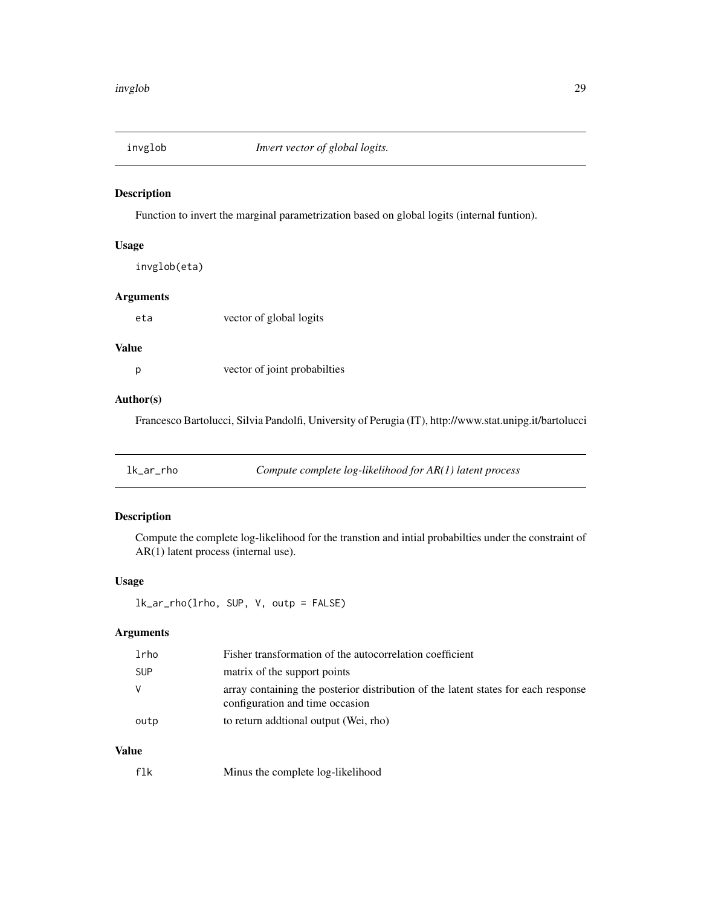## invglob — *Invert vector of global logits.*

### Description

Function to invert the marginal parametrization based on global logits (internal funtion).

### Usage

```
invglob(eta)
```

### Arguments

| | |
|---|---|
| eta | vector of global logits |

### Value

| | |
|---|---|
| p | vector of joint probabilties |

### Author(s)

Francesco Bartolucci, Silvia Pandolfi, University of Perugia (IT), http://www.stat.unipg.it/bartolucci

## lk_ar_rho — *Compute complete log-likelihood for AR(1) latent process*

### Description

Compute the complete log-likelihood for the transtion and intial probabilties under the constraint of AR(1) latent process (internal use).

### Usage

```
lk_ar_rho(lrho, SUP, V, outp = FALSE)
```

### Arguments

| | |
|---|---|
| lrho | Fisher transformation of the autocorrelation coefficient |
| SUP | matrix of the support points |
| V | array containing the posterior distribution of the latent states for each response configuration and time occasion |
| outp | to return addtional output (Wei, rho) |

### Value

| | |
|---|---|
| flk | Minus the complete log-likelihood |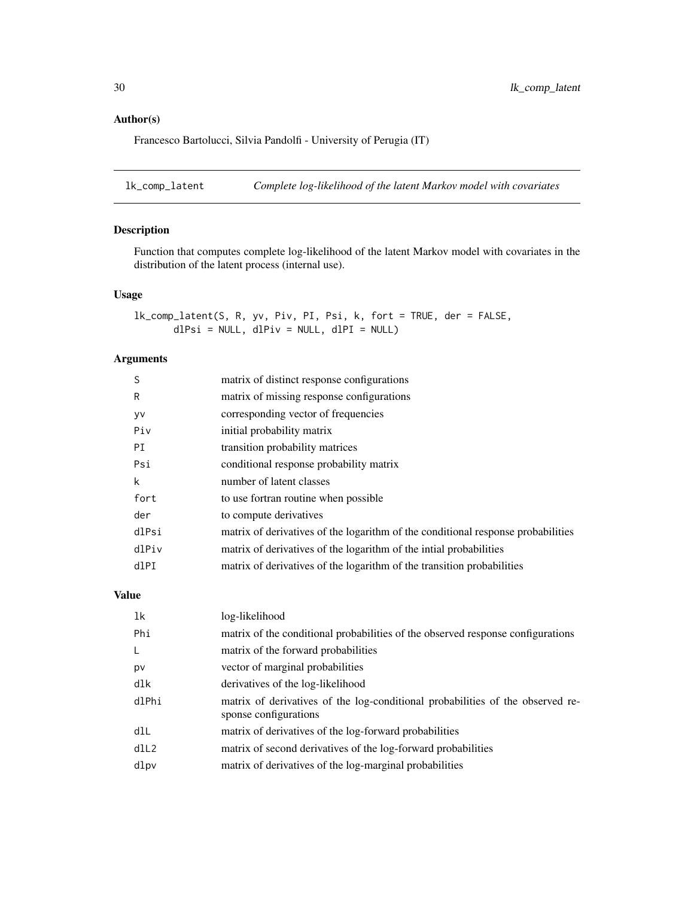## Author(s)

Francesco Bartolucci, Silvia Pandolfi - University of Perugia (IT)

---

# lk_comp_latent &nbsp;&nbsp;&nbsp; *Complete log-likelihood of the latent Markov model with covariates*

---

## Description

Function that computes complete log-likelihood of the latent Markov model with covariates in the distribution of the latent process (internal use).

## Usage

```
lk_comp_latent(S, R, yv, Piv, PI, Psi, k, fort = TRUE, der = FALSE,
       dlPsi = NULL, dlPiv = NULL, dlPI = NULL)
```

## Arguments

| | |
|---|---|
| S | matrix of distinct response configurations |
| R | matrix of missing response configurations |
| yv | corresponding vector of frequencies |
| Piv | initial probability matrix |
| PI | transition probability matrices |
| Psi | conditional response probability matrix |
| k | number of latent classes |
| fort | to use fortran routine when possible |
| der | to compute derivatives |
| dlPsi | matrix of derivatives of the logarithm of the conditional response probabilities |
| dlPiv | matrix of derivatives of the logarithm of the intial probabilities |
| dlPI | matrix of derivatives of the logarithm of the transition probabilities |

## Value

| | |
|---|---|
| lk | log-likelihood |
| Phi | matrix of the conditional probabilities of the observed response configurations |
| L | matrix of the forward probabilities |
| pv | vector of marginal probabilities |
| dlk | derivatives of the log-likelihood |
| dlPhi | matrix of derivatives of the log-conditional probabilities of the observed response configurations |
| dlL | matrix of derivatives of the log-forward probabilities |
| dlL2 | matrix of second derivatives of the log-forward probabilities |
| dlpv | matrix of derivatives of the log-marginal probabilities |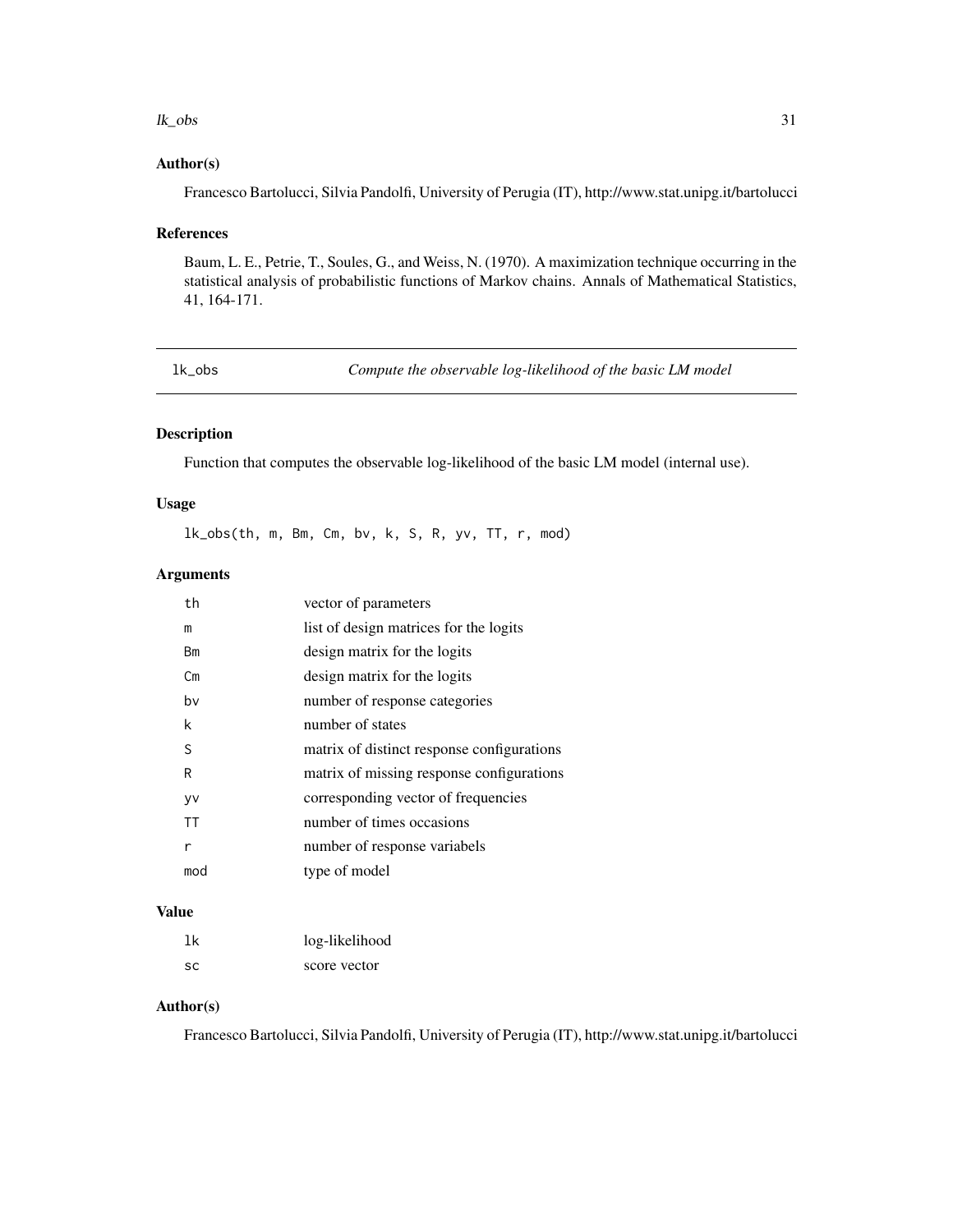### Author(s)

Francesco Bartolucci, Silvia Pandolfi, University of Perugia (IT), http://www.stat.unipg.it/bartolucci

### References

Baum, L. E., Petrie, T., Soules, G., and Weiss, N. (1970). A maximization technique occurring in the statistical analysis of probabilistic functions of Markov chains. Annals of Mathematical Statistics, 41, 164-171.

---

## lk_obs — *Compute the observable log-likelihood of the basic LM model*

### Description

Function that computes the observable log-likelihood of the basic LM model (internal use).

### Usage

```
lk_obs(th, m, Bm, Cm, bv, k, S, R, yv, TT, r, mod)
```

### Arguments

| | |
|---|---|
| th | vector of parameters |
| m | list of design matrices for the logits |
| Bm | design matrix for the logits |
| Cm | design matrix for the logits |
| bv | number of response categories |
| k | number of states |
| S | matrix of distinct response configurations |
| R | matrix of missing response configurations |
| yv | corresponding vector of frequencies |
| TT | number of times occasions |
| r | number of response variabels |
| mod | type of model |

### Value

| | |
|---|---|
| lk | log-likelihood |
| sc | score vector |

### Author(s)

Francesco Bartolucci, Silvia Pandolfi, University of Perugia (IT), http://www.stat.unipg.it/bartolucci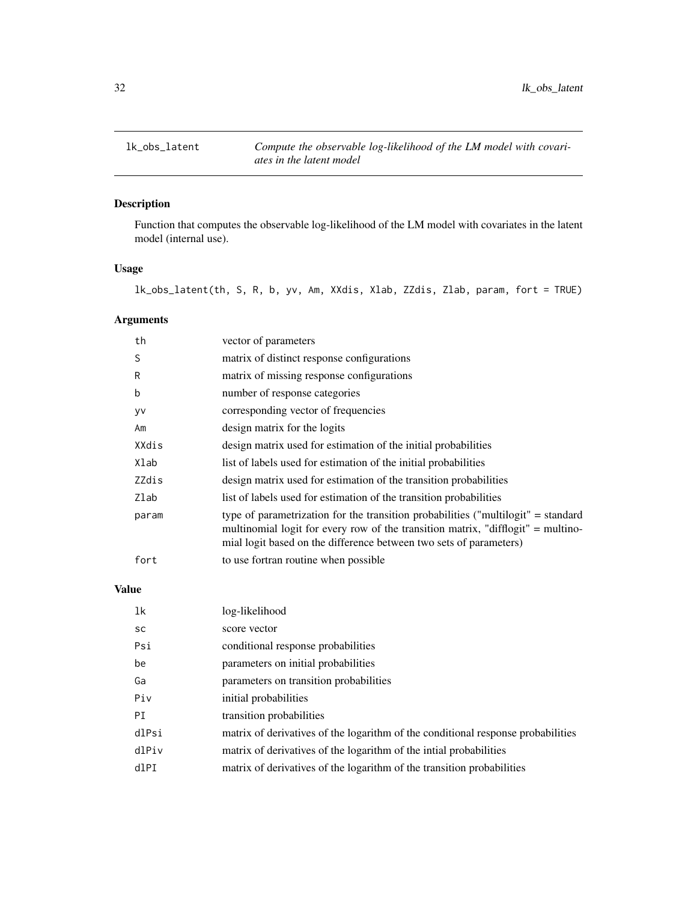# lk_obs_latent

*Compute the observable log-likelihood of the LM model with covariates in the latent model*

## Description

Function that computes the observable log-likelihood of the LM model with covariates in the latent model (internal use).

## Usage

```
lk_obs_latent(th, S, R, b, yv, Am, XXdis, Xlab, ZZdis, Zlab, param, fort = TRUE)
```

## Arguments

| | |
|---|---|
| th | vector of parameters |
| S | matrix of distinct response configurations |
| R | matrix of missing response configurations |
| b | number of response categories |
| yv | corresponding vector of frequencies |
| Am | design matrix for the logits |
| XXdis | design matrix used for estimation of the initial probabilities |
| Xlab | list of labels used for estimation of the initial probabilities |
| ZZdis | design matrix used for estimation of the transition probabilities |
| Zlab | list of labels used for estimation of the transition probabilities |
| param | type of parametrization for the transition probabilities ("multilogit" = standard multinomial logit for every row of the transition matrix, "difflogit" = multinomial logit based on the difference between two sets of parameters) |
| fort | to use fortran routine when possible |

## Value

| | |
|---|---|
| lk | log-likelihood |
| sc | score vector |
| Psi | conditional response probabilities |
| be | parameters on initial probabilities |
| Ga | parameters on transition probabilities |
| Piv | initial probabilities |
| PI | transition probabilities |
| dlPsi | matrix of derivatives of the logarithm of the conditional response probabilities |
| dlPiv | matrix of derivatives of the logarithm of the intial probabilities |
| dlPI | matrix of derivatives of the logarithm of the transition probabilities |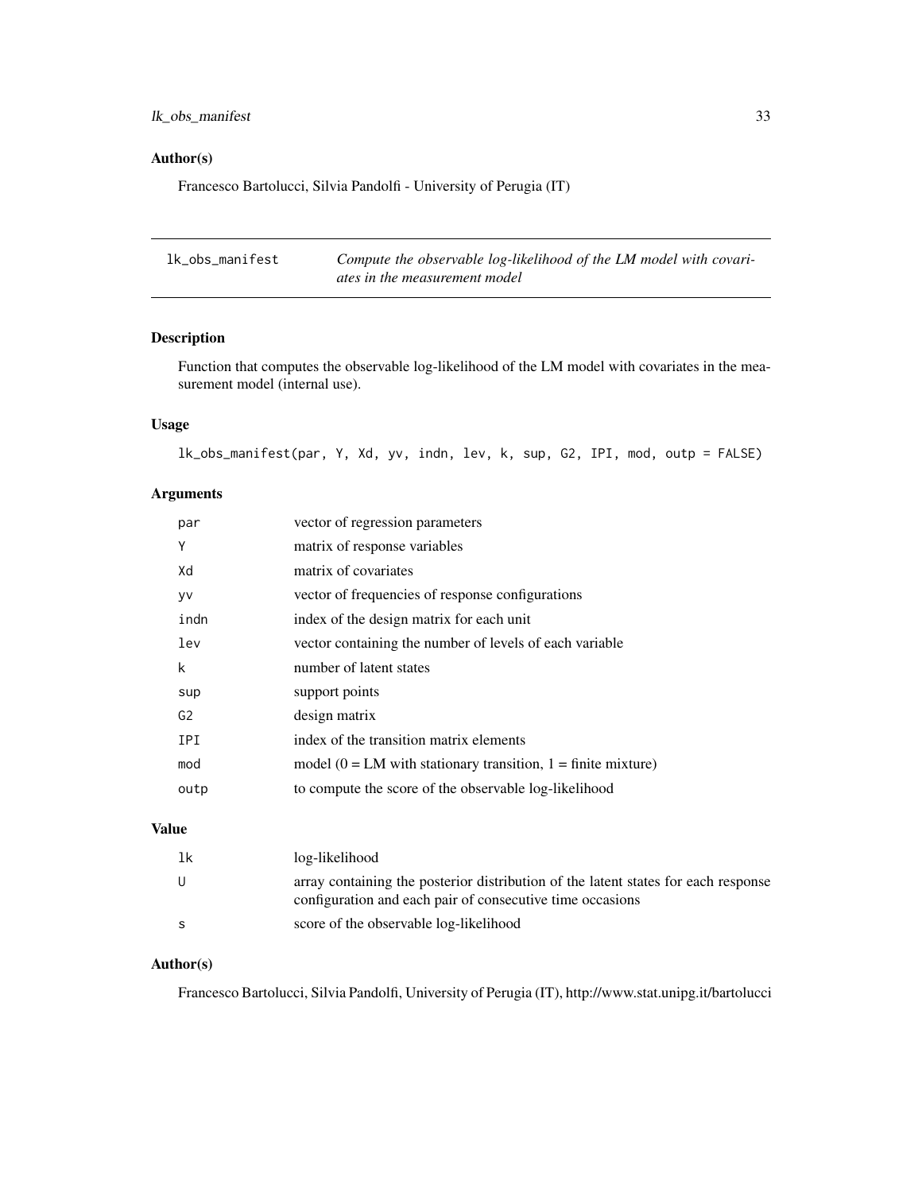## Author(s)

Francesco Bartolucci, Silvia Pandolfi - University of Perugia (IT)

---

# lk_obs_manifest — *Compute the observable log-likelihood of the LM model with covariates in the measurement model*

---

## Description

Function that computes the observable log-likelihood of the LM model with covariates in the measurement model (internal use).

## Usage

```
lk_obs_manifest(par, Y, Xd, yv, indn, lev, k, sup, G2, IPI, mod, outp = FALSE)
```

## Arguments

| | |
|---|---|
| `par` | vector of regression parameters |
| `Y` | matrix of response variables |
| `Xd` | matrix of covariates |
| `yv` | vector of frequencies of response configurations |
| `indn` | index of the design matrix for each unit |
| `lev` | vector containing the number of levels of each variable |
| `k` | number of latent states |
| `sup` | support points |
| `G2` | design matrix |
| `IPI` | index of the transition matrix elements |
| `mod` | model (0 = LM with stationary transition, 1 = finite mixture) |
| `outp` | to compute the score of the observable log-likelihood |

## Value

| | |
|---|---|
| `lk` | log-likelihood |
| `U` | array containing the posterior distribution of the latent states for each response configuration and each pair of consecutive time occasions |
| `s` | score of the observable log-likelihood |

## Author(s)

Francesco Bartolucci, Silvia Pandolfi, University of Perugia (IT), http://www.stat.unipg.it/bartolucci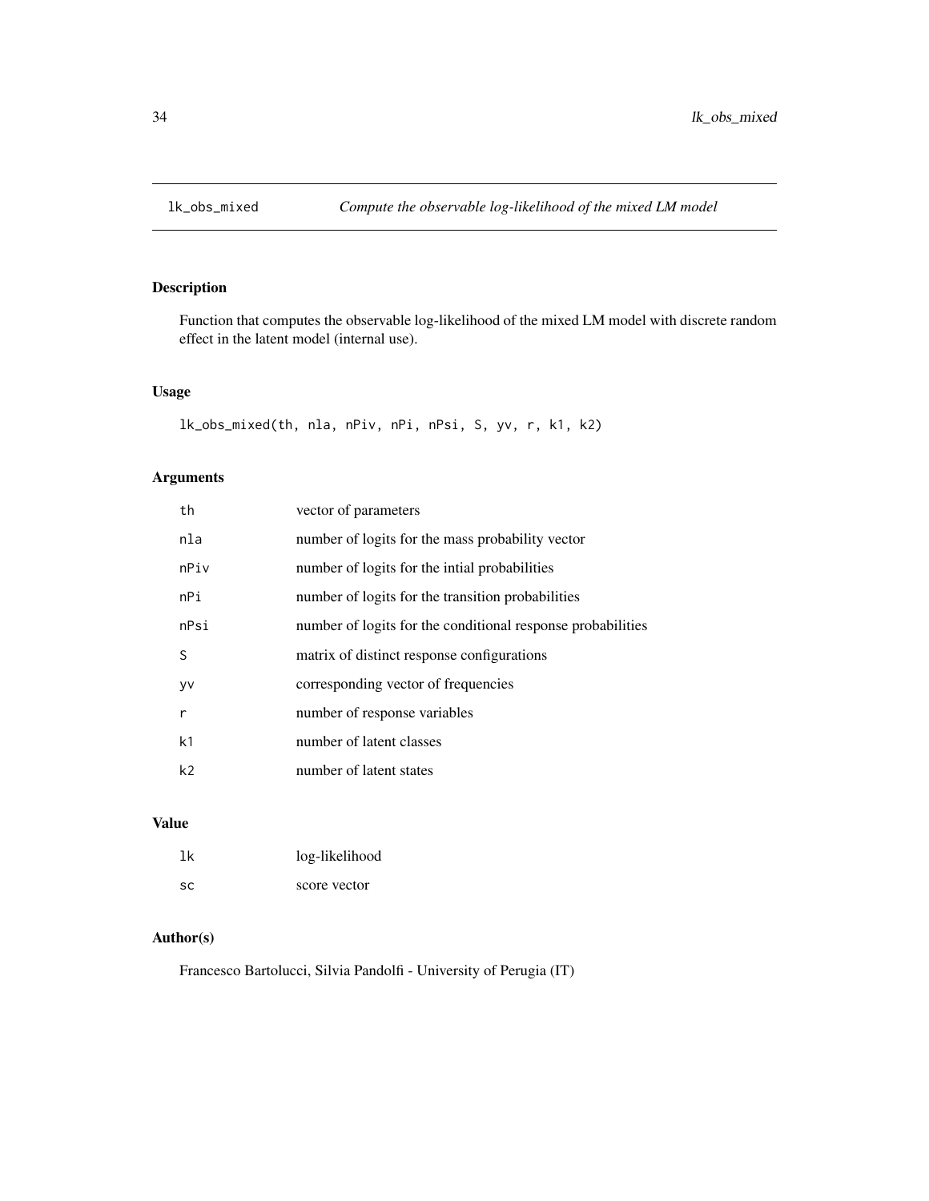## lk_obs_mixed — *Compute the observable log-likelihood of the mixed LM model*

### Description

Function that computes the observable log-likelihood of the mixed LM model with discrete random effect in the latent model (internal use).

### Usage

```
lk_obs_mixed(th, nla, nPiv, nPi, nPsi, S, yv, r, k1, k2)
```

### Arguments

| | |
|---|---|
| th | vector of parameters |
| nla | number of logits for the mass probability vector |
| nPiv | number of logits for the intial probabilities |
| nPi | number of logits for the transition probabilities |
| nPsi | number of logits for the conditional response probabilities |
| S | matrix of distinct response configurations |
| yv | corresponding vector of frequencies |
| r | number of response variables |
| k1 | number of latent classes |
| k2 | number of latent states |

### Value

| | |
|---|---|
| lk | log-likelihood |
| sc | score vector |

### Author(s)

Francesco Bartolucci, Silvia Pandolfi - University of Perugia (IT)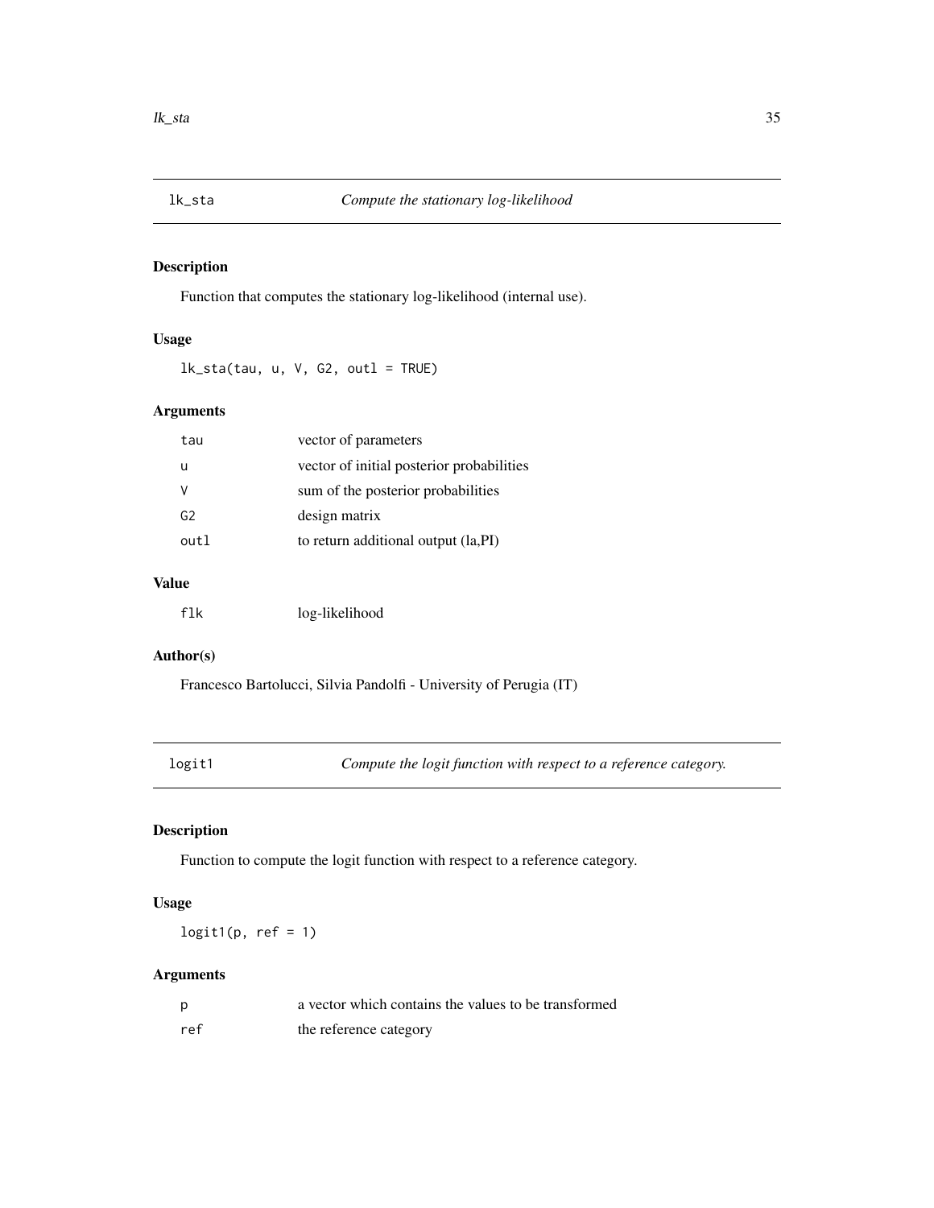## lk_sta — *Compute the stationary log-likelihood*

### Description

Function that computes the stationary log-likelihood (internal use).

### Usage

```
lk_sta(tau, u, V, G2, outl = TRUE)
```

### Arguments

| | |
|---|---|
| tau | vector of parameters |
| u | vector of initial posterior probabilities |
| V | sum of the posterior probabilities |
| G2 | design matrix |
| outl | to return additional output (la,PI) |

### Value

| | |
|---|---|
| flk | log-likelihood |

### Author(s)

Francesco Bartolucci, Silvia Pandolfi - University of Perugia (IT)

## logit1 — *Compute the logit function with respect to a reference category.*

### Description

Function to compute the logit function with respect to a reference category.

### Usage

```
logit1(p, ref = 1)
```

### Arguments

| | |
|---|---|
| p | a vector which contains the values to be transformed |
| ref | the reference category |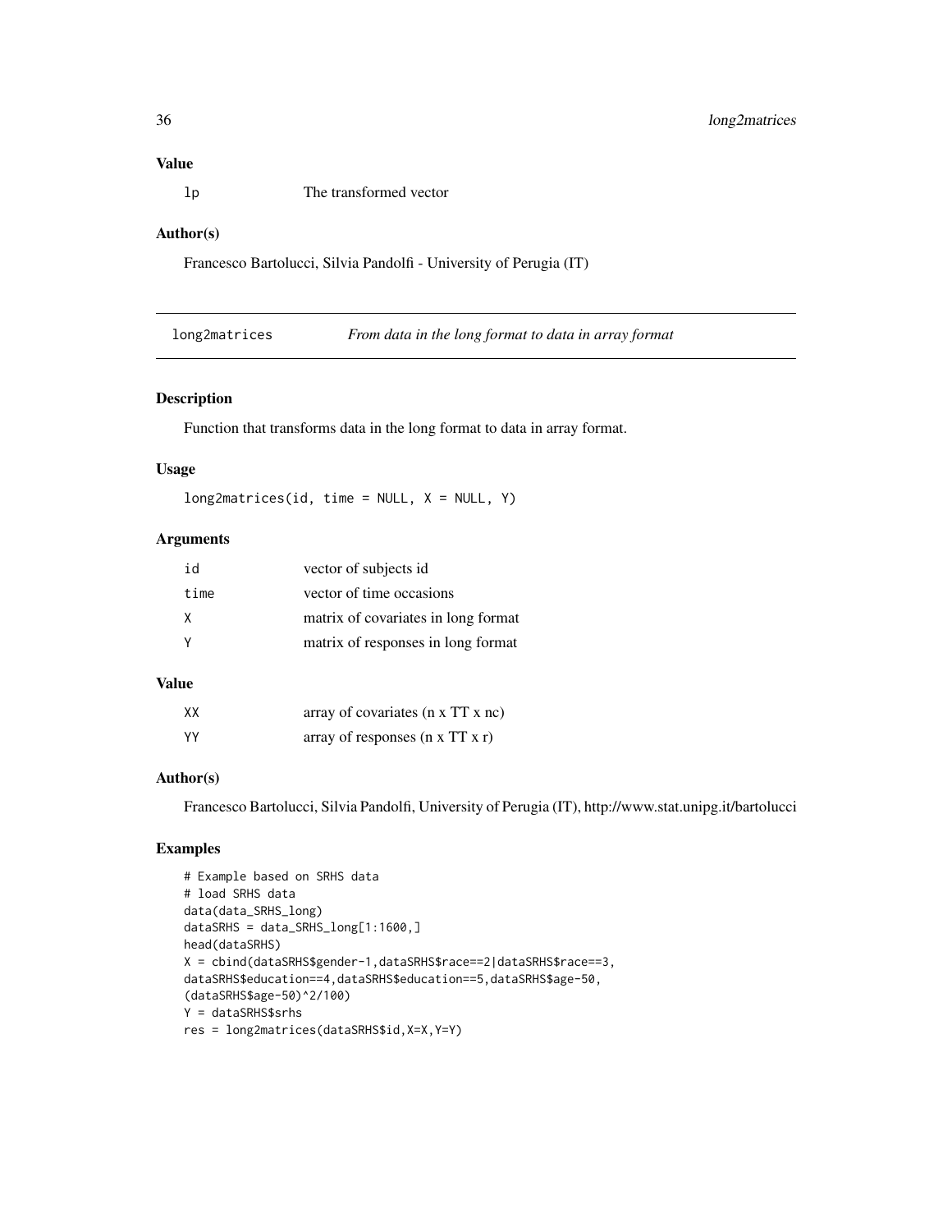### Value

| | |
|---|---|
| lp | The transformed vector |

### Author(s)

Francesco Bartolucci, Silvia Pandolfi - University of Perugia (IT)

---

## long2matrices — *From data in the long format to data in array format*

---

### Description

Function that transforms data in the long format to data in array format.

### Usage

```
long2matrices(id, time = NULL, X = NULL, Y)
```

### Arguments

| | |
|---|---|
| id | vector of subjects id |
| time | vector of time occasions |
| X | matrix of covariates in long format |
| Y | matrix of responses in long format |

### Value

| | |
|---|---|
| XX | array of covariates (n x TT x nc) |
| YY | array of responses (n x TT x r) |

### Author(s)

Francesco Bartolucci, Silvia Pandolfi, University of Perugia (IT), http://www.stat.unipg.it/bartolucci

### Examples

```
# Example based on SRHS data
# load SRHS data
data(data_SRHS_long)
dataSRHS = data_SRHS_long[1:1600,]
head(dataSRHS)
X = cbind(dataSRHS$gender-1,dataSRHS$race==2|dataSRHS$race==3,
dataSRHS$education==4,dataSRHS$education==5,dataSRHS$age-50,
(dataSRHS$age-50)^2/100)
Y = dataSRHS$srhs
res = long2matrices(dataSRHS$id,X=X,Y=Y)
```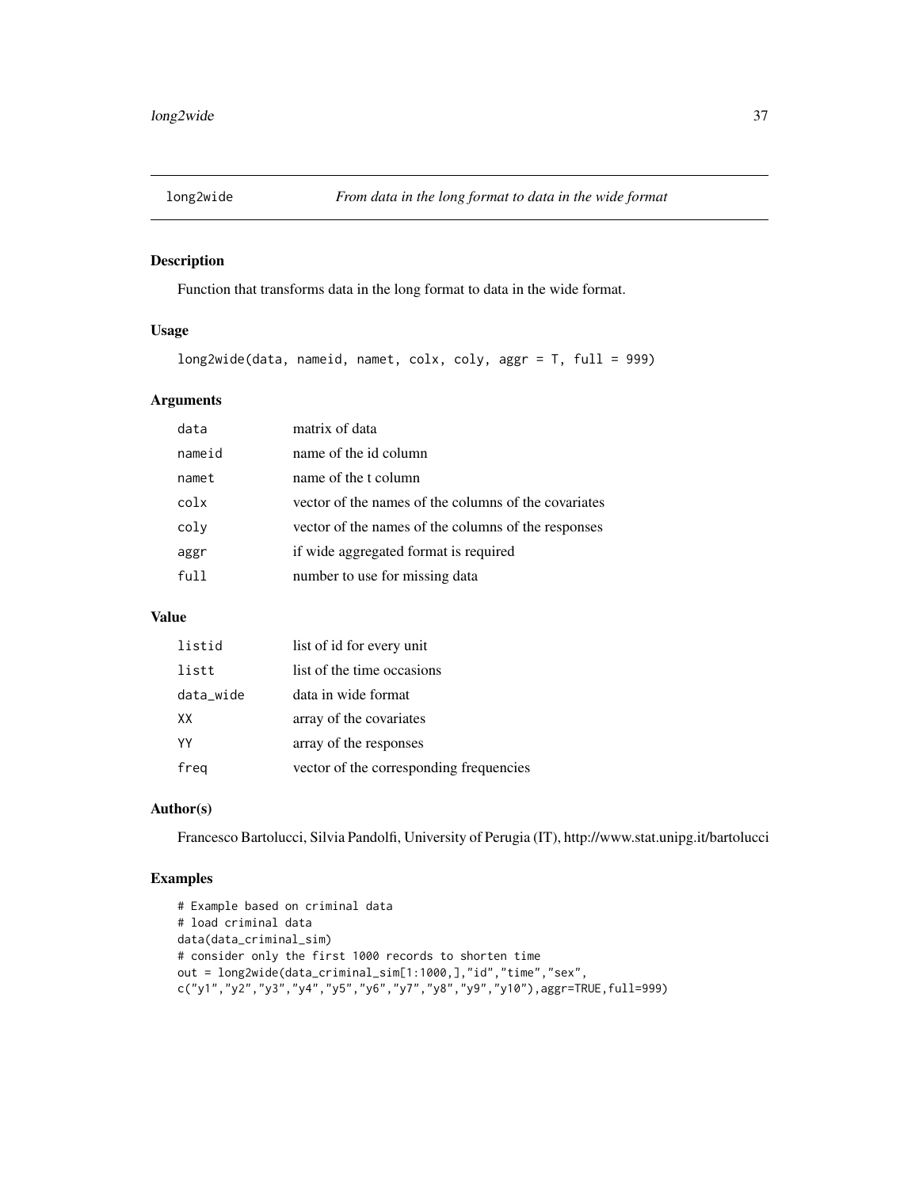# long2wide *From data in the long format to data in the wide format*

## Description

Function that transforms data in the long format to data in the wide format.

## Usage

```
long2wide(data, nameid, namet, colx, coly, aggr = T, full = 999)
```

## Arguments

| | |
|---|---|
| data | matrix of data |
| nameid | name of the id column |
| namet | name of the t column |
| colx | vector of the names of the columns of the covariates |
| coly | vector of the names of the columns of the responses |
| aggr | if wide aggregated format is required |
| full | number to use for missing data |

## Value

| | |
|---|---|
| listid | list of id for every unit |
| listt | list of the time occasions |
| data_wide | data in wide format |
| XX | array of the covariates |
| YY | array of the responses |
| freq | vector of the corresponding frequencies |

## Author(s)

Francesco Bartolucci, Silvia Pandolfi, University of Perugia (IT), http://www.stat.unipg.it/bartolucci

## Examples

```
# Example based on criminal data
# load criminal data
data(data_criminal_sim)
# consider only the first 1000 records to shorten time
out = long2wide(data_criminal_sim[1:1000,],"id","time","sex",
c("y1","y2","y3","y4","y5","y6","y7","y8","y9","y10"),aggr=TRUE,full=999)
```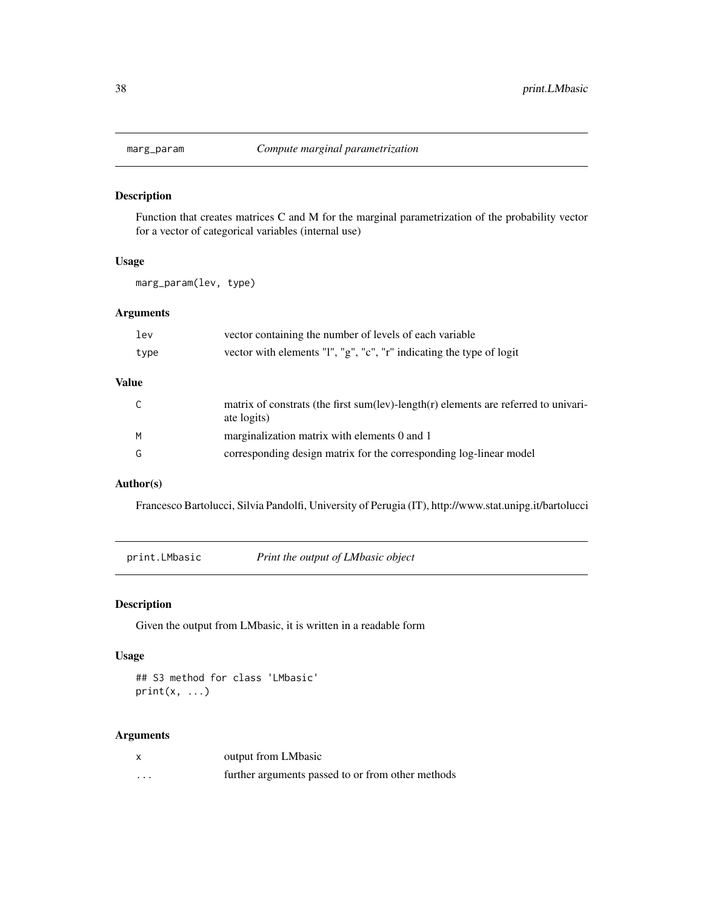## marg_param — *Compute marginal parametrization*

### Description

Function that creates matrices C and M for the marginal parametrization of the probability vector for a vector of categorical variables (internal use)

### Usage

```
marg_param(lev, type)
```

### Arguments

| | |
|---|---|
| lev | vector containing the number of levels of each variable |
| type | vector with elements "l", "g", "c", "r" indicating the type of logit |

### Value

| | |
|---|---|
| C | matrix of constrats (the first sum(lev)-length(r) elements are referred to univariate logits) |
| M | marginalization matrix with elements 0 and 1 |
| G | corresponding design matrix for the corresponding log-linear model |

### Author(s)

Francesco Bartolucci, Silvia Pandolfi, University of Perugia (IT), http://www.stat.unipg.it/bartolucci

## print.LMbasic — *Print the output of LMbasic object*

### Description

Given the output from LMbasic, it is written in a readable form

### Usage

```
## S3 method for class 'LMbasic'
print(x, ...)
```

### Arguments

| | |
|---|---|
| x | output from LMbasic |
| ... | further arguments passed to or from other methods |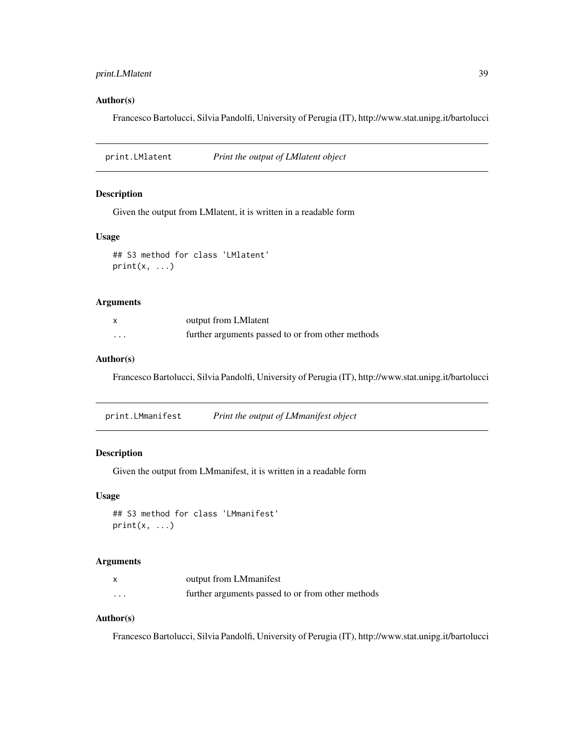## Author(s)

Francesco Bartolucci, Silvia Pandolfi, University of Perugia (IT), http://www.stat.unipg.it/bartolucci

---

# print.LMlatent    *Print the output of LMlatent object*

## Description

Given the output from LMlatent, it is written in a readable form

## Usage

```
## S3 method for class 'LMlatent'
print(x, ...)
```

## Arguments

| | |
|---|---|
| x | output from LMlatent |
| ... | further arguments passed to or from other methods |

## Author(s)

Francesco Bartolucci, Silvia Pandolfi, University of Perugia (IT), http://www.stat.unipg.it/bartolucci

---

# print.LMmanifest    *Print the output of LMmanifest object*

## Description

Given the output from LMmanifest, it is written in a readable form

## Usage

```
## S3 method for class 'LMmanifest'
print(x, ...)
```

## Arguments

| | |
|---|---|
| x | output from LMmanifest |
| ... | further arguments passed to or from other methods |

## Author(s)

Francesco Bartolucci, Silvia Pandolfi, University of Perugia (IT), http://www.stat.unipg.it/bartolucci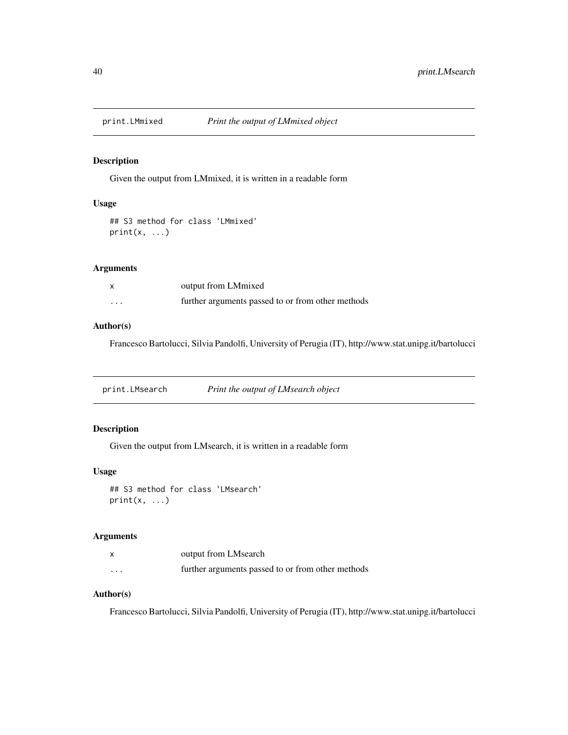## print.LMmixed *Print the output of LMmixed object*

### Description

Given the output from LMmixed, it is written in a readable form

### Usage

```
## S3 method for class 'LMmixed'
print(x, ...)
```

### Arguments

| | |
|---|---|
| x | output from LMmixed |
| ... | further arguments passed to or from other methods |

### Author(s)

Francesco Bartolucci, Silvia Pandolfi, University of Perugia (IT), http://www.stat.unipg.it/bartolucci

## print.LMsearch *Print the output of LMsearch object*

### Description

Given the output from LMsearch, it is written in a readable form

### Usage

```
## S3 method for class 'LMsearch'
print(x, ...)
```

### Arguments

| | |
|---|---|
| x | output from LMsearch |
| ... | further arguments passed to or from other methods |

### Author(s)

Francesco Bartolucci, Silvia Pandolfi, University of Perugia (IT), http://www.stat.unipg.it/bartolucci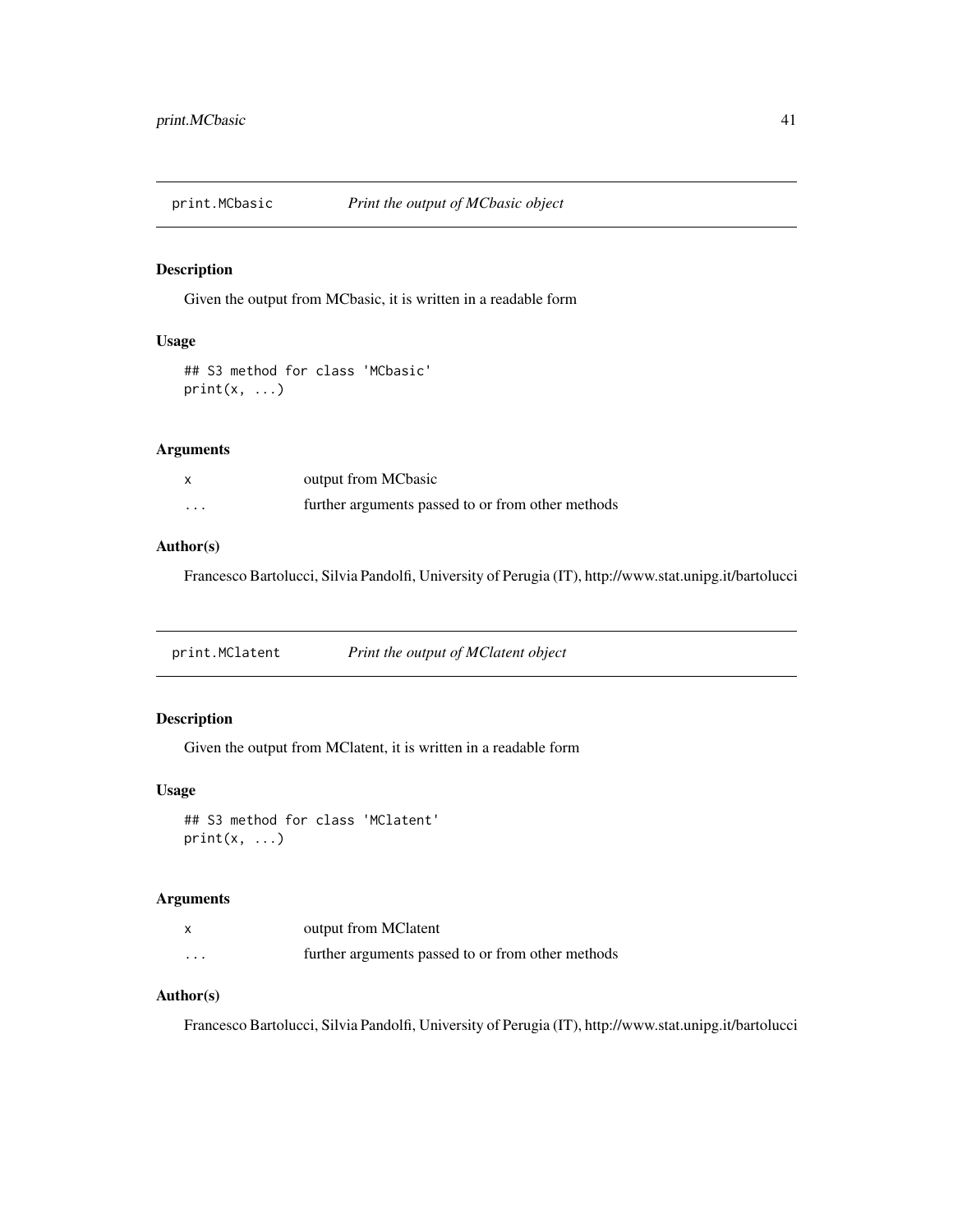## print.MCbasic *Print the output of MCbasic object*

### Description

Given the output from MCbasic, it is written in a readable form

### Usage

```
## S3 method for class 'MCbasic'
print(x, ...)
```

### Arguments

| | |
|---|---|
| x | output from MCbasic |
| ... | further arguments passed to or from other methods |

### Author(s)

Francesco Bartolucci, Silvia Pandolfi, University of Perugia (IT), http://www.stat.unipg.it/bartolucci

## print.MClatent *Print the output of MClatent object*

### Description

Given the output from MClatent, it is written in a readable form

### Usage

```
## S3 method for class 'MClatent'
print(x, ...)
```

### Arguments

| | |
|---|---|
| x | output from MClatent |
| ... | further arguments passed to or from other methods |

### Author(s)

Francesco Bartolucci, Silvia Pandolfi, University of Perugia (IT), http://www.stat.unipg.it/bartolucci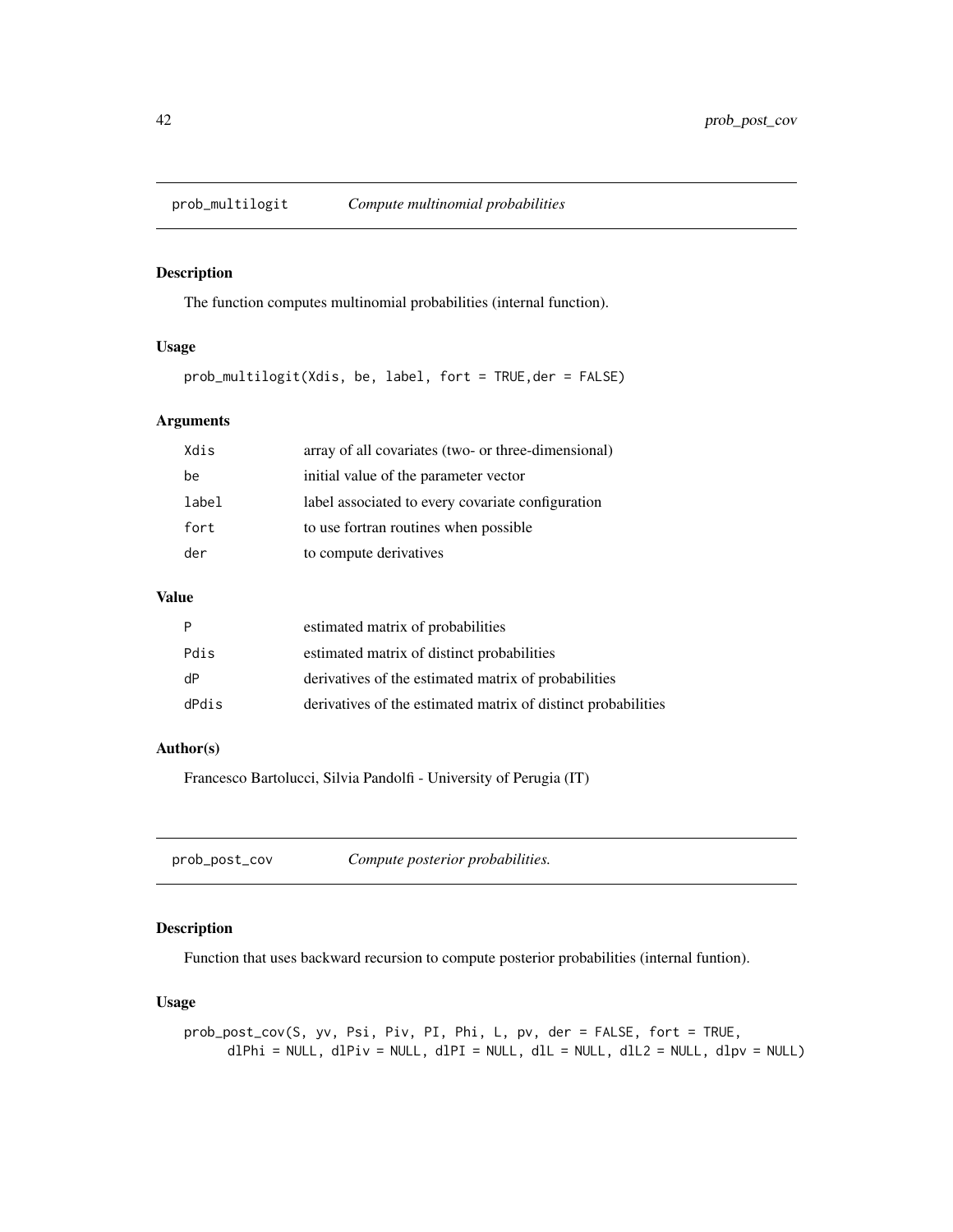## prob_multilogit *Compute multinomial probabilities*

### Description

The function computes multinomial probabilities (internal function).

### Usage

```
prob_multilogit(Xdis, be, label, fort = TRUE,der = FALSE)
```

### Arguments

| | |
|---|---|
| Xdis | array of all covariates (two- or three-dimensional) |
| be | initial value of the parameter vector |
| label | label associated to every covariate configuration |
| fort | to use fortran routines when possible |
| der | to compute derivatives |

### Value

| | |
|---|---|
| P | estimated matrix of probabilities |
| Pdis | estimated matrix of distinct probabilities |
| dP | derivatives of the estimated matrix of probabilities |
| dPdis | derivatives of the estimated matrix of distinct probabilities |

### Author(s)

Francesco Bartolucci, Silvia Pandolfi - University of Perugia (IT)

## prob_post_cov *Compute posterior probabilities.*

### Description

Function that uses backward recursion to compute posterior probabilities (internal funtion).

### Usage

```
prob_post_cov(S, yv, Psi, Piv, PI, Phi, L, pv, der = FALSE, fort = TRUE,
      dlPhi = NULL, dlPiv = NULL, dlPI = NULL, dlL = NULL, dlL2 = NULL, dlpv = NULL)
```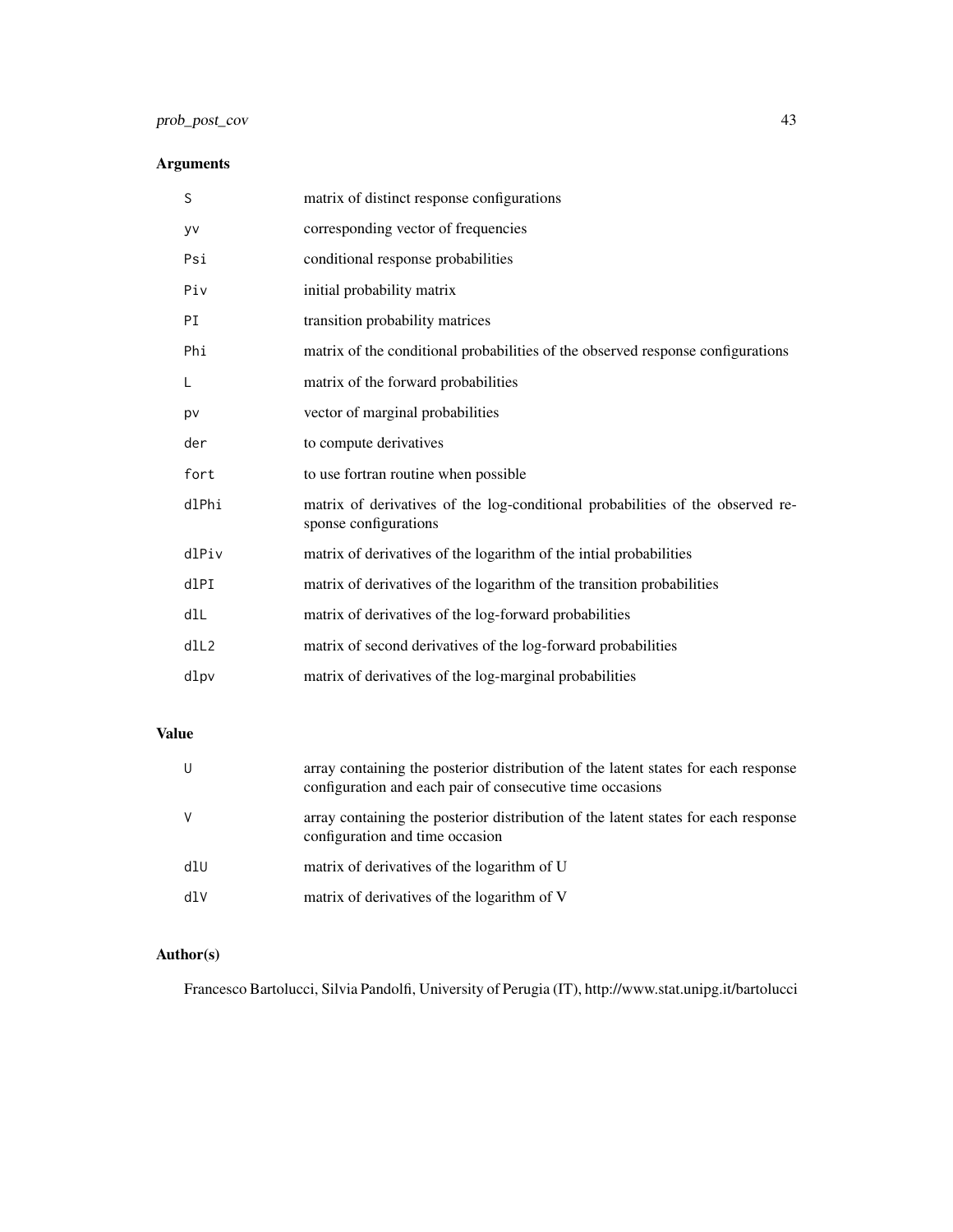## Arguments

| | |
|---|---|
| `S` | matrix of distinct response configurations |
| `yv` | corresponding vector of frequencies |
| `Psi` | conditional response probabilities |
| `Piv` | initial probability matrix |
| `PI` | transition probability matrices |
| `Phi` | matrix of the conditional probabilities of the observed response configurations |
| `L` | matrix of the forward probabilities |
| `pv` | vector of marginal probabilities |
| `der` | to compute derivatives |
| `fort` | to use fortran routine when possible |
| `dlPhi` | matrix of derivatives of the log-conditional probabilities of the observed response configurations |
| `dlPiv` | matrix of derivatives of the logarithm of the intial probabilities |
| `dlPI` | matrix of derivatives of the logarithm of the transition probabilities |
| `dlL` | matrix of derivatives of the log-forward probabilities |
| `dlL2` | matrix of second derivatives of the log-forward probabilities |
| `dlpv` | matrix of derivatives of the log-marginal probabilities |

## Value

| | |
|---|---|
| `U` | array containing the posterior distribution of the latent states for each response configuration and each pair of consecutive time occasions |
| `V` | array containing the posterior distribution of the latent states for each response configuration and time occasion |
| `dlU` | matrix of derivatives of the logarithm of U |
| `dlV` | matrix of derivatives of the logarithm of V |

## Author(s)

Francesco Bartolucci, Silvia Pandolfi, University of Perugia (IT), http://www.stat.unipg.it/bartolucci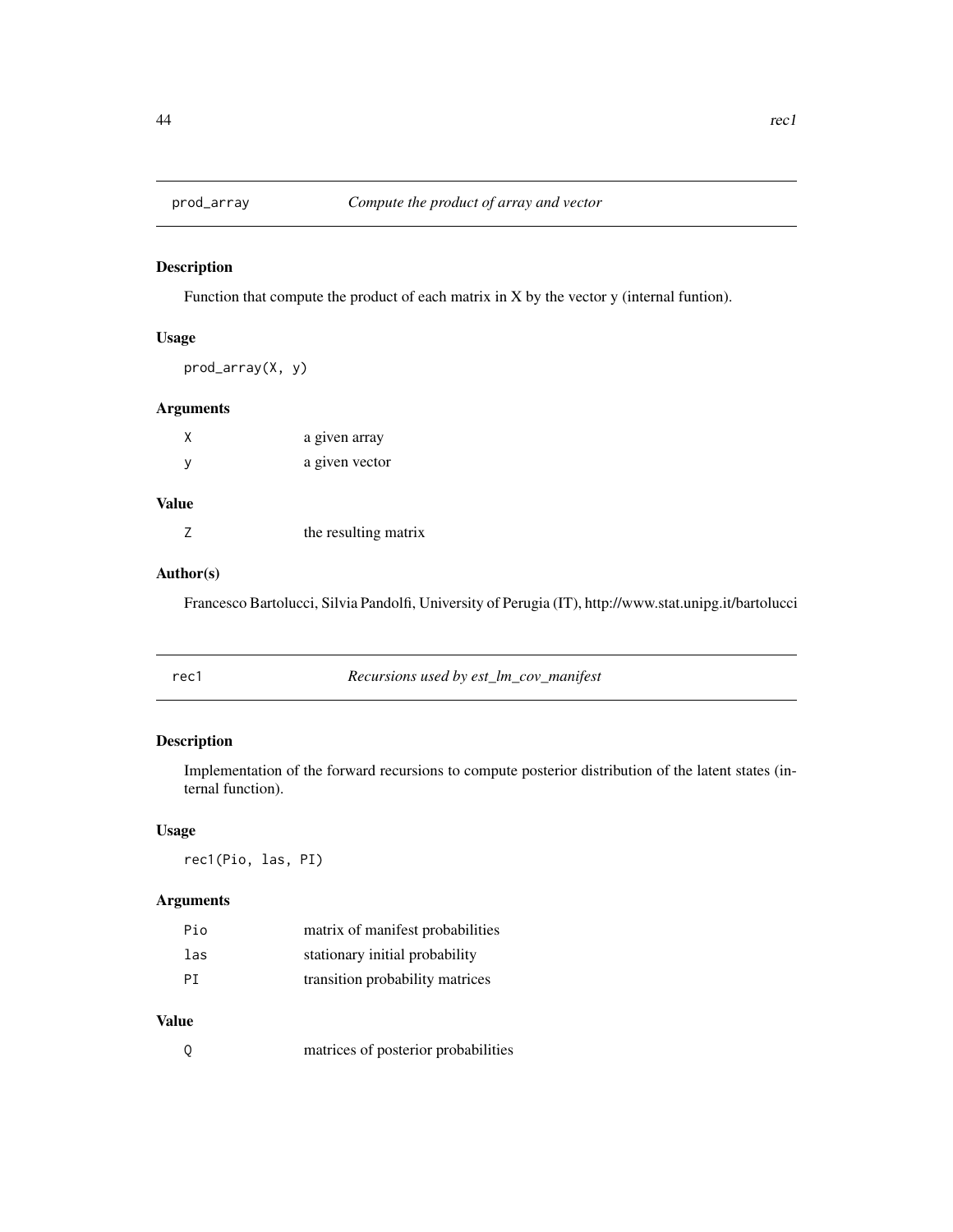## prod_array — *Compute the product of array and vector*

### Description

Function that compute the product of each matrix in X by the vector y (internal funtion).

### Usage

```
prod_array(X, y)
```

### Arguments

| | |
|---|---|
| X | a given array |
| y | a given vector |

### Value

| | |
|---|---|
| Z | the resulting matrix |

### Author(s)

Francesco Bartolucci, Silvia Pandolfi, University of Perugia (IT), http://www.stat.unipg.it/bartolucci

## rec1 — *Recursions used by est_lm_cov_manifest*

### Description

Implementation of the forward recursions to compute posterior distribution of the latent states (internal function).

### Usage

```
rec1(Pio, las, PI)
```

### Arguments

| | |
|---|---|
| Pio | matrix of manifest probabilities |
| las | stationary initial probability |
| PI | transition probability matrices |

### Value

| | |
|---|---|
| Q | matrices of posterior probabilities |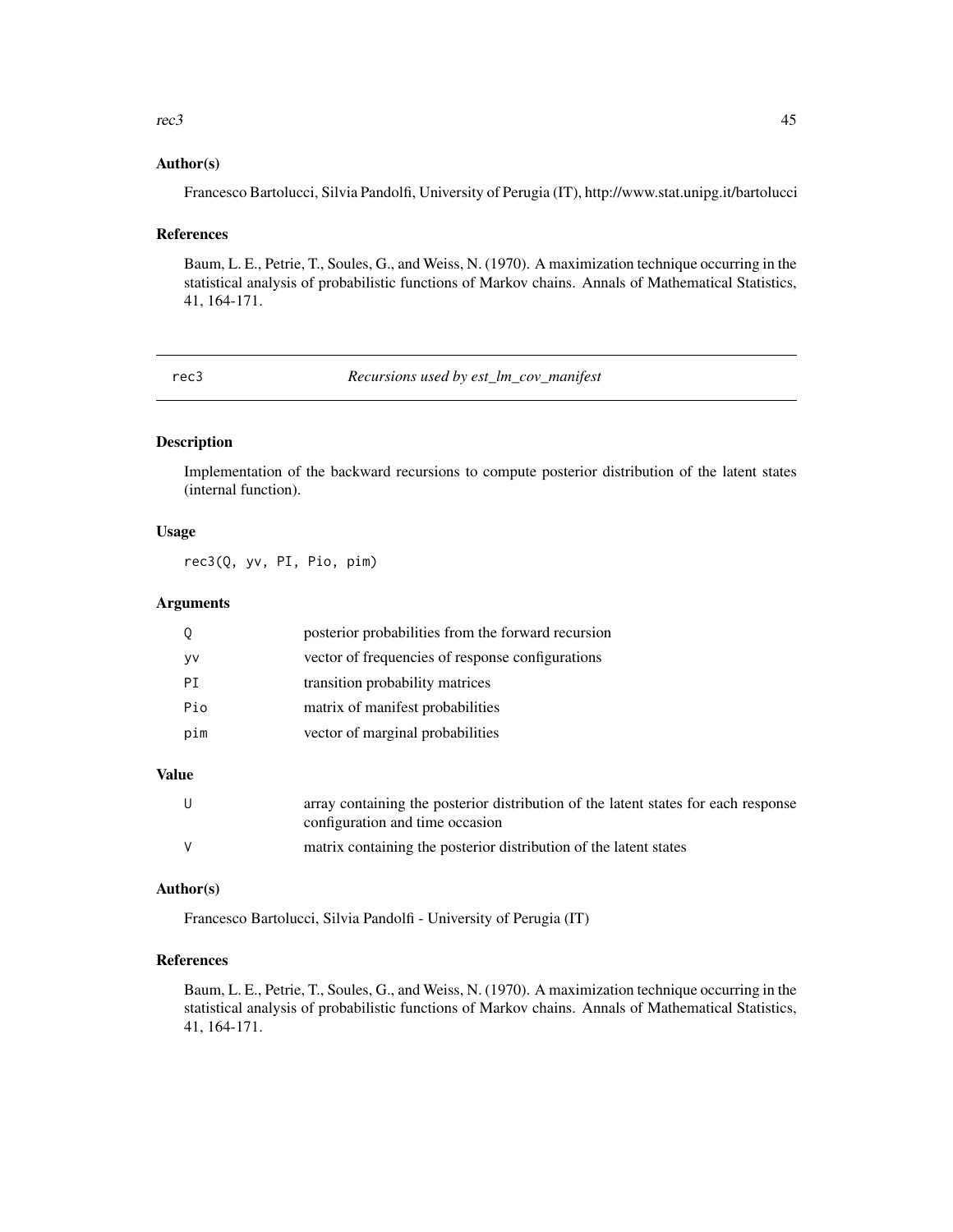### Author(s)

Francesco Bartolucci, Silvia Pandolfi, University of Perugia (IT), http://www.stat.unipg.it/bartolucci

### References

Baum, L. E., Petrie, T., Soules, G., and Weiss, N. (1970). A maximization technique occurring in the statistical analysis of probabilistic functions of Markov chains. Annals of Mathematical Statistics, 41, 164-171.

---

## rec3 — *Recursions used by est_lm_cov_manifest*

### Description

Implementation of the backward recursions to compute posterior distribution of the latent states (internal function).

### Usage

```
rec3(Q, yv, PI, Pio, pim)
```

### Arguments

| | |
|---|---|
| Q | posterior probabilities from the forward recursion |
| yv | vector of frequencies of response configurations |
| PI | transition probability matrices |
| Pio | matrix of manifest probabilities |
| pim | vector of marginal probabilities |

### Value

| | |
|---|---|
| U | array containing the posterior distribution of the latent states for each response configuration and time occasion |
| V | matrix containing the posterior distribution of the latent states |

### Author(s)

Francesco Bartolucci, Silvia Pandolfi - University of Perugia (IT)

### References

Baum, L. E., Petrie, T., Soules, G., and Weiss, N. (1970). A maximization technique occurring in the statistical analysis of probabilistic functions of Markov chains. Annals of Mathematical Statistics, 41, 164-171.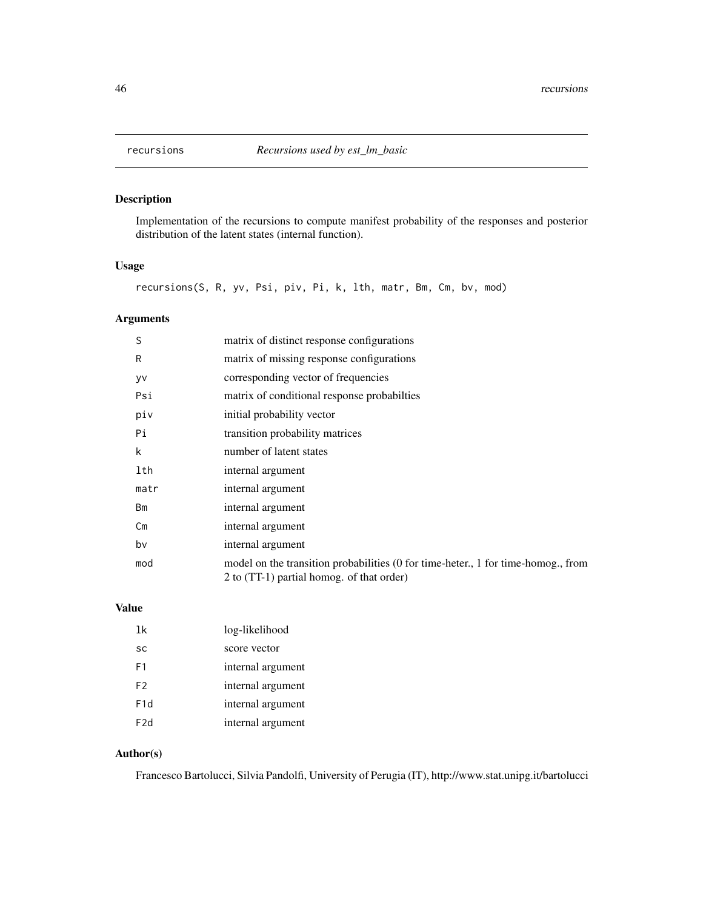# recursions *Recursions used by est_lm_basic*

## Description

Implementation of the recursions to compute manifest probability of the responses and posterior distribution of the latent states (internal function).

## Usage

```
recursions(S, R, yv, Psi, piv, Pi, k, lth, matr, Bm, Cm, bv, mod)
```

## Arguments

| | |
|---|---|
| S | matrix of distinct response configurations |
| R | matrix of missing response configurations |
| yv | corresponding vector of frequencies |
| Psi | matrix of conditional response probabilties |
| piv | initial probability vector |
| Pi | transition probability matrices |
| k | number of latent states |
| lth | internal argument |
| matr | internal argument |
| Bm | internal argument |
| Cm | internal argument |
| bv | internal argument |
| mod | model on the transition probabilities (0 for time-heter., 1 for time-homog., from 2 to (TT-1) partial homog. of that order) |

## Value

| | |
|---|---|
| lk | log-likelihood |
| sc | score vector |
| F1 | internal argument |
| F2 | internal argument |
| F1d | internal argument |
| F2d | internal argument |

## Author(s)

Francesco Bartolucci, Silvia Pandolfi, University of Perugia (IT), http://www.stat.unipg.it/bartolucci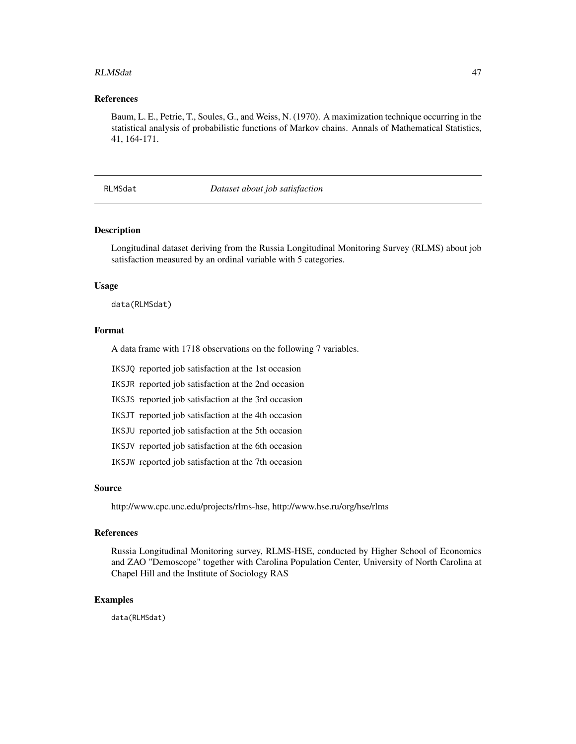## References

Baum, L. E., Petrie, T., Soules, G., and Weiss, N. (1970). A maximization technique occurring in the statistical analysis of probabilistic functions of Markov chains. Annals of Mathematical Statistics, 41, 164-171.

---

# RLMSdat *Dataset about job satisfaction*

## Description

Longitudinal dataset deriving from the Russia Longitudinal Monitoring Survey (RLMS) about job satisfaction measured by an ordinal variable with 5 categories.

## Usage

```
data(RLMSdat)
```

## Format

A data frame with 1718 observations on the following 7 variables.

- IKSJQ reported job satisfaction at the 1st occasion
- IKSJR reported job satisfaction at the 2nd occasion
- IKSJS reported job satisfaction at the 3rd occasion
- IKSJT reported job satisfaction at the 4th occasion
- IKSJU reported job satisfaction at the 5th occasion
- IKSJV reported job satisfaction at the 6th occasion
- IKSJW reported job satisfaction at the 7th occasion

## Source

http://www.cpc.unc.edu/projects/rlms-hse, http://www.hse.ru/org/hse/rlms

## References

Russia Longitudinal Monitoring survey, RLMS-HSE, conducted by Higher School of Economics and ZAO "Demoscope" together with Carolina Population Center, University of North Carolina at Chapel Hill and the Institute of Sociology RAS

## Examples

```
data(RLMSdat)
```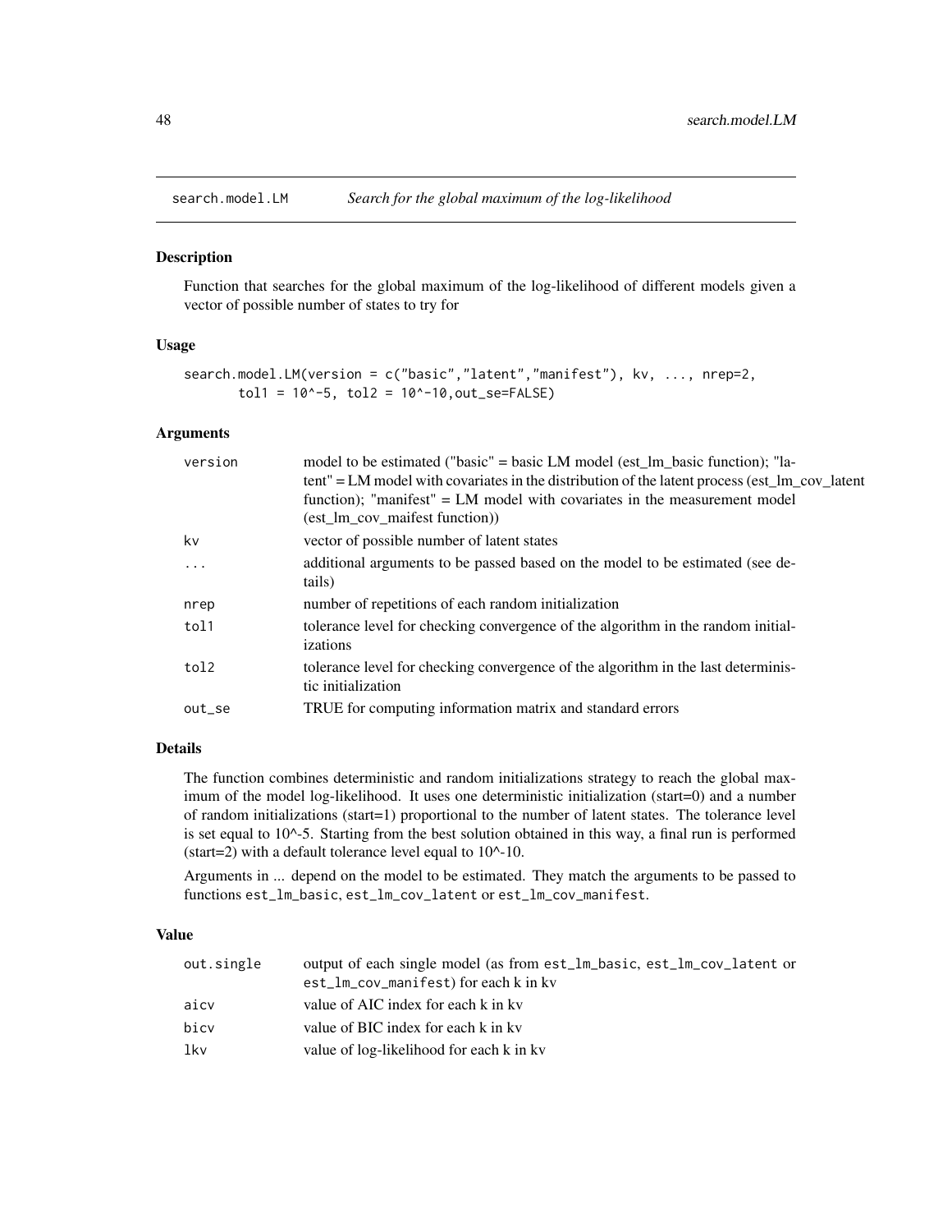## search.model.LM — *Search for the global maximum of the log-likelihood*

### Description

Function that searches for the global maximum of the log-likelihood of different models given a vector of possible number of states to try for

### Usage

```
search.model.LM(version = c("basic","latent","manifest"), kv, ..., nrep=2,
       tol1 = 10^-5, tol2 = 10^-10,out_se=FALSE)
```

### Arguments

| | |
|---|---|
| `version` | model to be estimated ("basic" = basic LM model (est_lm_basic function); "latent" = LM model with covariates in the distribution of the latent process (est_lm_cov_latent function); "manifest" = LM model with covariates in the measurement model (est_lm_cov_maifest function)) |
| `kv` | vector of possible number of latent states |
| `...` | additional arguments to be passed based on the model to be estimated (see details) |
| `nrep` | number of repetitions of each random initialization |
| `tol1` | tolerance level for checking convergence of the algorithm in the random initializations |
| `tol2` | tolerance level for checking convergence of the algorithm in the last deterministic initialization |
| `out_se` | TRUE for computing information matrix and standard errors |

### Details

The function combines deterministic and random initializations strategy to reach the global maximum of the model log-likelihood. It uses one deterministic initialization (start=0) and a number of random initializations (start=1) proportional to the number of latent states. The tolerance level is set equal to 10^-5. Starting from the best solution obtained in this way, a final run is performed (start=2) with a default tolerance level equal to 10^-10.

Arguments in ... depend on the model to be estimated. They match the arguments to be passed to functions `est_lm_basic`, `est_lm_cov_latent` or `est_lm_cov_manifest`.

### Value

| | |
|---|---|
| `out.single` | output of each single model (as from `est_lm_basic`, `est_lm_cov_latent` or `est_lm_cov_manifest`) for each k in kv |
| `aicv` | value of AIC index for each k in kv |
| `bicv` | value of BIC index for each k in kv |
| `lkv` | value of log-likelihood for each k in kv |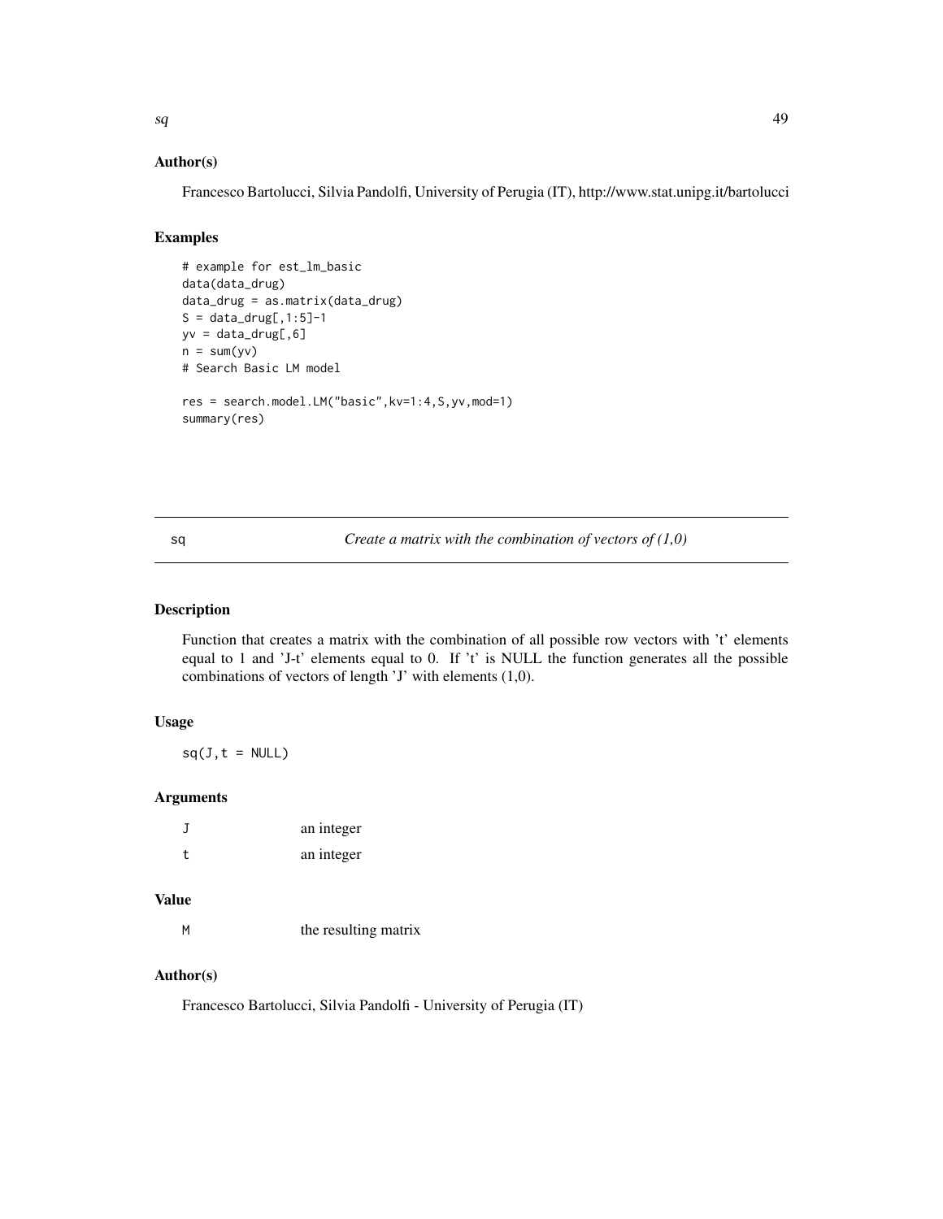## Author(s)

Francesco Bartolucci, Silvia Pandolfi, University of Perugia (IT), http://www.stat.unipg.it/bartolucci

## Examples

```
# example for est_lm_basic
data(data_drug)
data_drug = as.matrix(data_drug)
S = data_drug[,1:5]-1
yv = data_drug[,6]
n = sum(yv)
# Search Basic LM model

res = search.model.LM("basic",kv=1:4,S,yv,mod=1)
summary(res)
```

---

# sq — *Create a matrix with the combination of vectors of (1,0)*

---

## Description

Function that creates a matrix with the combination of all possible row vectors with 't' elements equal to 1 and 'J-t' elements equal to 0. If 't' is NULL the function generates all the possible combinations of vectors of length 'J' with elements (1,0).

## Usage

```
sq(J,t = NULL)
```

## Arguments

| | |
|---|---|
| J | an integer |
| t | an integer |

## Value

| | |
|---|---|
| M | the resulting matrix |

## Author(s)

Francesco Bartolucci, Silvia Pandolfi - University of Perugia (IT)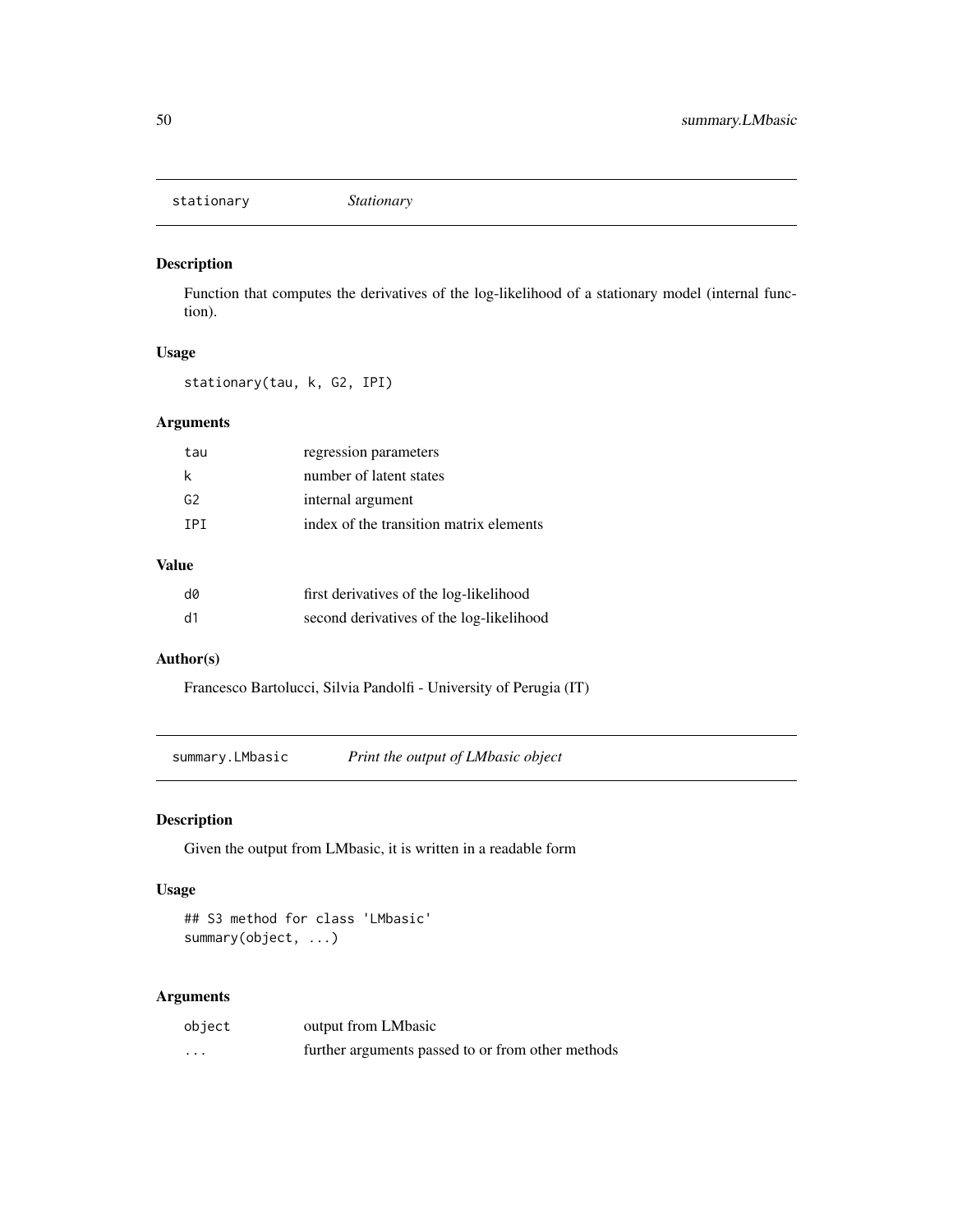## stationary — *Stationary*

### Description

Function that computes the derivatives of the log-likelihood of a stationary model (internal function).

### Usage

```
stationary(tau, k, G2, IPI)
```

### Arguments

| | |
|---|---|
| tau | regression parameters |
| k | number of latent states |
| G2 | internal argument |
| IPI | index of the transition matrix elements |

### Value

| | |
|---|---|
| d0 | first derivatives of the log-likelihood |
| d1 | second derivatives of the log-likelihood |

### Author(s)

Francesco Bartolucci, Silvia Pandolfi - University of Perugia (IT)

## summary.LMbasic — *Print the output of LMbasic object*

### Description

Given the output from LMbasic, it is written in a readable form

### Usage

```
## S3 method for class 'LMbasic'
summary(object, ...)
```

### Arguments

| | |
|---|---|
| object | output from LMbasic |
| ... | further arguments passed to or from other methods |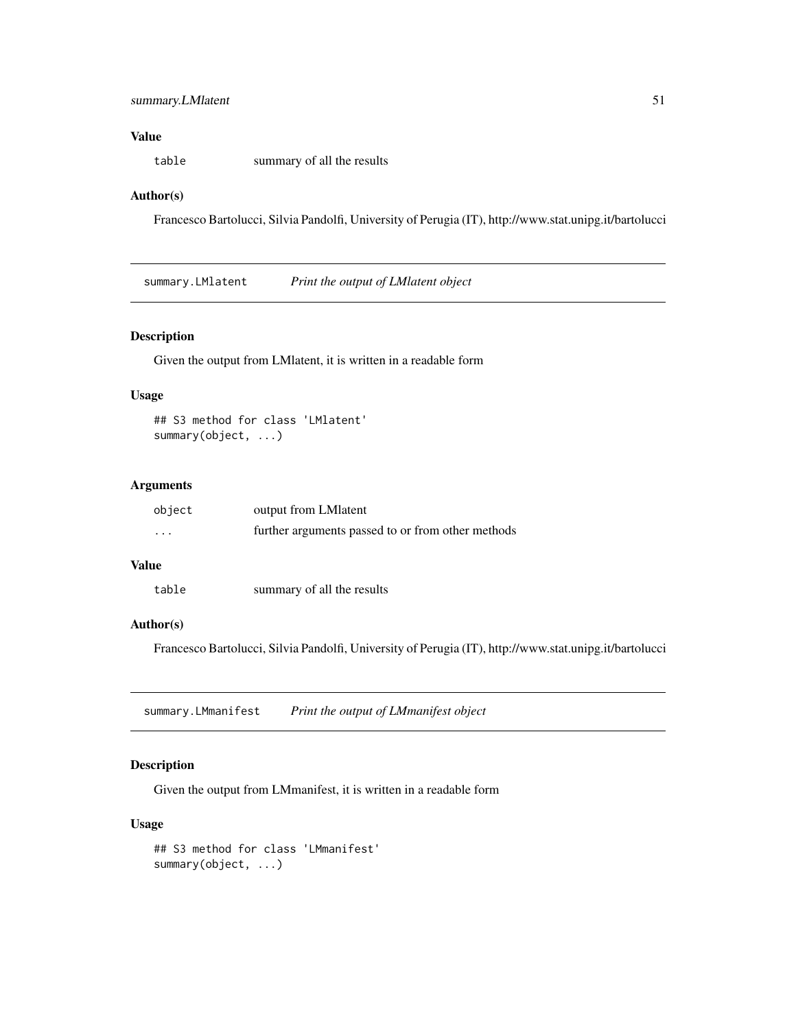## Value

`table` summary of all the results

## Author(s)

Francesco Bartolucci, Silvia Pandolfi, University of Perugia (IT), http://www.stat.unipg.it/bartolucci

---

# summary.LMlatent — *Print the output of LMlatent object*

## Description

Given the output from LMlatent, it is written in a readable form

## Usage

```
## S3 method for class 'LMlatent'
summary(object, ...)
```

## Arguments

| | |
|---|---|
| `object` | output from LMlatent |
| `...` | further arguments passed to or from other methods |

## Value

`table` summary of all the results

## Author(s)

Francesco Bartolucci, Silvia Pandolfi, University of Perugia (IT), http://www.stat.unipg.it/bartolucci

---

# summary.LMmanifest — *Print the output of LMmanifest object*

## Description

Given the output from LMmanifest, it is written in a readable form

## Usage

```
## S3 method for class 'LMmanifest'
summary(object, ...)
```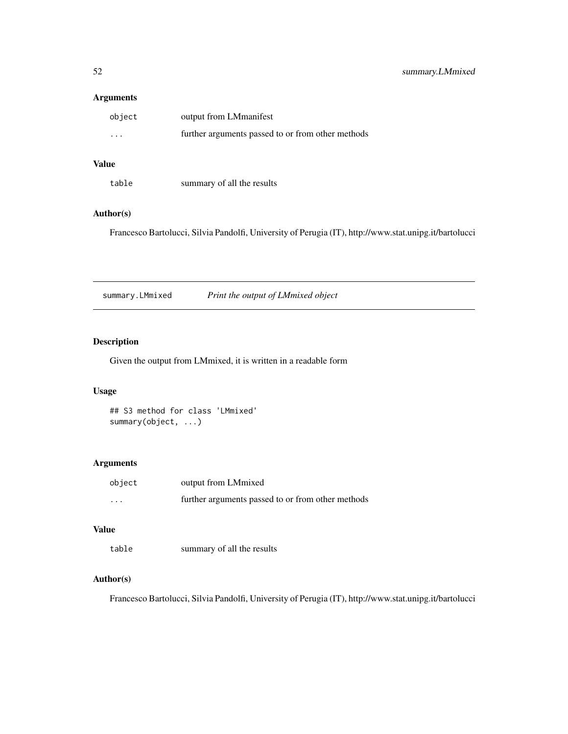## Arguments

| | |
|---|---|
| `object` | output from LMmanifest |
| `...` | further arguments passed to or from other methods |

## Value

| | |
|---|---|
| `table` | summary of all the results |

## Author(s)

Francesco Bartolucci, Silvia Pandolfi, University of Perugia (IT), http://www.stat.unipg.it/bartolucci

---

# summary.LMmixed &nbsp;&nbsp;&nbsp; *Print the output of LMmixed object*

## Description

Given the output from LMmixed, it is written in a readable form

## Usage

```
## S3 method for class 'LMmixed'
summary(object, ...)
```

## Arguments

| | |
|---|---|
| `object` | output from LMmixed |
| `...` | further arguments passed to or from other methods |

## Value

| | |
|---|---|
| `table` | summary of all the results |

## Author(s)

Francesco Bartolucci, Silvia Pandolfi, University of Perugia (IT), http://www.stat.unipg.it/bartolucci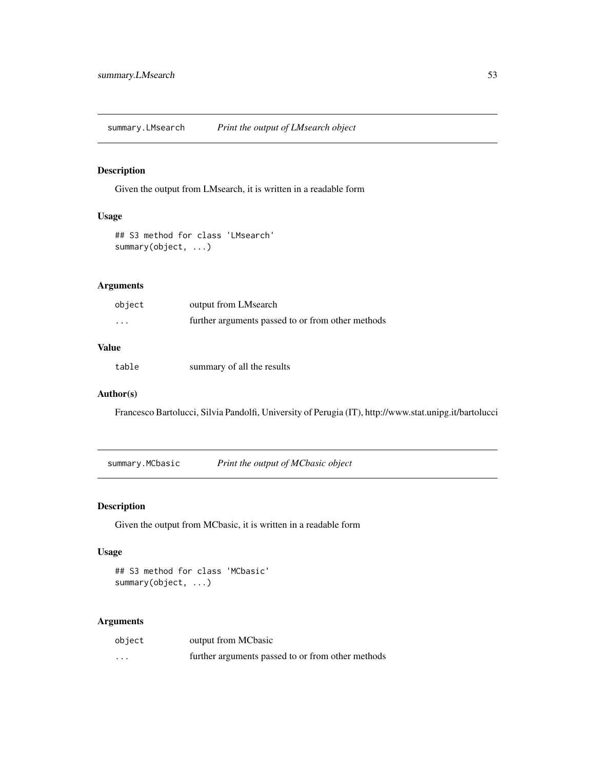## summary.LMsearch — *Print the output of LMsearch object*

### Description

Given the output from LMsearch, it is written in a readable form

### Usage

```
## S3 method for class 'LMsearch'
summary(object, ...)
```

### Arguments

| | |
|---|---|
| `object` | output from LMsearch |
| `...` | further arguments passed to or from other methods |

### Value

| | |
|---|---|
| `table` | summary of all the results |

### Author(s)

Francesco Bartolucci, Silvia Pandolfi, University of Perugia (IT), http://www.stat.unipg.it/bartolucci

## summary.MCbasic — *Print the output of MCbasic object*

### Description

Given the output from MCbasic, it is written in a readable form

### Usage

```
## S3 method for class 'MCbasic'
summary(object, ...)
```

### Arguments

| | |
|---|---|
| `object` | output from MCbasic |
| `...` | further arguments passed to or from other methods |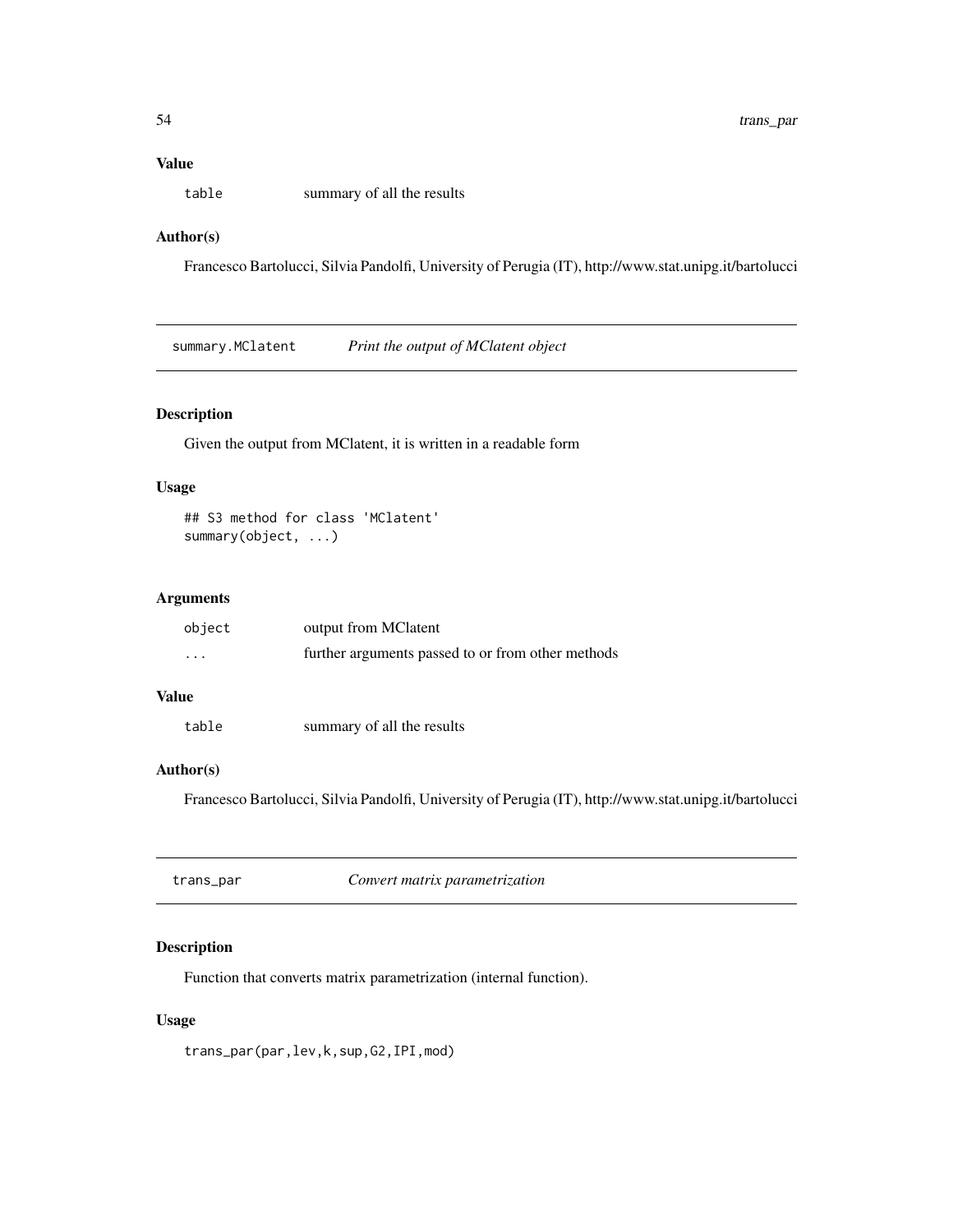### Value

| | |
|---|---|
| `table` | summary of all the results |

### Author(s)

Francesco Bartolucci, Silvia Pandolfi, University of Perugia (IT), http://www.stat.unipg.it/bartolucci

## summary.MClatent — *Print the output of MClatent object*

### Description

Given the output from MClatent, it is written in a readable form

### Usage

```
## S3 method for class 'MClatent'
summary(object, ...)
```

### Arguments

| | |
|---|---|
| `object` | output from MClatent |
| `...` | further arguments passed to or from other methods |

### Value

| | |
|---|---|
| `table` | summary of all the results |

### Author(s)

Francesco Bartolucci, Silvia Pandolfi, University of Perugia (IT), http://www.stat.unipg.it/bartolucci

## trans_par — *Convert matrix parametrization*

### Description

Function that converts matrix parametrization (internal function).

### Usage

```
trans_par(par,lev,k,sup,G2,IPI,mod)
```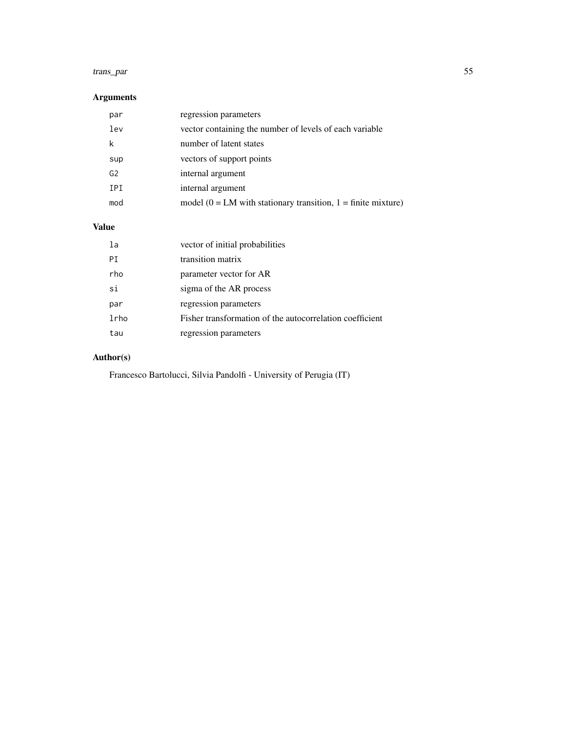## Arguments

| | |
|---|---|
| `par` | regression parameters |
| `lev` | vector containing the number of levels of each variable |
| `k` | number of latent states |
| `sup` | vectors of support points |
| `G2` | internal argument |
| `IPI` | internal argument |
| `mod` | model (0 = LM with stationary transition, 1 = finite mixture) |

## Value

| | |
|---|---|
| `la` | vector of initial probabilities |
| `PI` | transition matrix |
| `rho` | parameter vector for AR |
| `si` | sigma of the AR process |
| `par` | regression parameters |
| `lrho` | Fisher transformation of the autocorrelation coefficient |
| `tau` | regression parameters |

## Author(s)

Francesco Bartolucci, Silvia Pandolfi - University of Perugia (IT)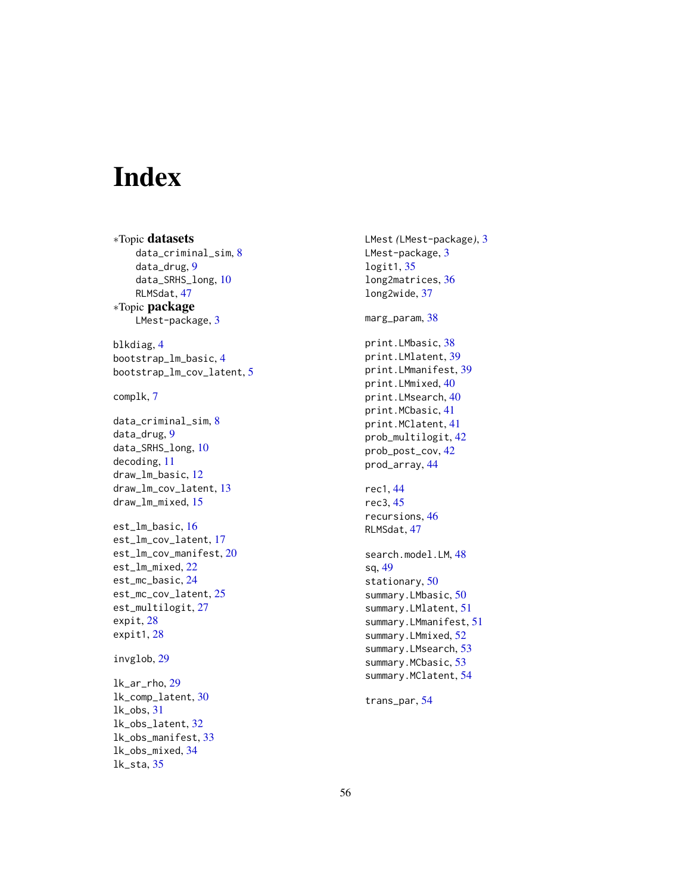# Index

∗Topic **datasets**
  data_criminal_sim, 8
  data_drug, 9
  data_SRHS_long, 10
  RLMSdat, 47
∗Topic **package**
  LMest-package, 3

blkdiag, 4
bootstrap_lm_basic, 4
bootstrap_lm_cov_latent, 5

complk, 7

data_criminal_sim, 8
data_drug, 9
data_SRHS_long, 10
decoding, 11
draw_lm_basic, 12
draw_lm_cov_latent, 13
draw_lm_mixed, 15

est_lm_basic, 16
est_lm_cov_latent, 17
est_lm_cov_manifest, 20
est_lm_mixed, 22
est_mc_basic, 24
est_mc_cov_latent, 25
est_multilogit, 27
expit, 28
expit1, 28

invglob, 29

lk_ar_rho, 29
lk_comp_latent, 30
lk_obs, 31
lk_obs_latent, 32
lk_obs_manifest, 33
lk_obs_mixed, 34
lk_sta, 35
LMest *(LMest-package)*, 3
LMest-package, 3
logit1, 35
long2matrices, 36
long2wide, 37

marg_param, 38

print.LMbasic, 38
print.LMlatent, 39
print.LMmanifest, 39
print.LMmixed, 40
print.LMsearch, 40
print.MCbasic, 41
print.MClatent, 41
prob_multilogit, 42
prob_post_cov, 42
prod_array, 44

rec1, 44
rec3, 45
recursions, 46
RLMSdat, 47

search.model.LM, 48
sq, 49
stationary, 50
summary.LMbasic, 50
summary.LMlatent, 51
summary.LMmanifest, 51
summary.LMmixed, 52
summary.LMsearch, 53
summary.MCbasic, 53
summary.MClatent, 54

trans_par, 54